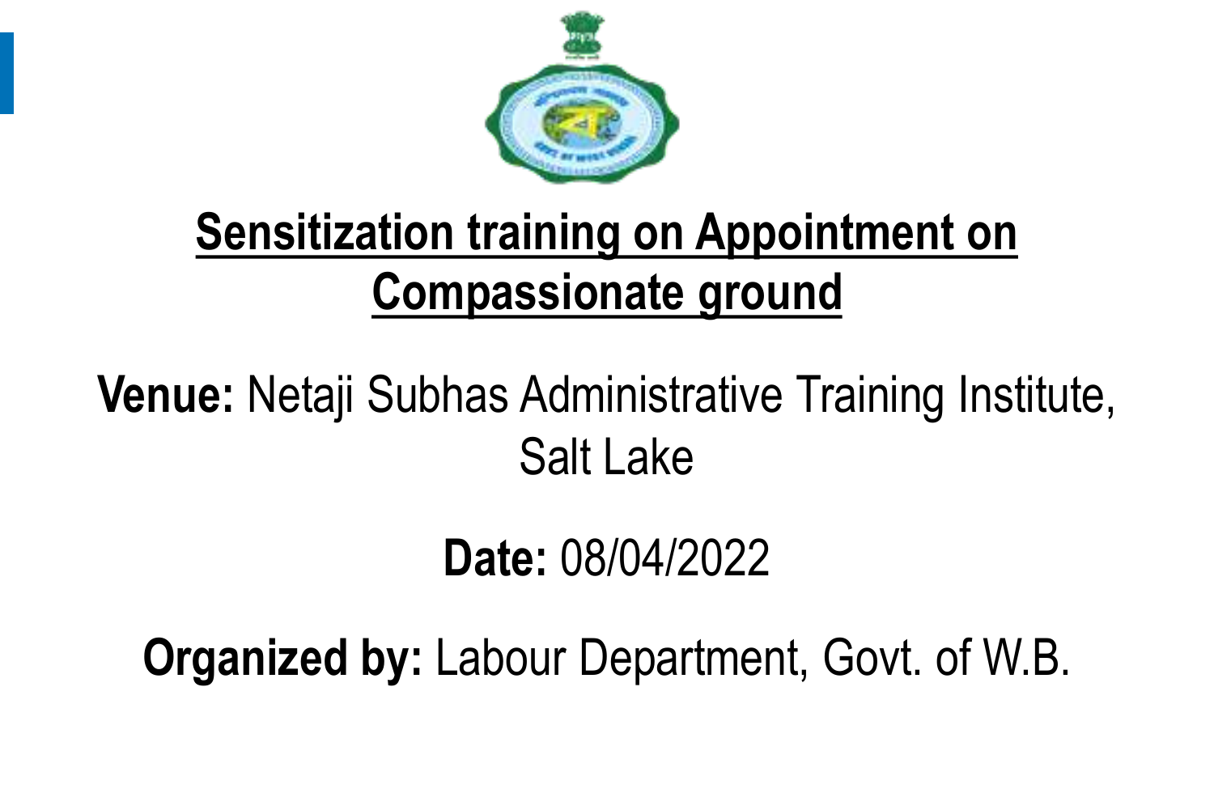# Sensitization training on Appointment on Compassionate ground

**Venue:** Netaji Subhas Administrative Training Institute, Salt Lake

**Date:** 08/04/2022

**Organized by:** Labour Department, Govt. of W.B.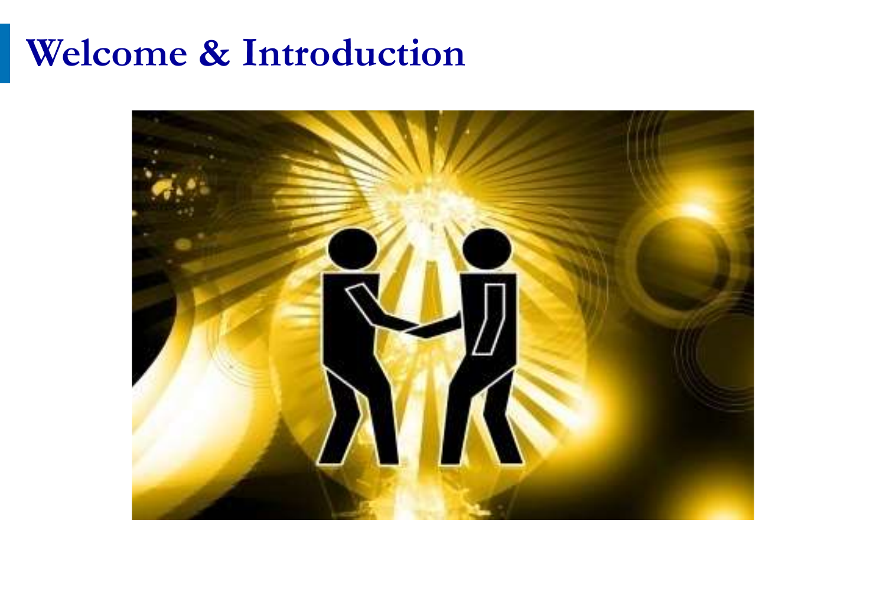# Welcome & Introduction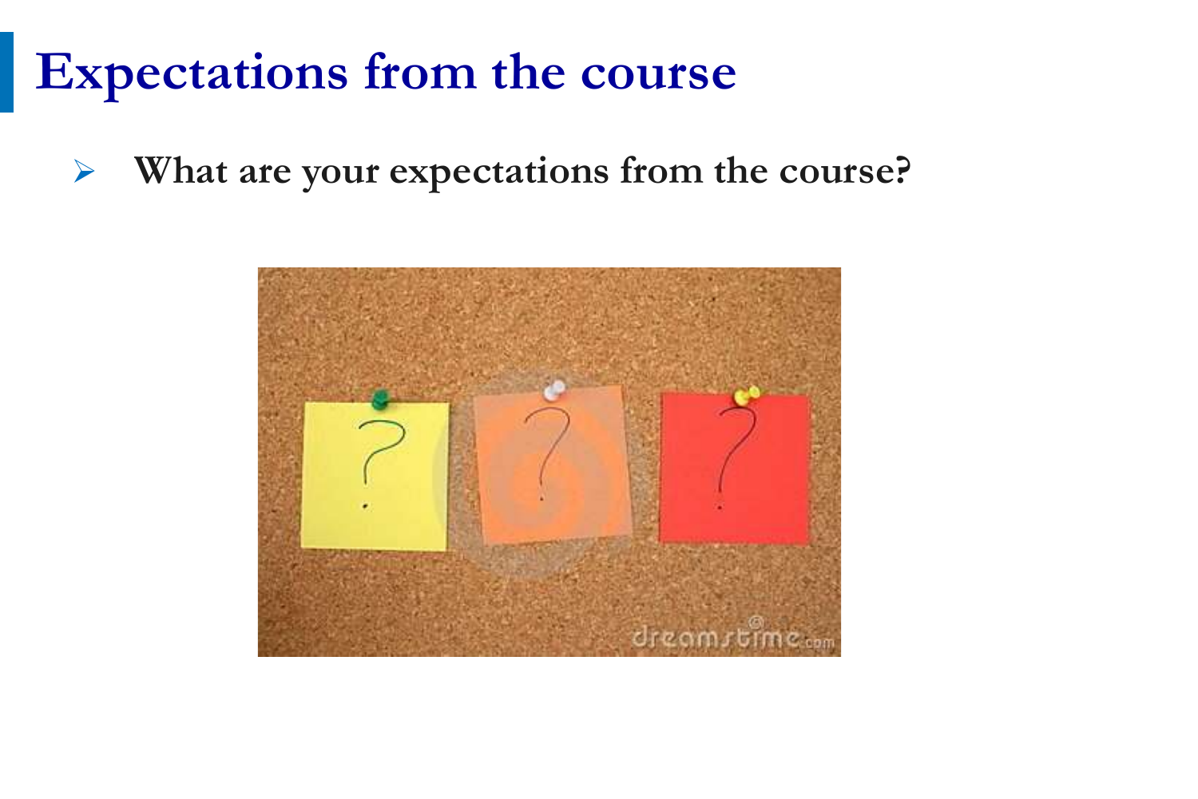# Expectations from the course

- **What are your expectations from the course?**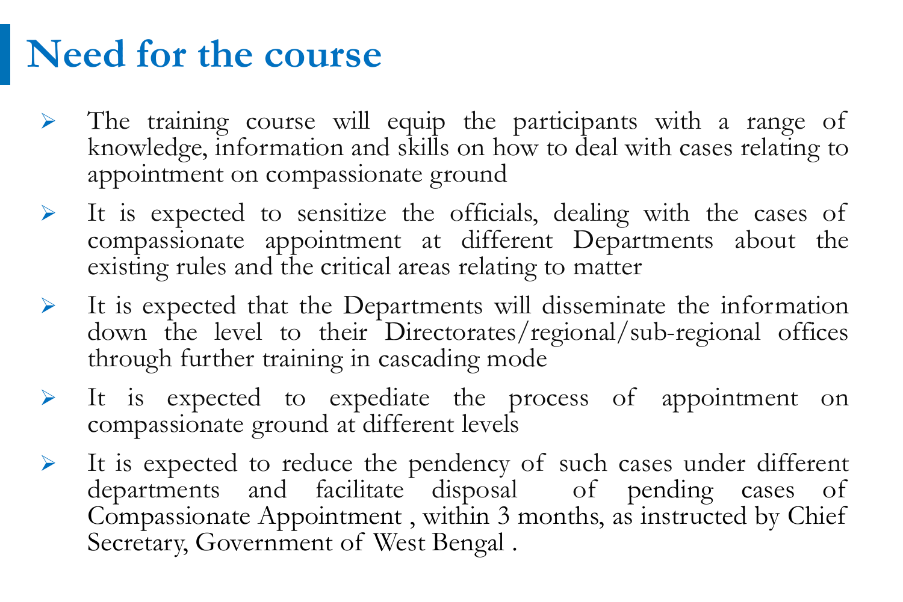# Need for the course

- The training course will equip the participants with a range of knowledge, information and skills on how to deal with cases relating to appointment on compassionate ground
- It is expected to sensitize the officials, dealing with the cases of compassionate appointment at different Departments about the existing rules and the critical areas relating to matter
- It is expected that the Departments will disseminate the information down the level to their Directorates/regional/sub-regional offices through further training in cascading mode
- It is expected to expedite the process of appointment on compassionate ground at different levels
- It is expected to reduce the pendency of such cases under different departments and facilitate disposal of pending cases of Compassionate Appointment , within 3 months, as instructed by Chief Secretary, Government of West Bengal .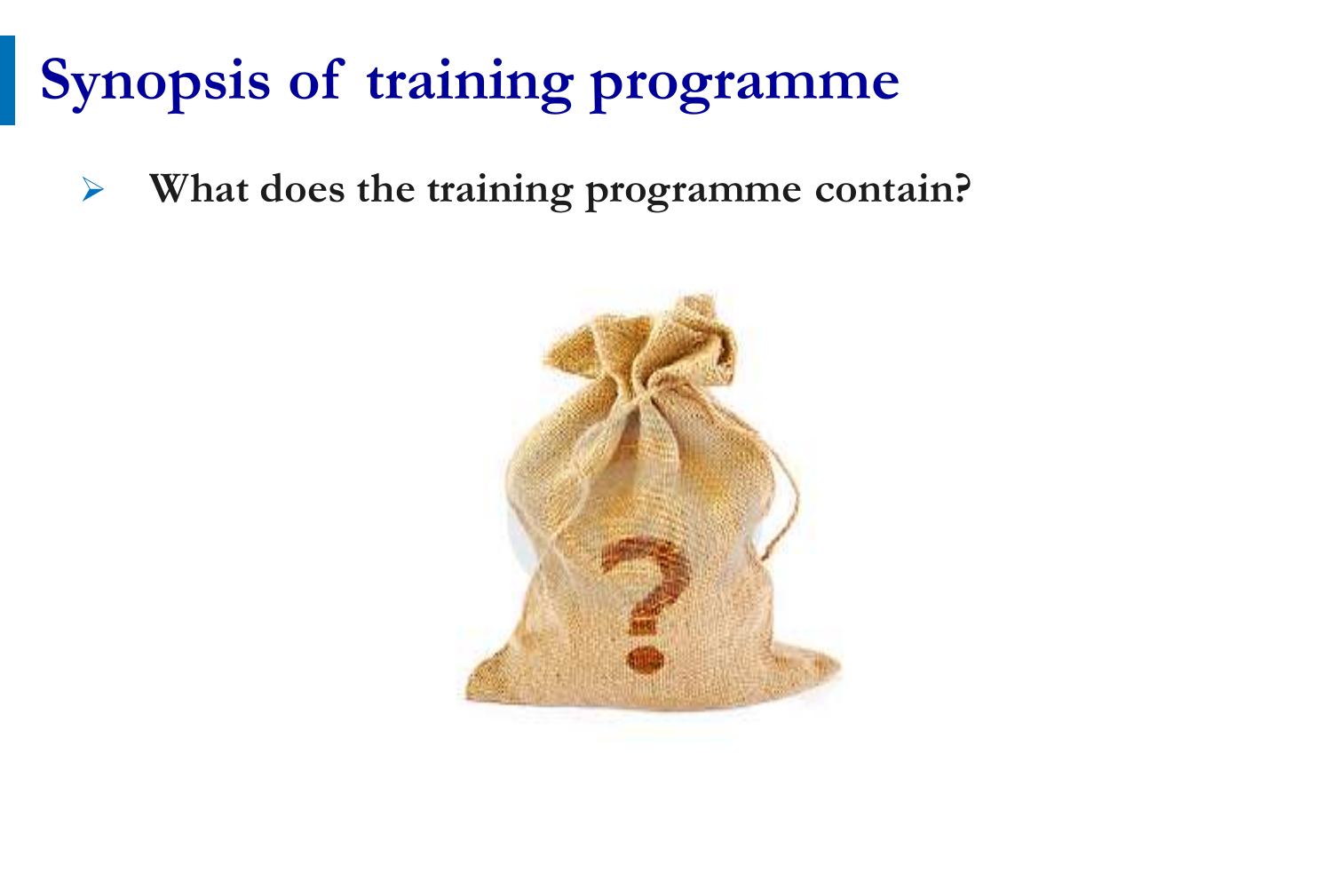# Synopsis of training programme

- **What does the training programme contain?**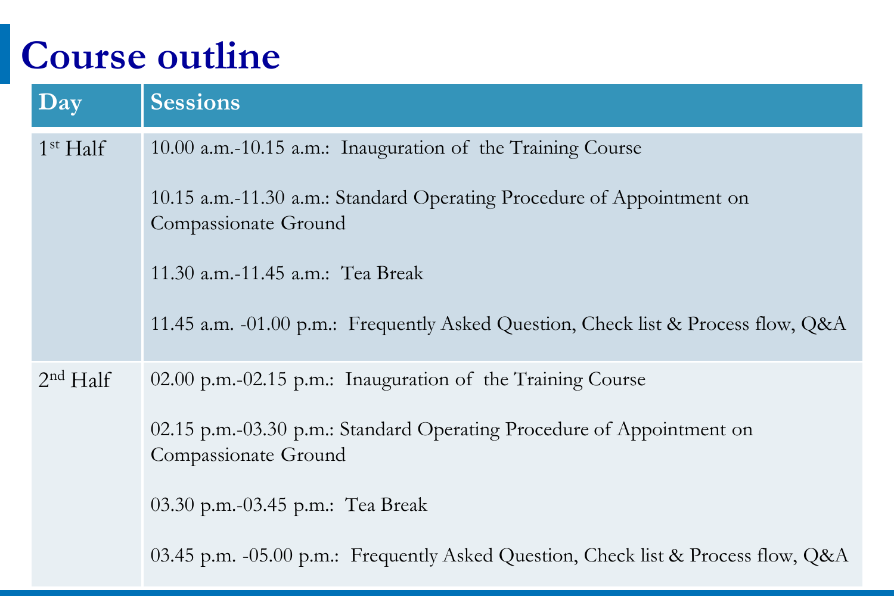# Course outline

| Day | Sessions |
| --- | --- |
| 1st Half | 10.00 a.m.-10.15 a.m.: Inauguration of the Training Course<br><br>10.15 a.m.-11.30 a.m.: Standard Operating Procedure of Appointment on Compassionate Ground<br><br>11.30 a.m.-11.45 a.m.: Tea Break<br><br>11.45 a.m. -01.00 p.m.: Frequently Asked Question, Check list & Process flow, Q&A |
| 2nd Half | 02.00 p.m.-02.15 p.m.: Inauguration of the Training Course<br><br>02.15 p.m.-03.30 p.m.: Standard Operating Procedure of Appointment on Compassionate Ground<br><br>03.30 p.m.-03.45 p.m.: Tea Break<br><br>03.45 p.m. -05.00 p.m.: Frequently Asked Question, Check list & Process flow, Q&A |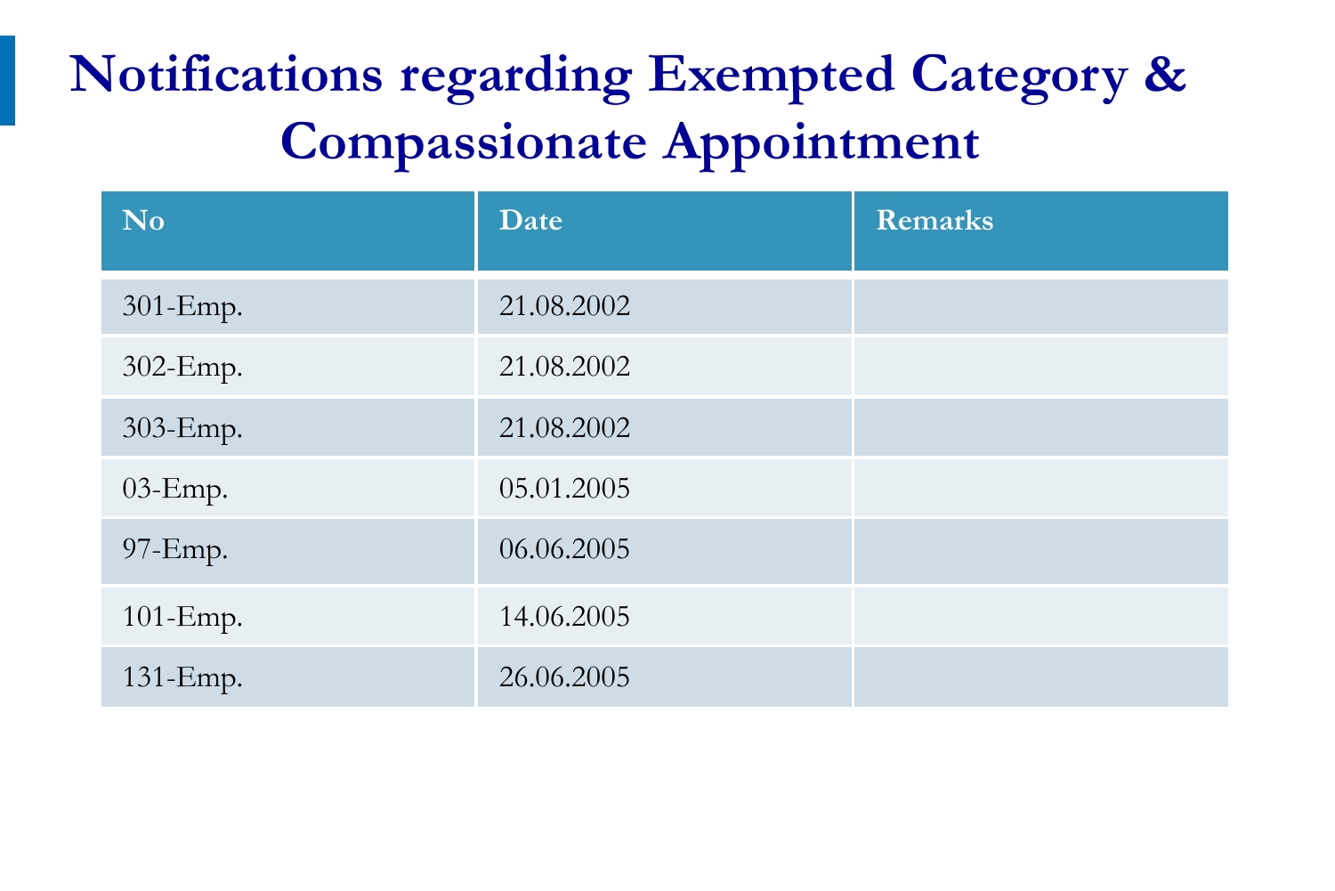# Notifications regarding Exempted Category & Compassionate Appointment

| No | Date | Remarks |
|---|---|---|
| 301-Emp. | 21.08.2002 | |
| 302-Emp. | 21.08.2002 | |
| 303-Emp. | 21.08.2002 | |
| 03-Emp. | 05.01.2005 | |
| 97-Emp. | 06.06.2005 | |
| 101-Emp. | 14.06.2005 | |
| 131-Emp. | 26.06.2005 | |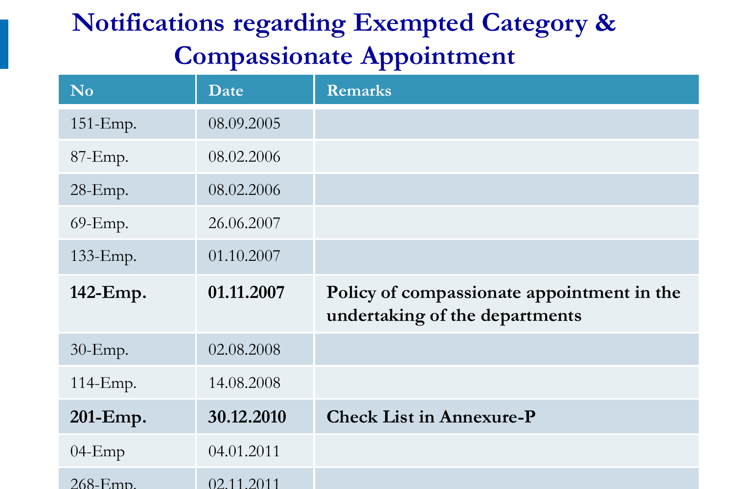# Notifications regarding Exempted Category & Compassionate Appointment

| No | Date | Remarks |
|---|---|---|
| 151-Emp. | 08.09.2005 | |
| 87-Emp. | 08.02.2006 | |
| 28-Emp. | 08.02.2006 | |
| 69-Emp. | 26.06.2007 | |
| 133-Emp. | 01.10.2007 | |
| **142-Emp.** | **01.11.2007** | **Policy of compassionate appointment in the undertaking of the departments** |
| 30-Emp. | 02.08.2008 | |
| 114-Emp. | 14.08.2008 | |
| **201-Emp.** | **30.12.2010** | **Check List in Annexure-P** |
| 04-Emp | 04.01.2011 | |
| 268-Emp. | 02.11.2011 | |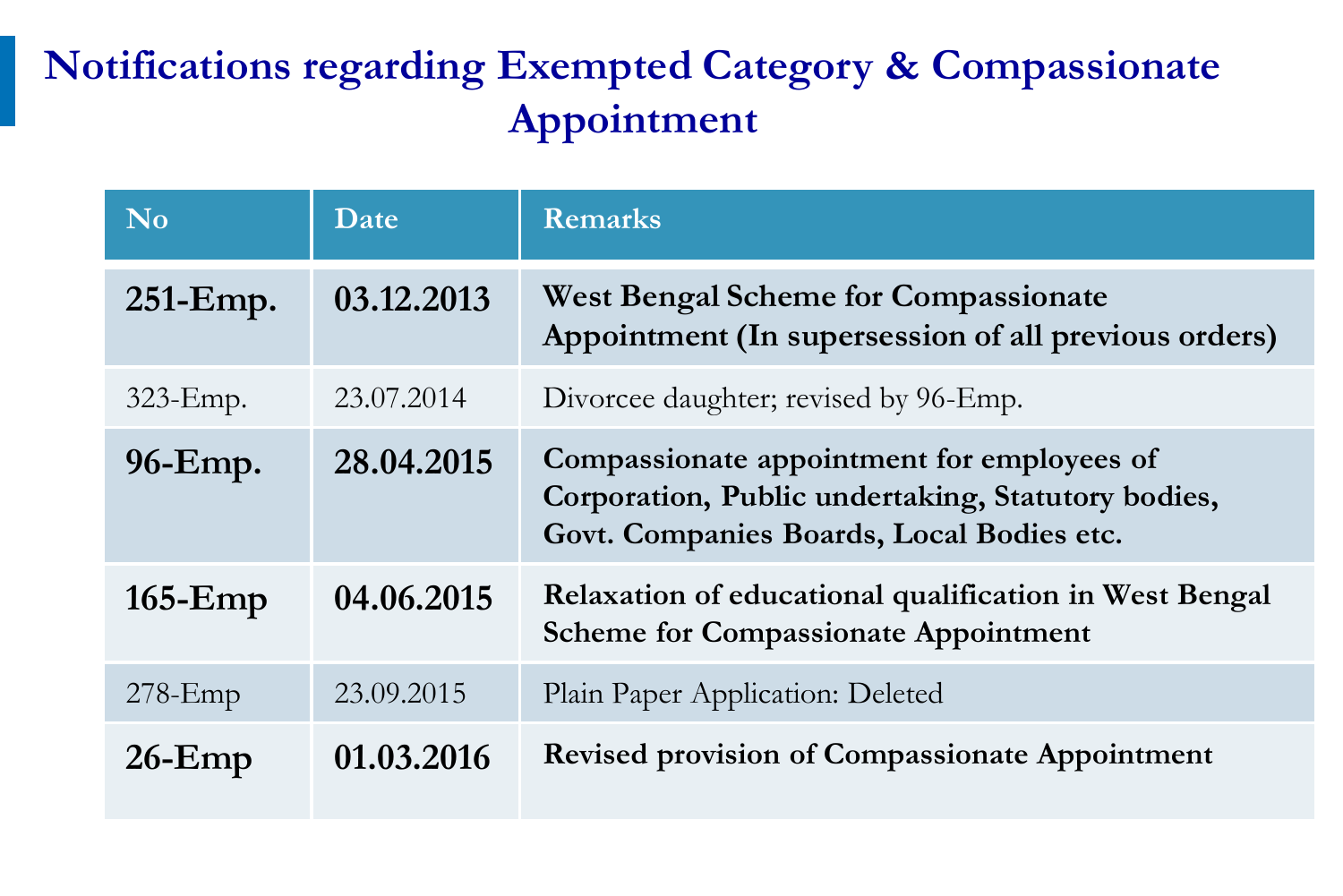# Notifications regarding Exempted Category & Compassionate Appointment

| No | Date | Remarks |
|---|---|---|
| **251-Emp.** | **03.12.2013** | **West Bengal Scheme for Compassionate Appointment (In supersession of all previous orders)** |
| 323-Emp. | 23.07.2014 | Divorcee daughter; revised by 96-Emp. |
| **96-Emp.** | **28.04.2015** | **Compassionate appointment for employees of Corporation, Public undertaking, Statutory bodies, Govt. Companies Boards, Local Bodies etc.** |
| **165-Emp** | **04.06.2015** | **Relaxation of educational qualification in West Bengal Scheme for Compassionate Appointment** |
| 278-Emp | 23.09.2015 | Plain Paper Application: Deleted |
| **26-Emp** | **01.03.2016** | **Revised provision of Compassionate Appointment** |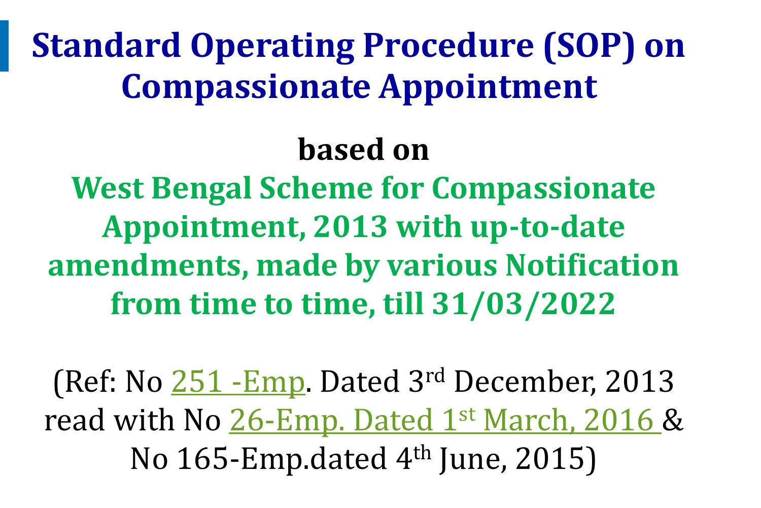# Standard Operating Procedure (SOP) on Compassionate Appointment

**based on**

**West Bengal Scheme for Compassionate Appointment, 2013 with up-to-date amendments, made by various Notification from time to time, till 31/03/2022**

(Ref: No 251 -Emp. Dated 3rd December, 2013 read with No 26-Emp. Dated 1st March, 2016 & No 165-Emp.dated 4th June, 2015)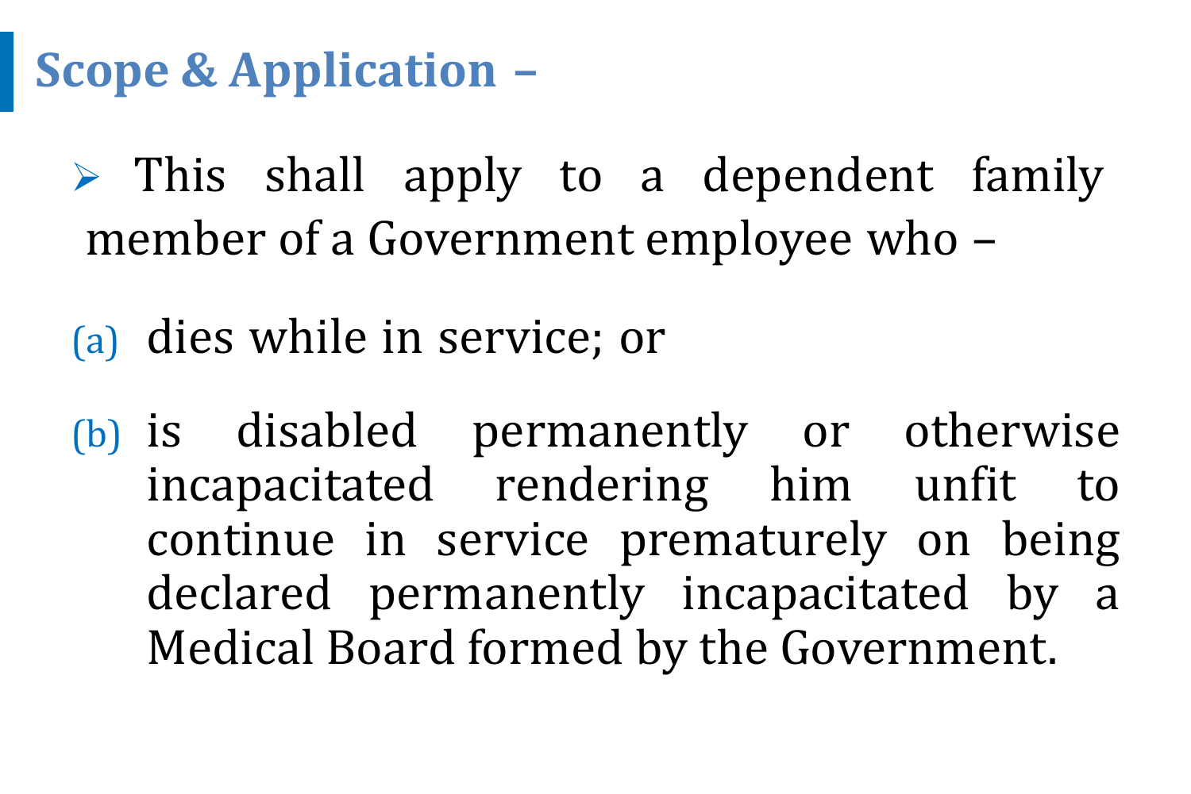## Scope & Application –

- This shall apply to a dependent family member of a Government employee who –

(a) dies while in service; or

(b) is disabled permanently or otherwise incapacitated rendering him unfit to continue in service prematurely on being declared permanently incapacitated by a Medical Board formed by the Government.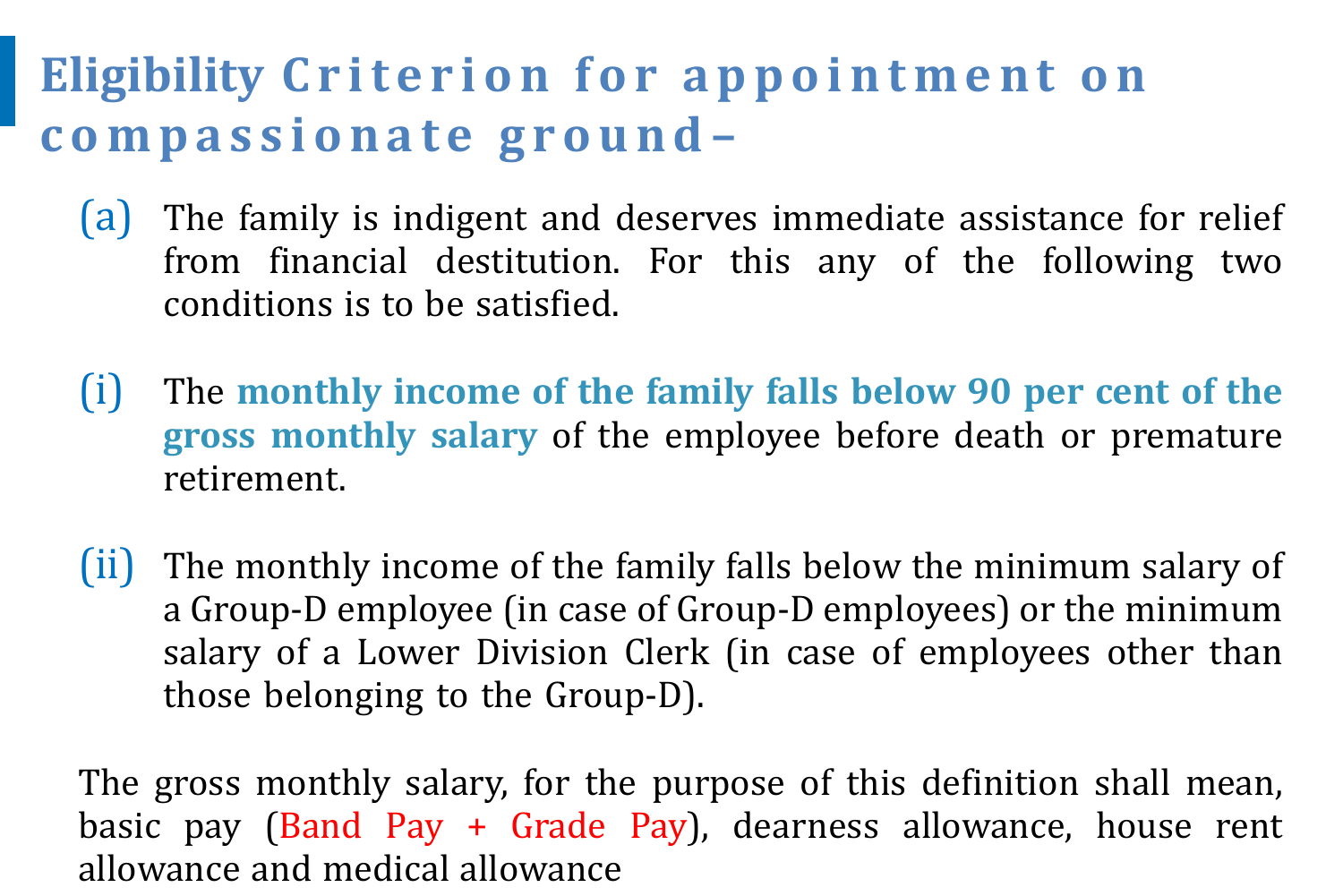# Eligibility Criterion for appointment on compassionate ground–

(a) The family is indigent and deserves immediate assistance for relief from financial destitution. For this any of the following two conditions is to be satisfied.

(i) The **monthly income of the family falls below 90 per cent of the gross monthly salary** of the employee before death or premature retirement.

(ii) The monthly income of the family falls below the minimum salary of a Group-D employee (in case of Group-D employees) or the minimum salary of a Lower Division Clerk (in case of employees other than those belonging to the Group-D).

The gross monthly salary, for the purpose of this definition shall mean, basic pay (Band Pay + Grade Pay), dearness allowance, house rent allowance and medical allowance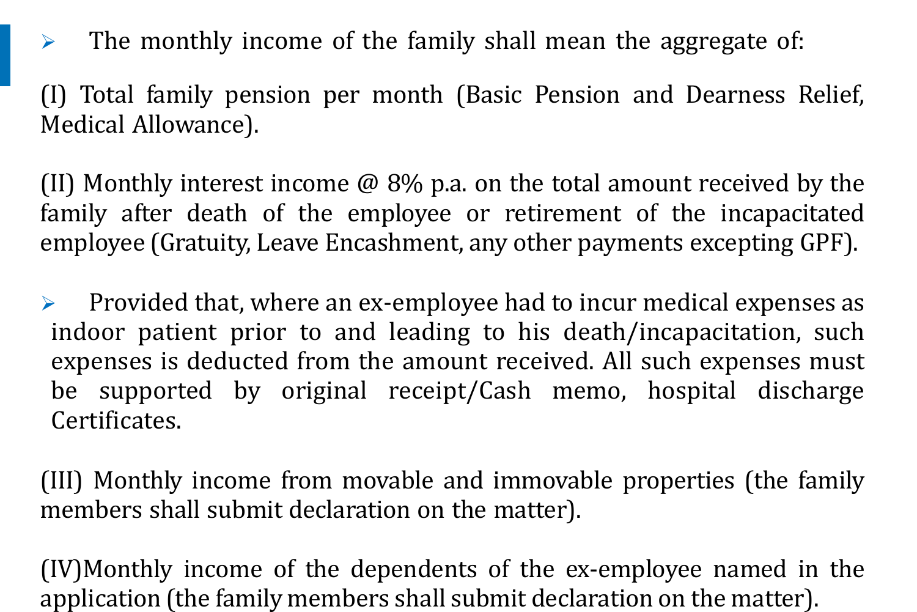- The monthly income of the family shall mean the aggregate of:

(I) Total family pension per month (Basic Pension and Dearness Relief, Medical Allowance).

(II) Monthly interest income @ 8% p.a. on the total amount received by the family after death of the employee or retirement of the incapacitated employee (Gratuity, Leave Encashment, any other payments excepting GPF).

- Provided that, where an ex-employee had to incur medical expenses as indoor patient prior to and leading to his death/incapacitation, such expenses is deducted from the amount received. All such expenses must be supported by original receipt/Cash memo, hospital discharge Certificates.

(III) Monthly income from movable and immovable properties (the family members shall submit declaration on the matter).

(IV)Monthly income of the dependents of the ex-employee named in the application (the family members shall submit declaration on the matter).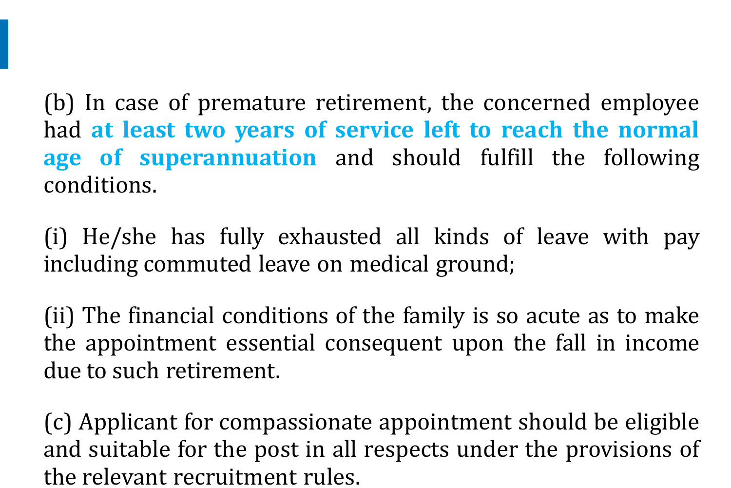(b) In case of premature retirement, the concerned employee had **at least two years of service left to reach the normal age of superannuation** and should fulfill the following conditions.

(i) He/she has fully exhausted all kinds of leave with pay including commuted leave on medical ground;

(ii) The financial conditions of the family is so acute as to make the appointment essential consequent upon the fall in income due to such retirement.

(c) Applicant for compassionate appointment should be eligible and suitable for the post in all respects under the provisions of the relevant recruitment rules.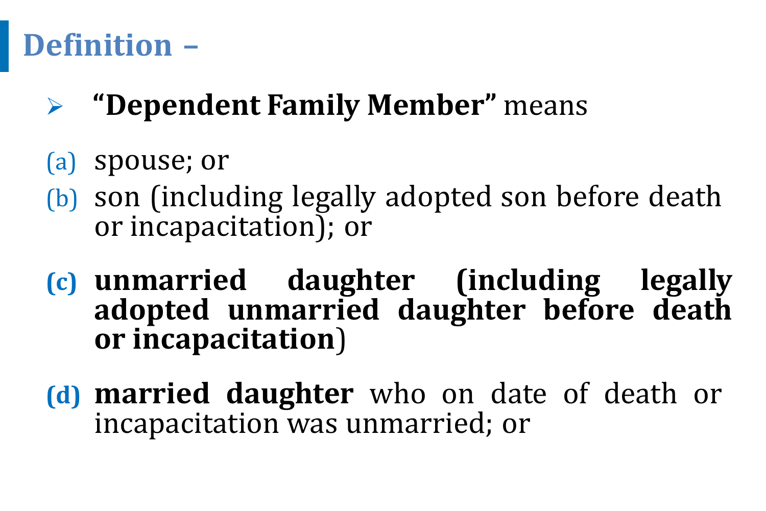## Definition –

- **"Dependent Family Member"** means

(a) spouse; or

(b) son (including legally adopted son before death or incapacitation); or

**(c) unmarried daughter (including legally adopted unmarried daughter before death or incapacitation)**

**(d) married daughter** who on date of death or incapacitation was unmarried; or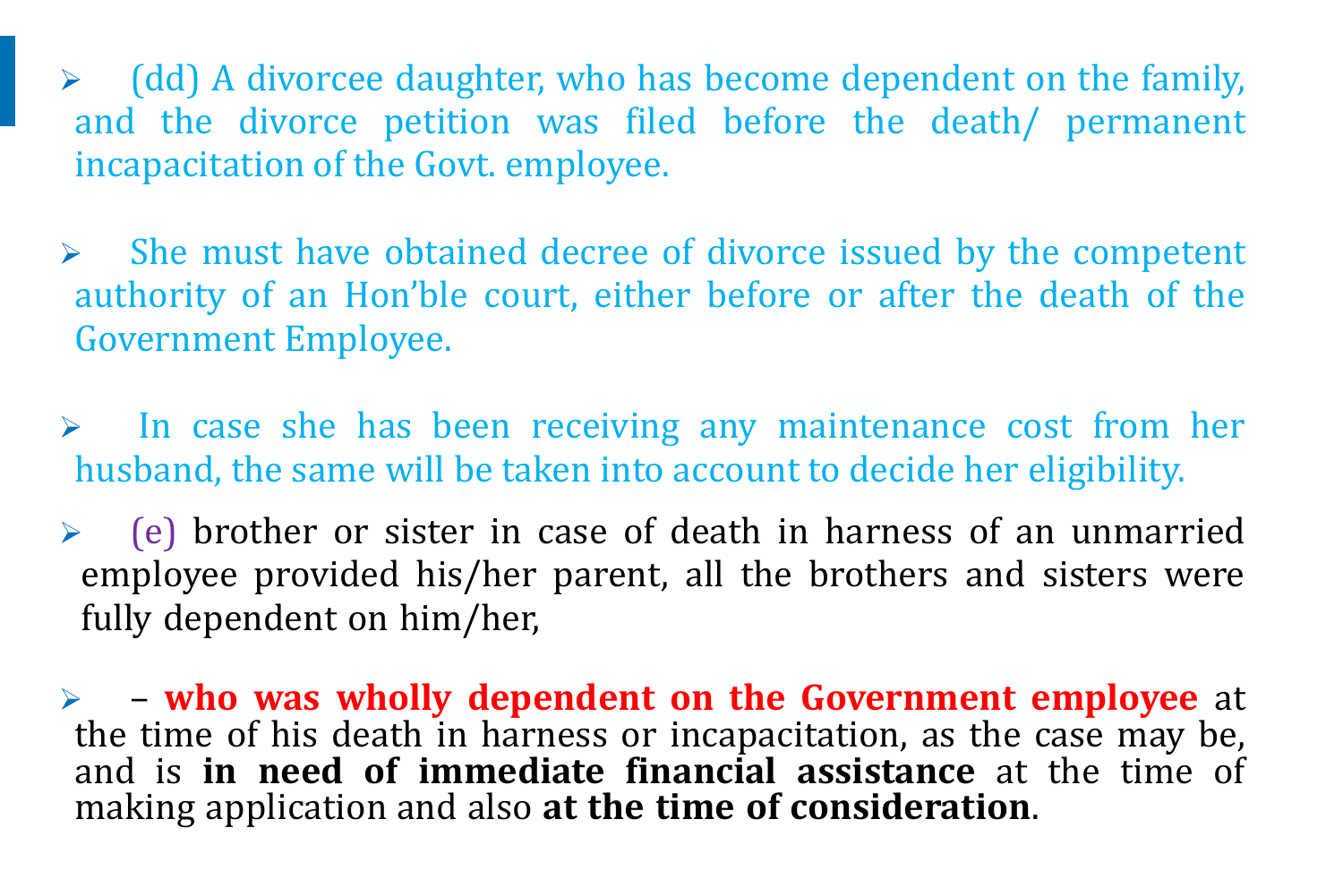- (dd) A divorcee daughter, who has become dependent on the family, and the divorce petition was filed before the death/ permanent incapacitation of the Govt. employee.

- She must have obtained decree of divorce issued by the competent authority of an Hon'ble court, either before or after the death of the Government Employee.

- In case she has been receiving any maintenance cost from her husband, the same will be taken into account to decide her eligibility.

- (e) brother or sister in case of death in harness of an unmarried employee provided his/her parent, all the brothers and sisters were fully dependent on him/her,

- – **who was wholly dependent on the Government employee** at the time of his death in harness or incapacitation, as the case may be, and is **in need of immediate financial assistance** at the time of making application and also **at the time of consideration**.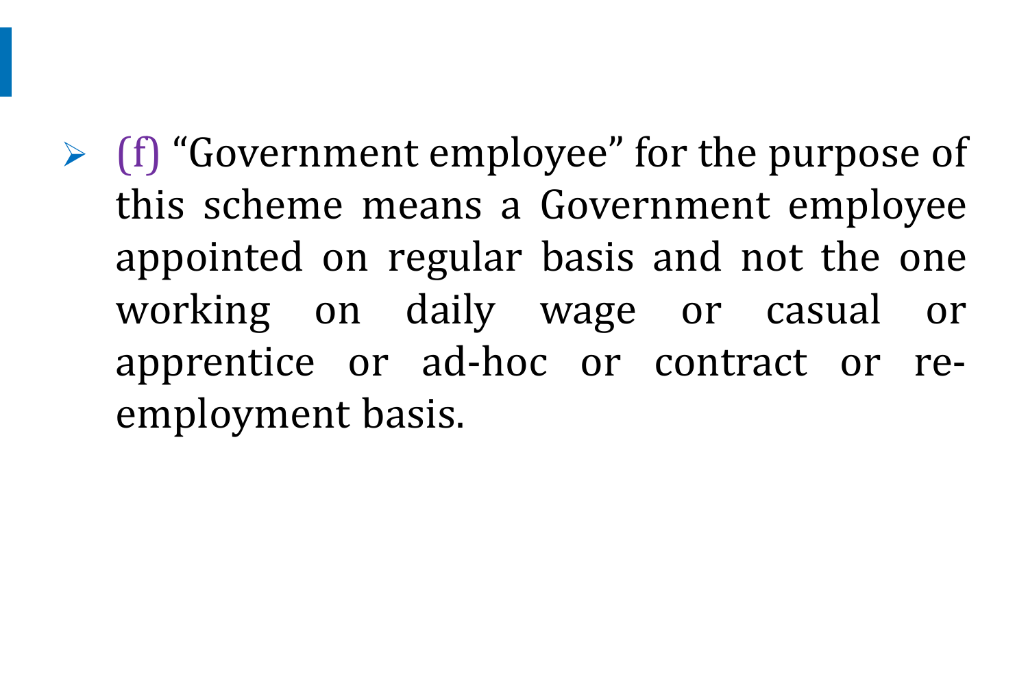- (f) “Government employee” for the purpose of this scheme means a Government employee appointed on regular basis and not the one working on daily wage or casual or apprentice or ad-hoc or contract or re-employment basis.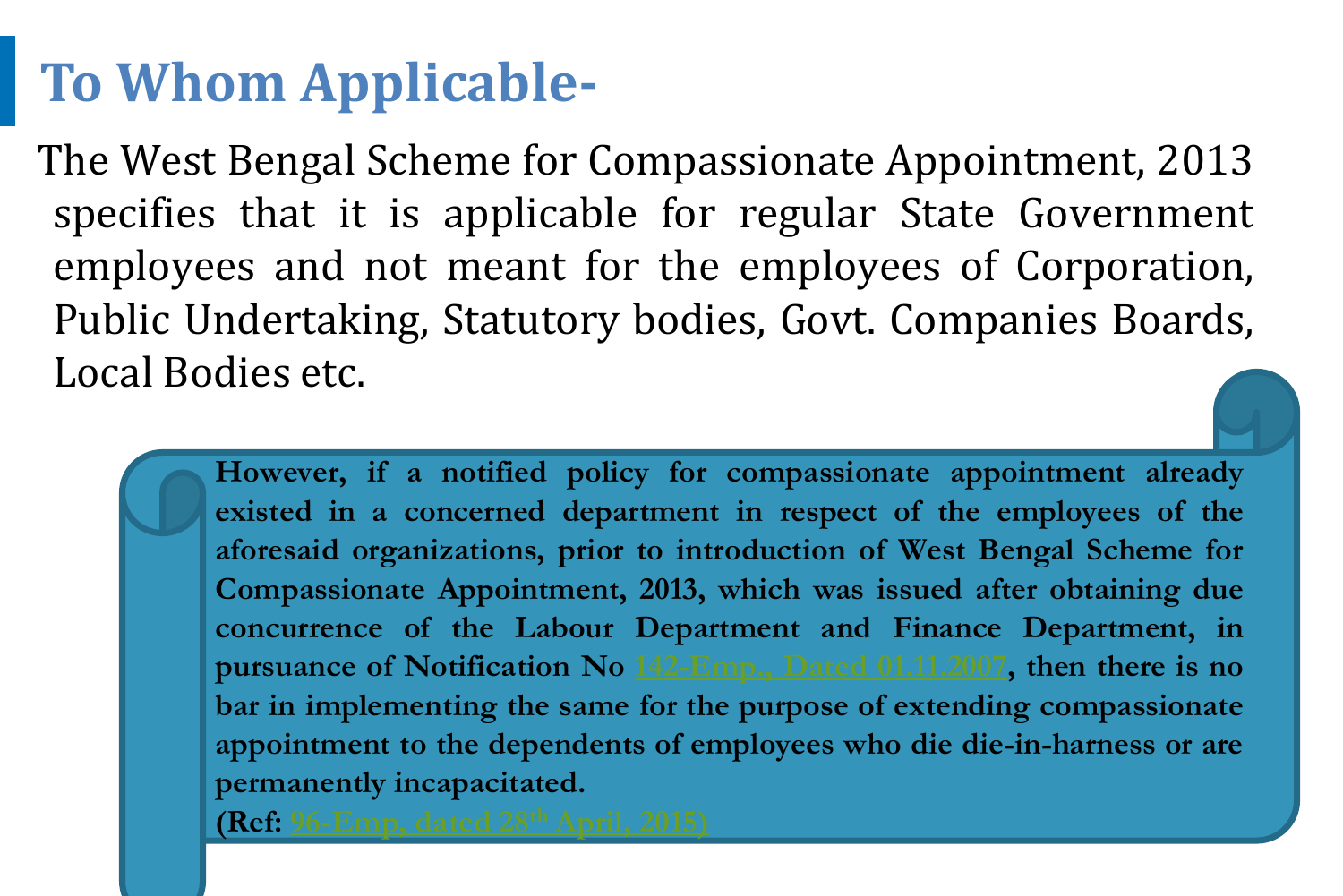# To Whom Applicable-

The West Bengal Scheme for Compassionate Appointment, 2013 specifies that it is applicable for regular State Government employees and not meant for the employees of Corporation, Public Undertaking, Statutory bodies, Govt. Companies Boards, Local Bodies etc.

**However, if a notified policy for compassionate appointment already existed in a concerned department in respect of the employees of the aforesaid organizations, prior to introduction of West Bengal Scheme for Compassionate Appointment, 2013, which was issued after obtaining due concurrence of the Labour Department and Finance Department, in pursuance of Notification No 142-Emp., Dated 01.11.2007, then there is no bar in implementing the same for the purpose of extending compassionate appointment to the dependents of employees who die die-in-harness or are permanently incapacitated.**

**(Ref: 96-Emp, dated 28th April, 2015)**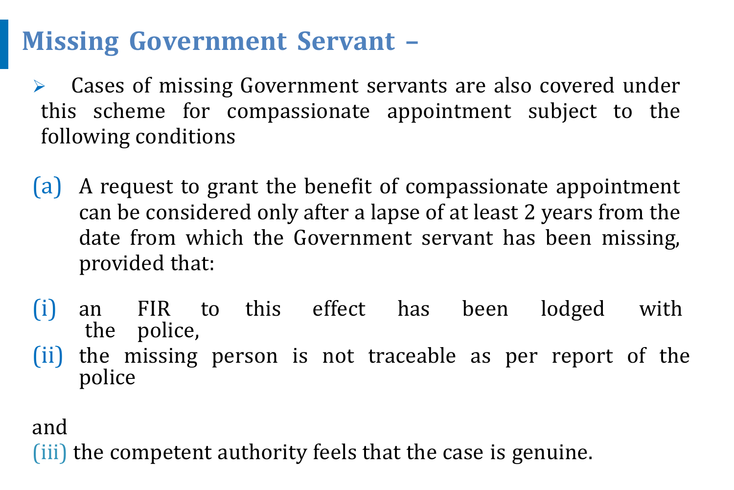## Missing Government Servant –

- Cases of missing Government servants are also covered under this scheme for compassionate appointment subject to the following conditions

(a) A request to grant the benefit of compassionate appointment can be considered only after a lapse of at least 2 years from the date from which the Government servant has been missing, provided that:

(i) an FIR to this effect has been lodged with the police,

(ii) the missing person is not traceable as per report of the police

and

(iii) the competent authority feels that the case is genuine.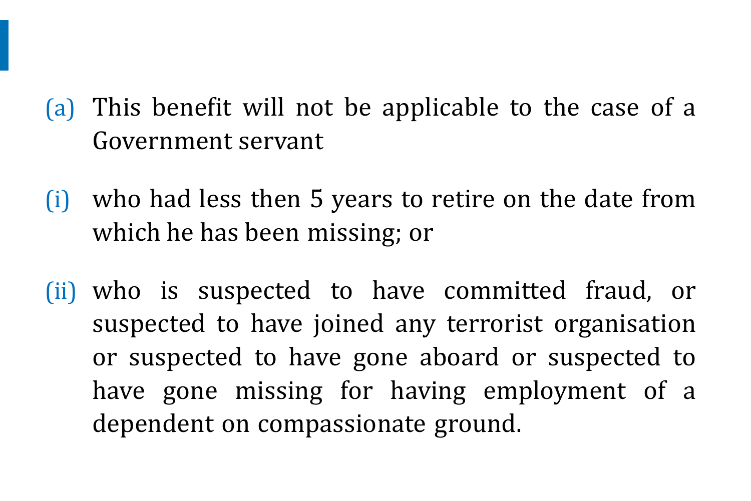(a) This benefit will not be applicable to the case of a Government servant

(i) who had less then 5 years to retire on the date from which he has been missing; or

(ii) who is suspected to have committed fraud, or suspected to have joined any terrorist organisation or suspected to have gone aboard or suspected to have gone missing for having employment of a dependent on compassionate ground.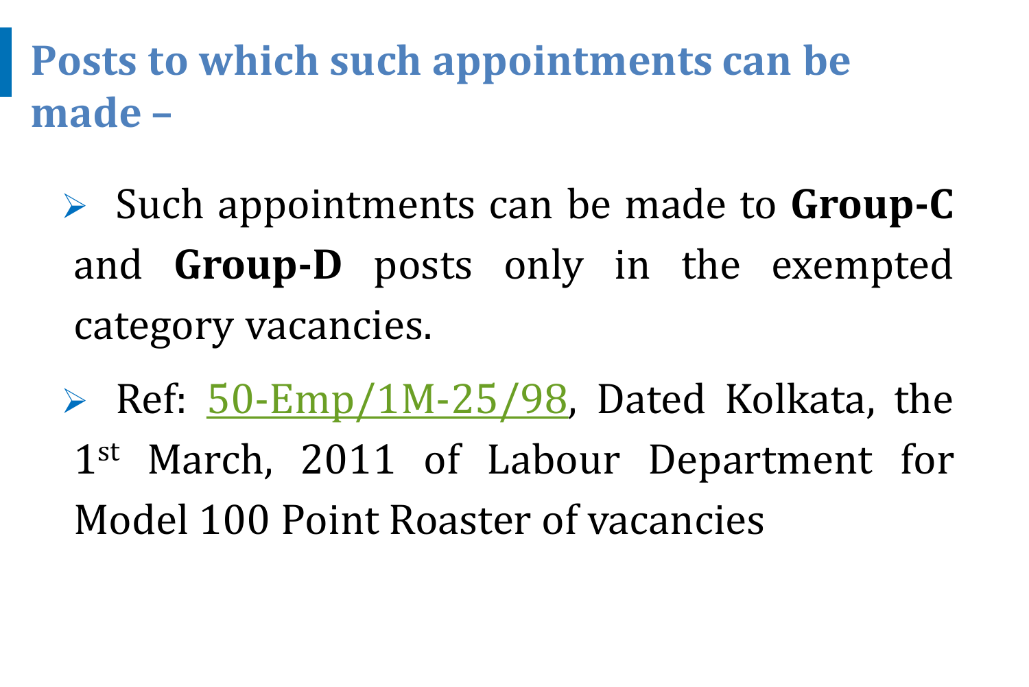## Posts to which such appointments can be made –

- Such appointments can be made to **Group-C** and **Group-D** posts only in the exempted category vacancies.
- Ref: 50-Emp/1M-25/98, Dated Kolkata, the 1st March, 2011 of Labour Department for Model 100 Point Roaster of vacancies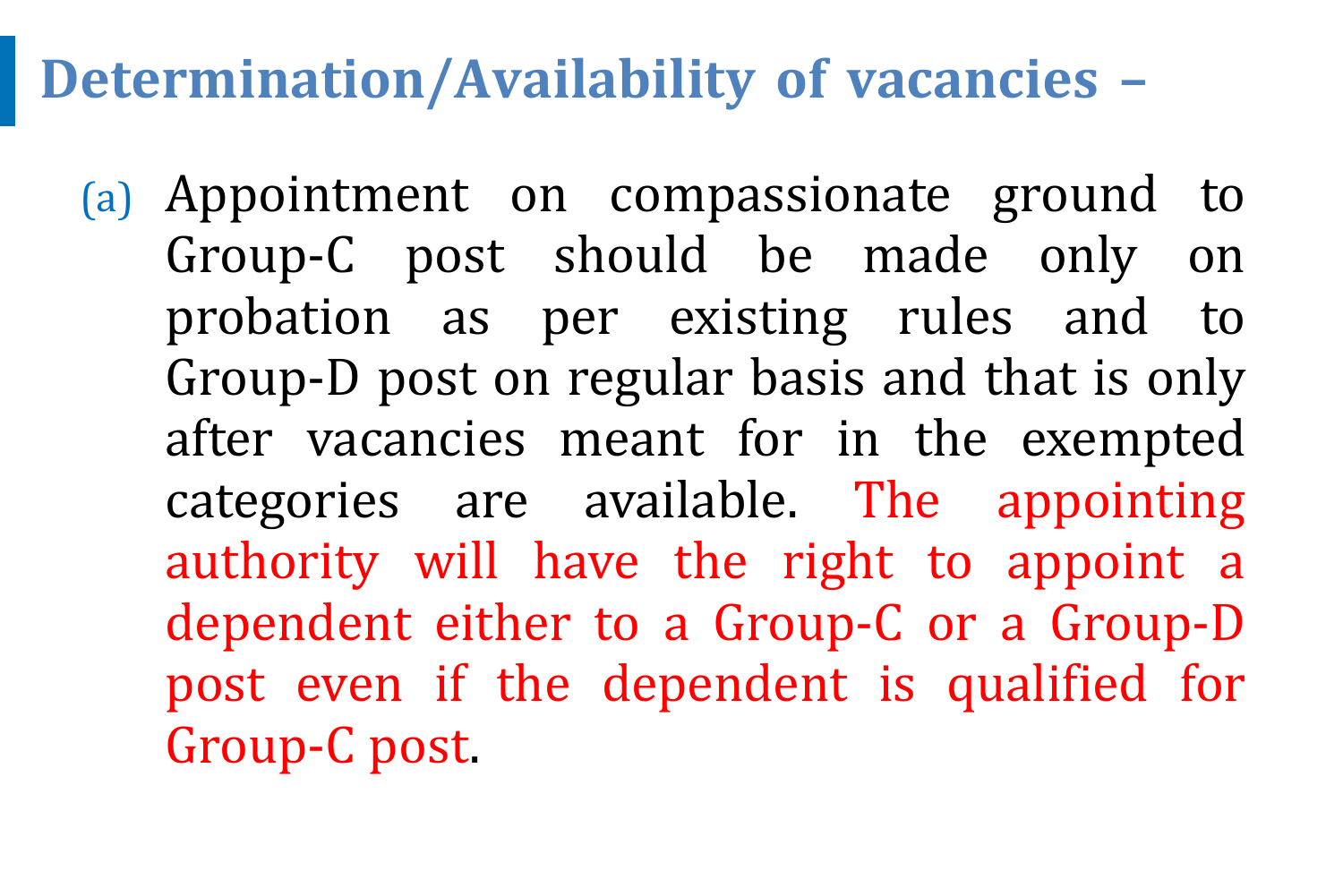## Determination/Availability of vacancies –

(a) Appointment on compassionate ground to Group-C post should be made only on probation as per existing rules and to Group-D post on regular basis and that is only after vacancies meant for in the exempted categories are available. The appointing authority will have the right to appoint a dependent either to a Group-C or a Group-D post even if the dependent is qualified for Group-C post.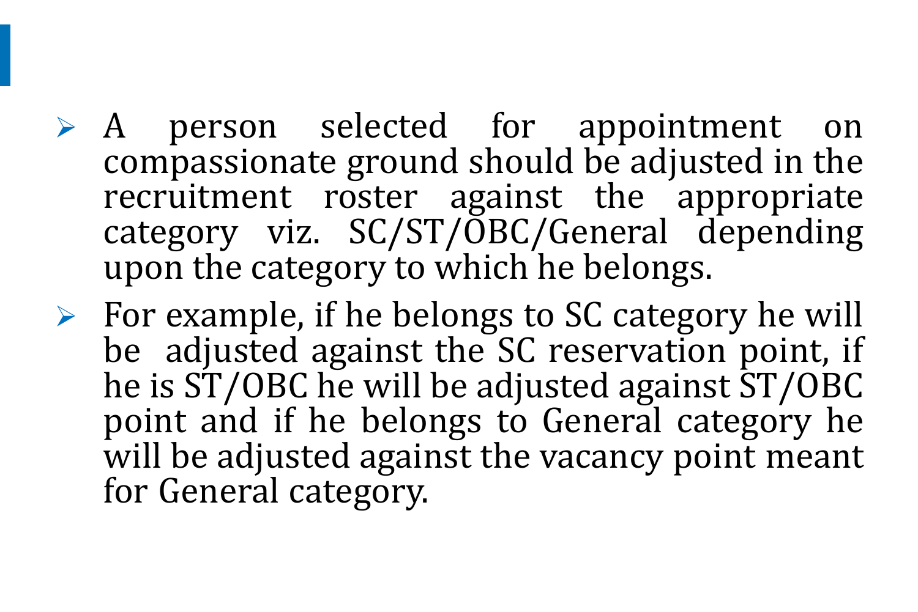- A person selected for appointment on compassionate ground should be adjusted in the recruitment roster against the appropriate category viz. SC/ST/OBC/General depending upon the category to which he belongs.
- For example, if he belongs to SC category he will be adjusted against the SC reservation point, if he is ST/OBC he will be adjusted against ST/OBC point and if he belongs to General category he will be adjusted against the vacancy point meant for General category.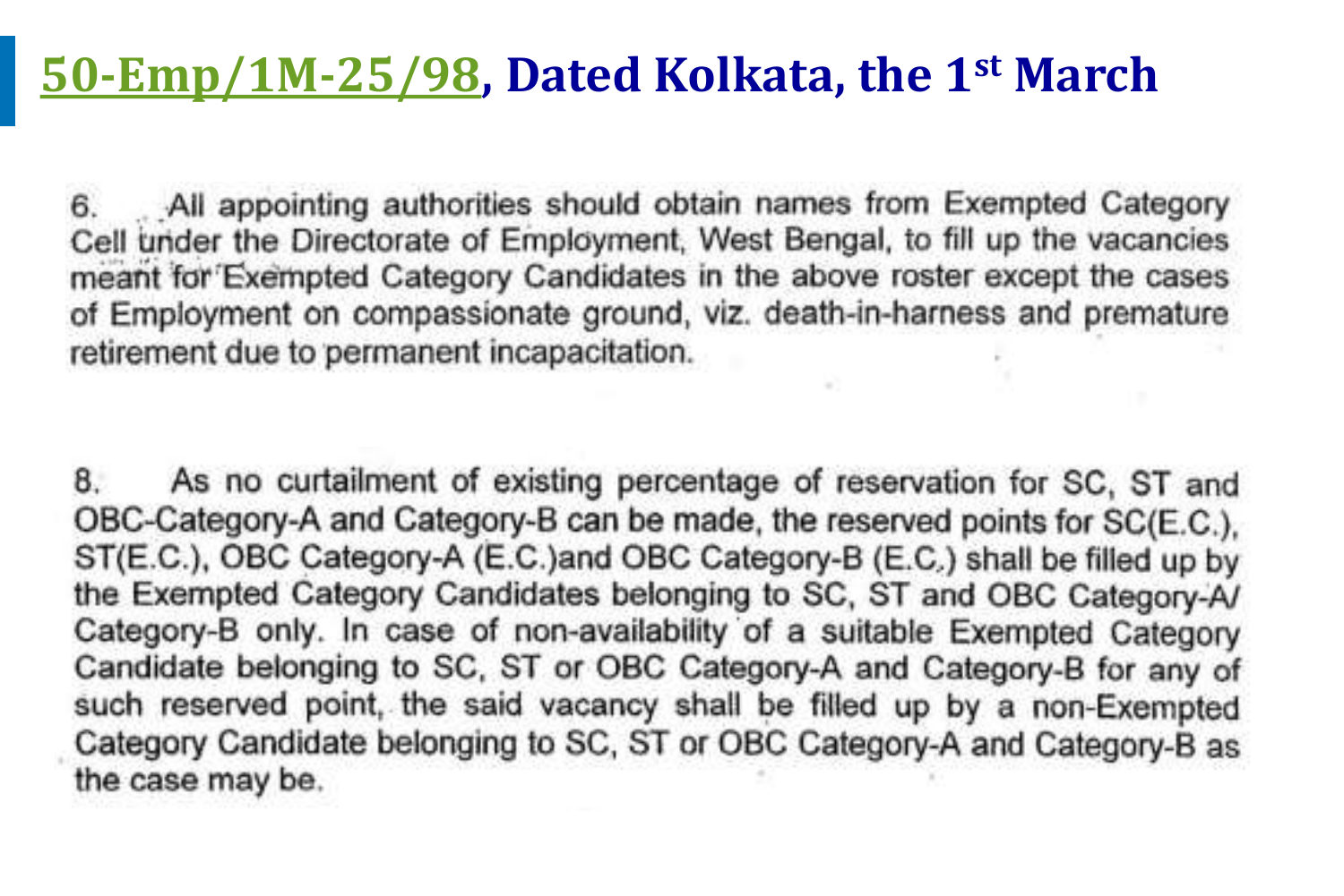## 50-Emp/1M-25/98, Dated Kolkata, the 1st March

6. All appointing authorities should obtain names from Exempted Category Cell under the Directorate of Employment, West Bengal, to fill up the vacancies meant for Exempted Category Candidates in the above roster except the cases of Employment on compassionate ground, viz. death-in-harness and premature retirement due to permanent incapacitation.

8. As no curtailment of existing percentage of reservation for SC, ST and OBC-Category-A and Category-B can be made, the reserved points for SC(E.C.), ST(E.C.), OBC Category-A (E.C.)and OBC Category-B (E.C.) shall be filled up by the Exempted Category Candidates belonging to SC, ST and OBC Category-A/ Category-B only. In case of non-availability of a suitable Exempted Category Candidate belonging to SC, ST or OBC Category-A and Category-B for any of such reserved point, the said vacancy shall be filled up by a non-Exempted Category Candidate belonging to SC, ST or OBC Category-A and Category-B as the case may be.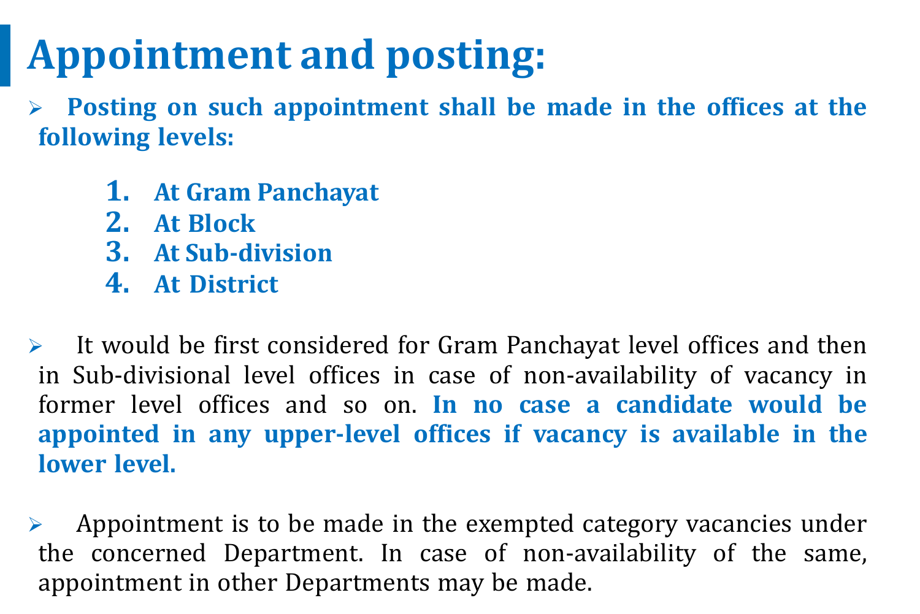# Appointment and posting:

- **Posting on such appointment shall be made in the offices at the following levels:**

  1. **At Gram Panchayat**
  2. **At Block**
  3. **At Sub-division**
  4. **At District**

- It would be first considered for Gram Panchayat level offices and then in Sub-divisional level offices in case of non-availability of vacancy in former level offices and so on. **In no case a candidate would be appointed in any upper-level offices if vacancy is available in the lower level.**

- Appointment is to be made in the exempted category vacancies under the concerned Department. In case of non-availability of the same, appointment in other Departments may be made.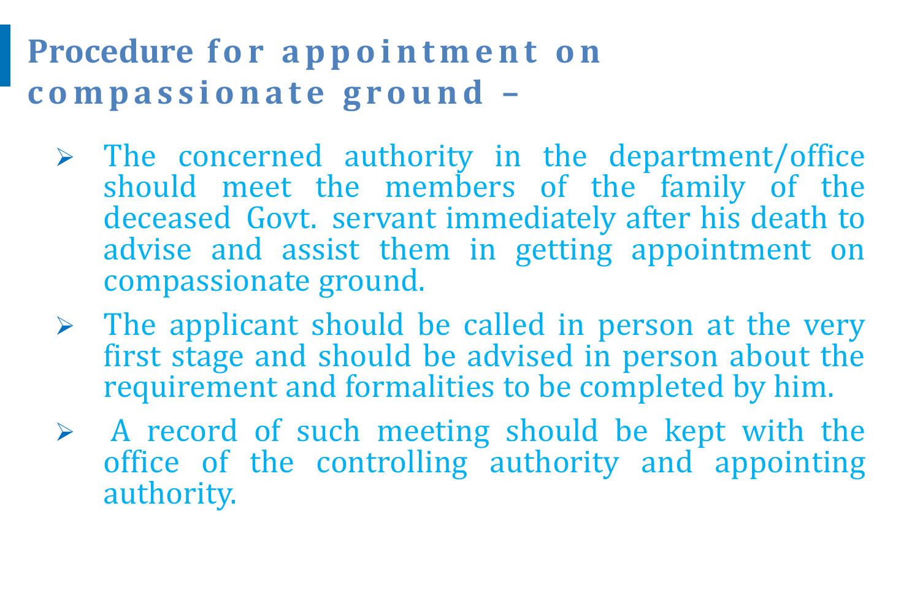## Procedure for appointment on compassionate ground –

- The concerned authority in the department/office should meet the members of the family of the deceased Govt. servant immediately after his death to advise and assist them in getting appointment on compassionate ground.
- The applicant should be called in person at the very first stage and should be advised in person about the requirement and formalities to be completed by him.
- A record of such meeting should be kept with the office of the controlling authority and appointing authority.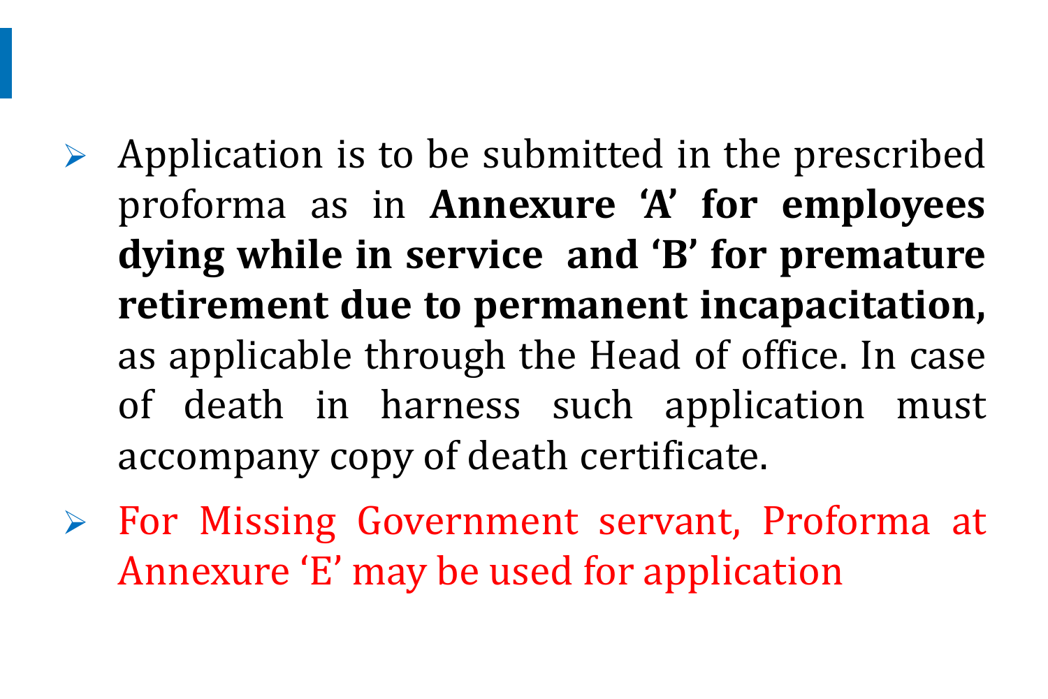- Application is to be submitted in the prescribed proforma as in **Annexure 'A' for employees dying while in service and 'B' for premature retirement due to permanent incapacitation,** as applicable through the Head of office. In case of death in harness such application must accompany copy of death certificate.
- For Missing Government servant, Proforma at Annexure 'E' may be used for application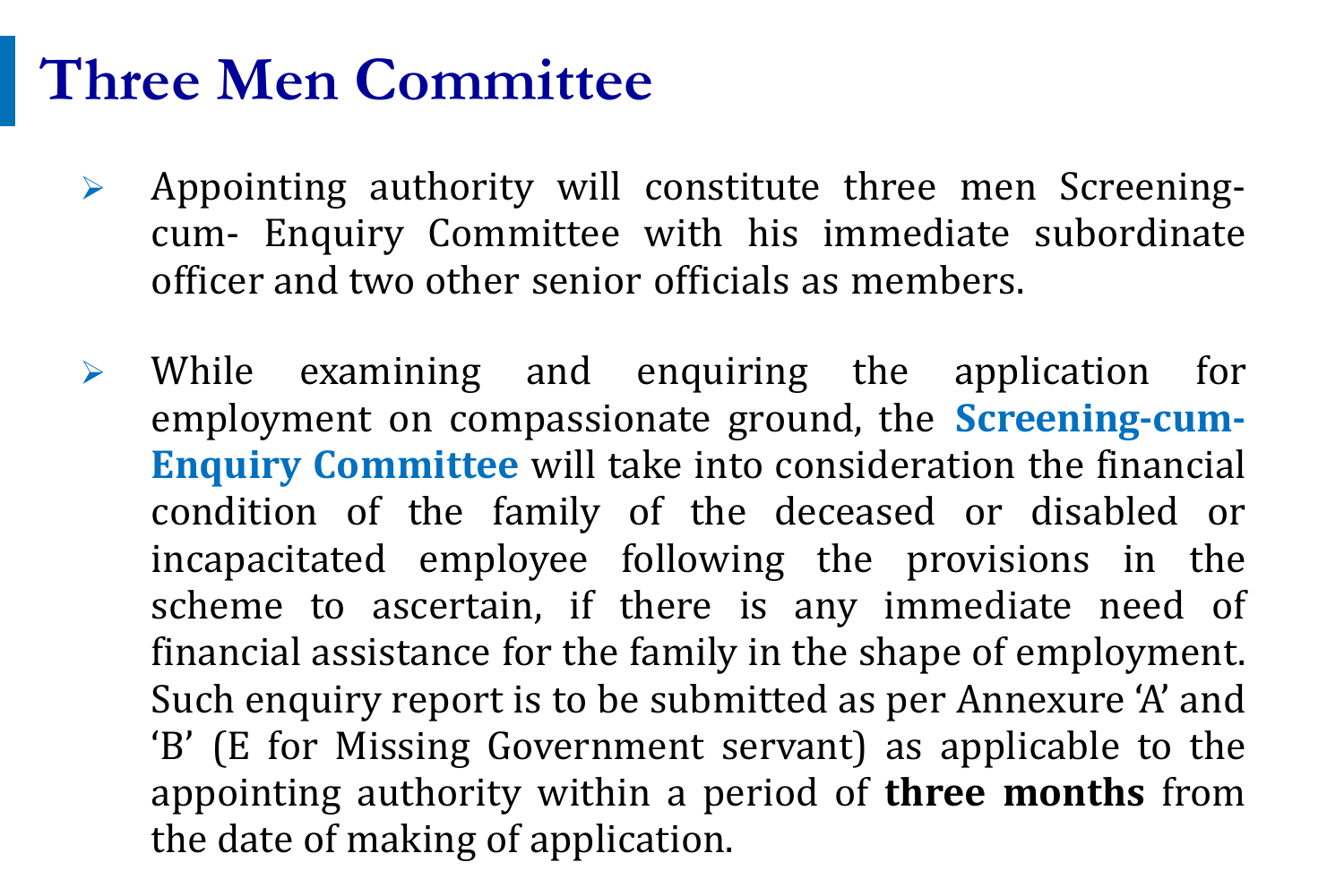# Three Men Committee

- Appointing authority will constitute three men Screening-cum- Enquiry Committee with his immediate subordinate officer and two other senior officials as members.

- While examining and enquiring the application for employment on compassionate ground, the **Screening-cum-Enquiry Committee** will take into consideration the financial condition of the family of the deceased or disabled or incapacitated employee following the provisions in the scheme to ascertain, if there is any immediate need of financial assistance for the family in the shape of employment. Such enquiry report is to be submitted as per Annexure 'A' and 'B' (E for Missing Government servant) as applicable to the appointing authority within a period of **three months** from the date of making of application.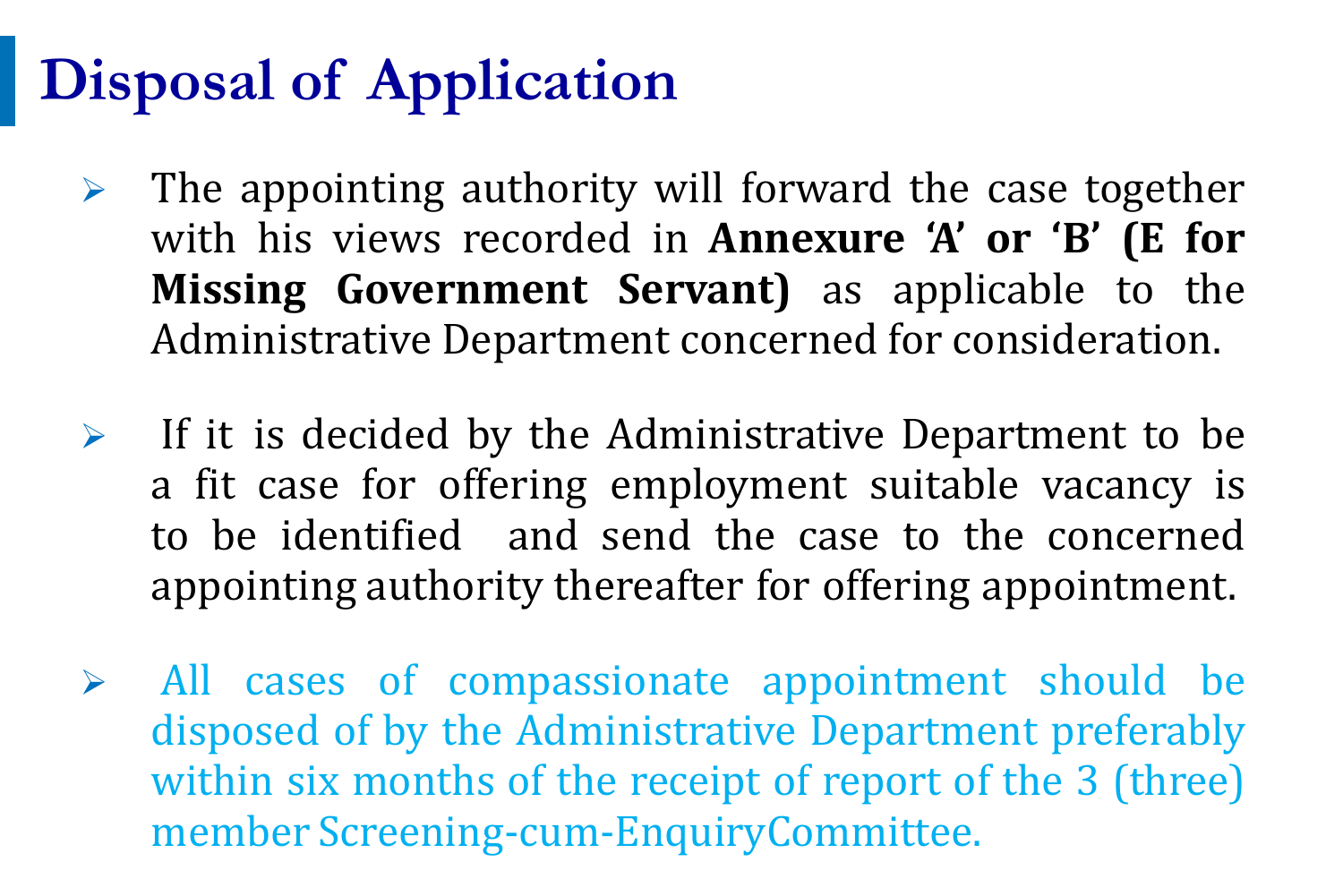# Disposal of Application

- The appointing authority will forward the case together with his views recorded in **Annexure 'A' or 'B' (E for Missing Government Servant)** as applicable to the Administrative Department concerned for consideration.
- If it is decided by the Administrative Department to be a fit case for offering employment suitable vacancy is to be identified and send the case to the concerned appointing authority thereafter for offering appointment.
- All cases of compassionate appointment should be disposed of by the Administrative Department preferably within six months of the receipt of report of the 3 (three) member Screening-cum-EnquiryCommittee.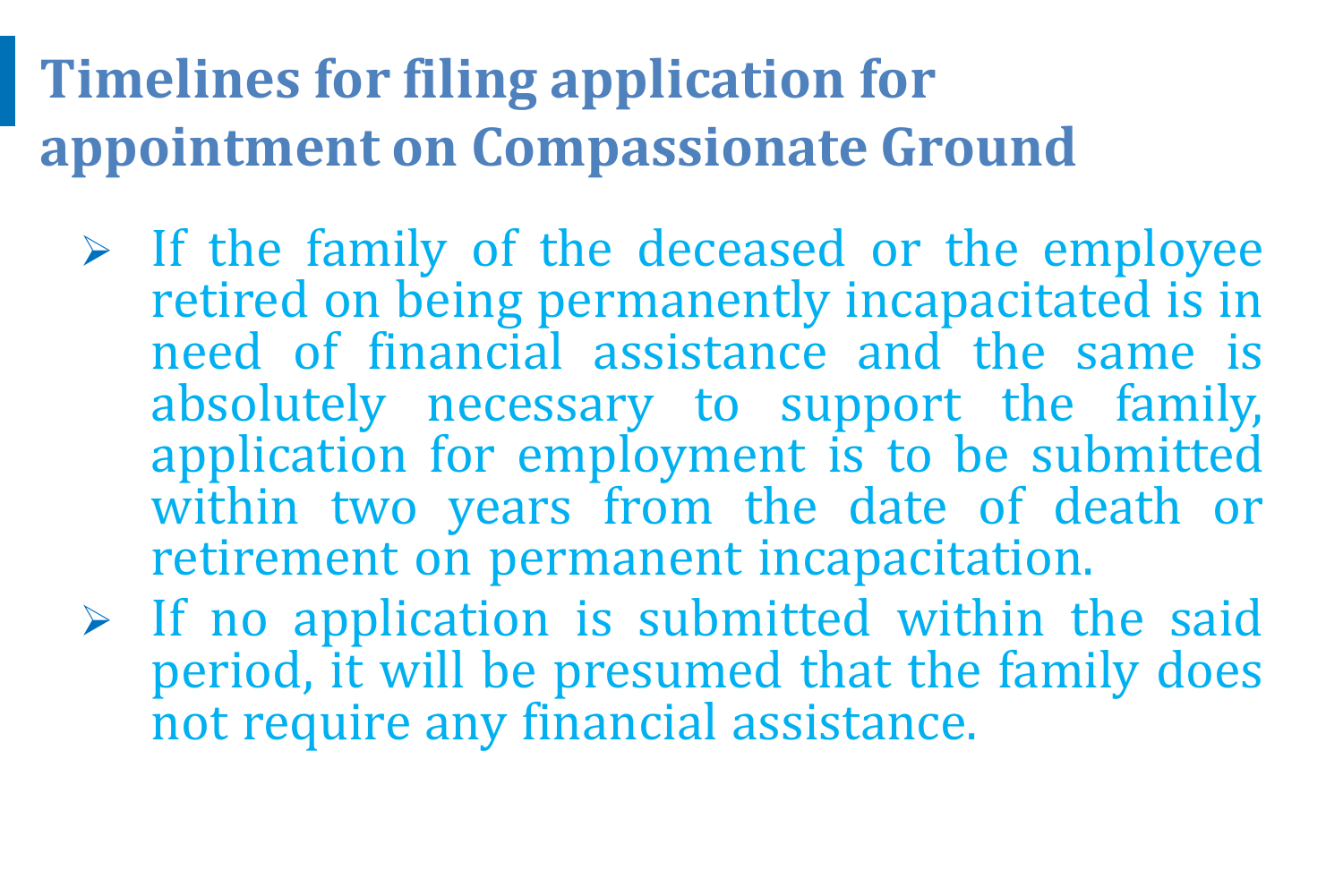# Timelines for filing application for appointment on Compassionate Ground

- If the family of the deceased or the employee retired on being permanently incapacitated is in need of financial assistance and the same is absolutely necessary to support the family, application for employment is to be submitted within two years from the date of death or retirement on permanent incapacitation.
- If no application is submitted within the said period, it will be presumed that the family does not require any financial assistance.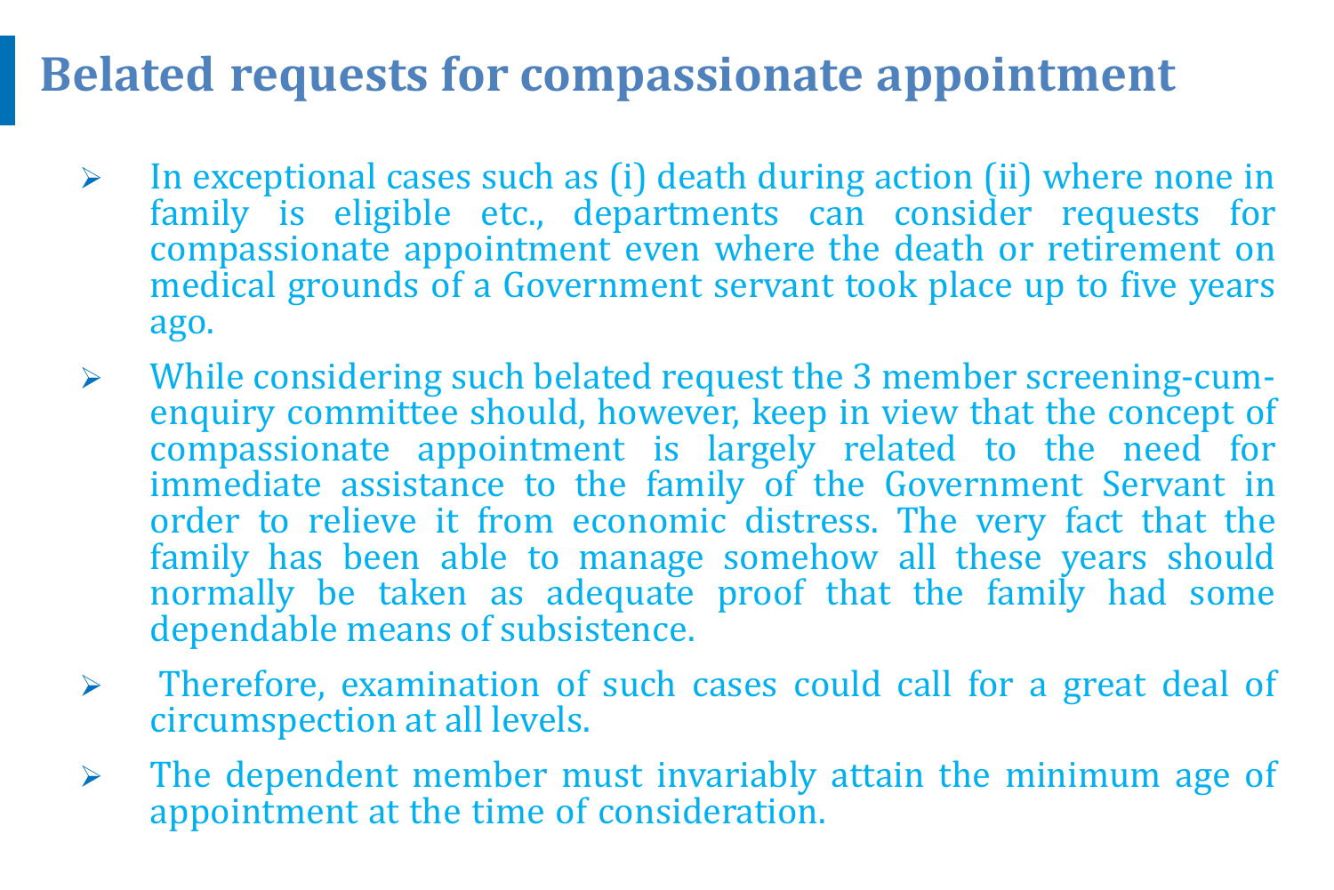# Belated requests for compassionate appointment

- In exceptional cases such as (i) death during action (ii) where none in family is eligible etc., departments can consider requests for compassionate appointment even where the death or retirement on medical grounds of a Government servant took place up to five years ago.
- While considering such belated request the 3 member screening-cum-enquiry committee should, however, keep in view that the concept of compassionate appointment is largely related to the need for immediate assistance to the family of the Government Servant in order to relieve it from economic distress. The very fact that the family has been able to manage somehow all these years should normally be taken as adequate proof that the family had some dependable means of subsistence.
- Therefore, examination of such cases could call for a great deal of circumspection at all levels.
- The dependent member must invariably attain the minimum age of appointment at the time of consideration.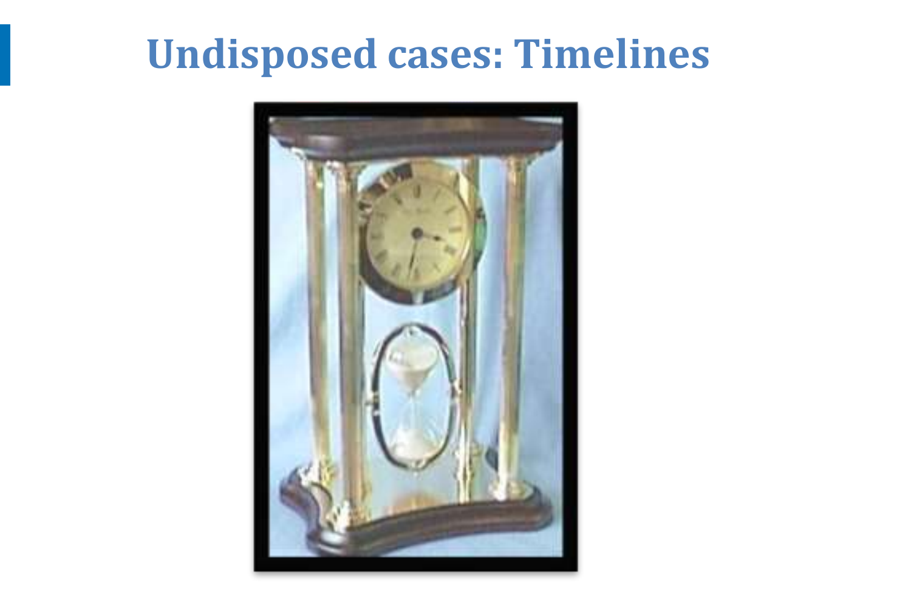# Undisposed cases: Timelines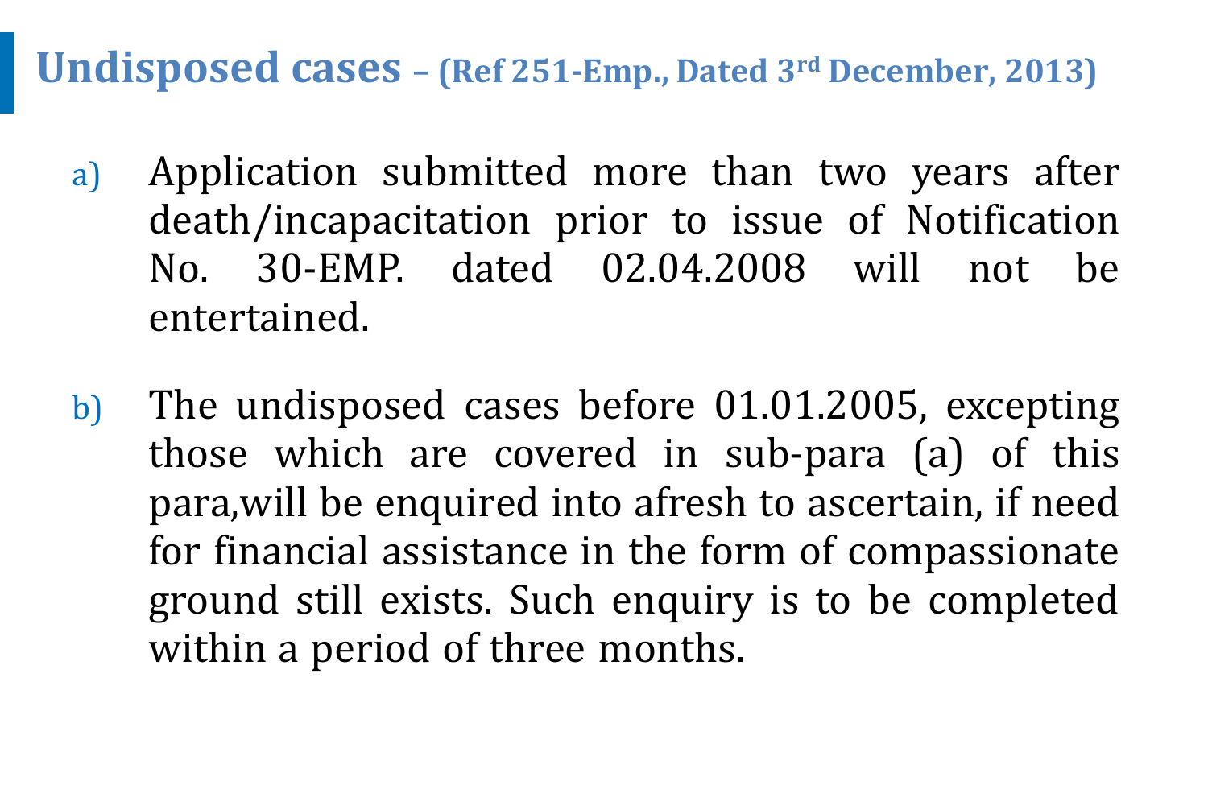## Undisposed cases – (Ref 251-Emp., Dated 3rd December, 2013)

a) Application submitted more than two years after death/incapacitation prior to issue of Notification No. 30-EMP. dated 02.04.2008 will not be entertained.

b) The undisposed cases before 01.01.2005, excepting those which are covered in sub-para (a) of this para,will be enquired into afresh to ascertain, if need for financial assistance in the form of compassionate ground still exists. Such enquiry is to be completed within a period of three months.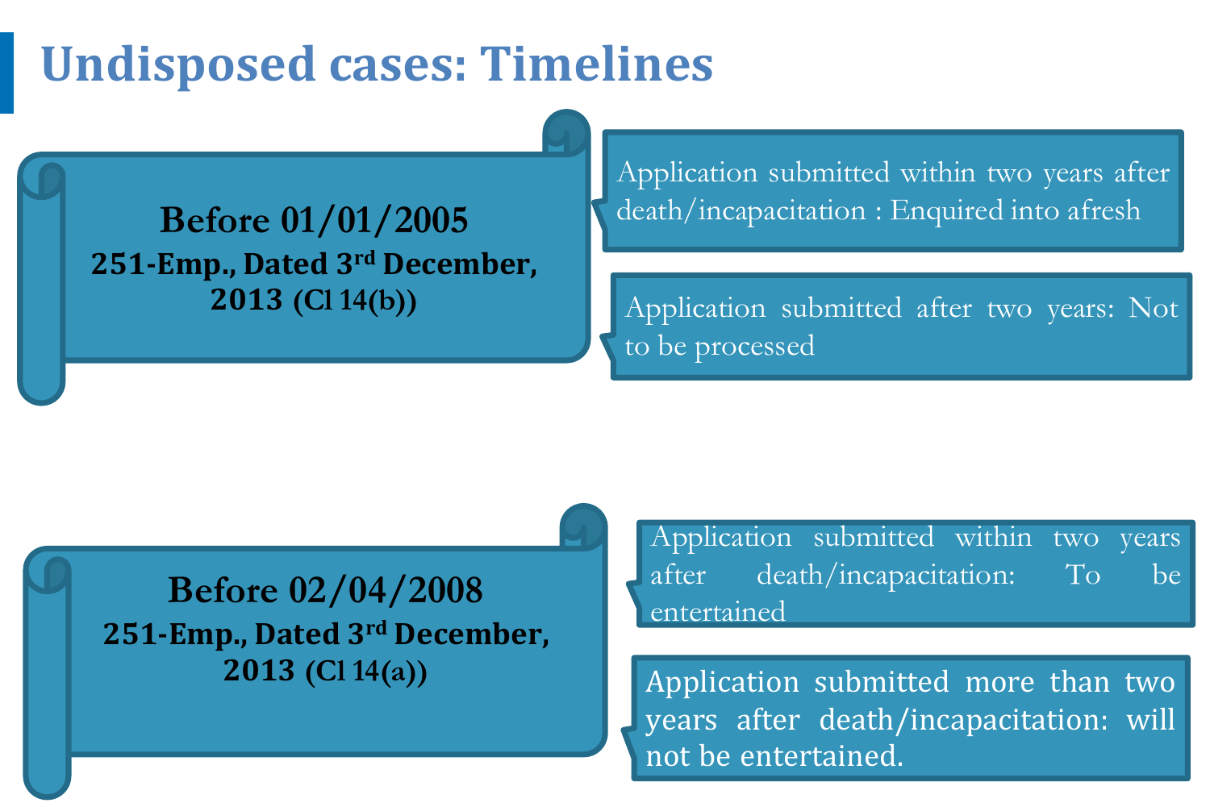# Undisposed cases: Timelines

**Before 01/01/2005**
**251-Emp., Dated 3rd December, 2013 (Cl 14(b))**

- Application submitted within two years after death/incapacitation : Enquired into afresh
- Application submitted after two years: Not to be processed

**Before 02/04/2008**
**251-Emp., Dated 3rd December, 2013 (Cl 14(a))**

- Application submitted within two years after death/incapacitation: To be entertained
- Application submitted more than two years after death/incapacitation: will not be entertained.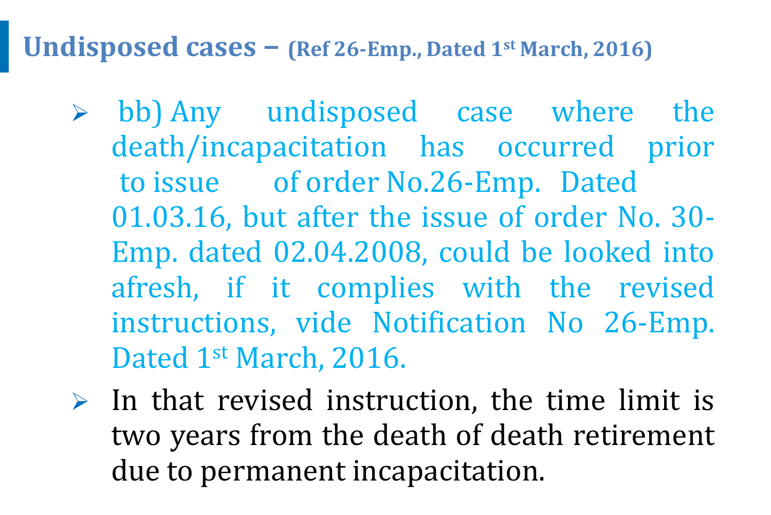## Undisposed cases – (Ref 26-Emp., Dated 1st March, 2016)

- bb) Any undisposed case where the death/incapacitation has occurred prior to issue of order No.26-Emp. Dated 01.03.16, but after the issue of order No. 30-Emp. dated 02.04.2008, could be looked into afresh, if it complies with the revised instructions, vide Notification No 26-Emp. Dated 1st March, 2016.
- In that revised instruction, the time limit is two years from the death of death retirement due to permanent incapacitation.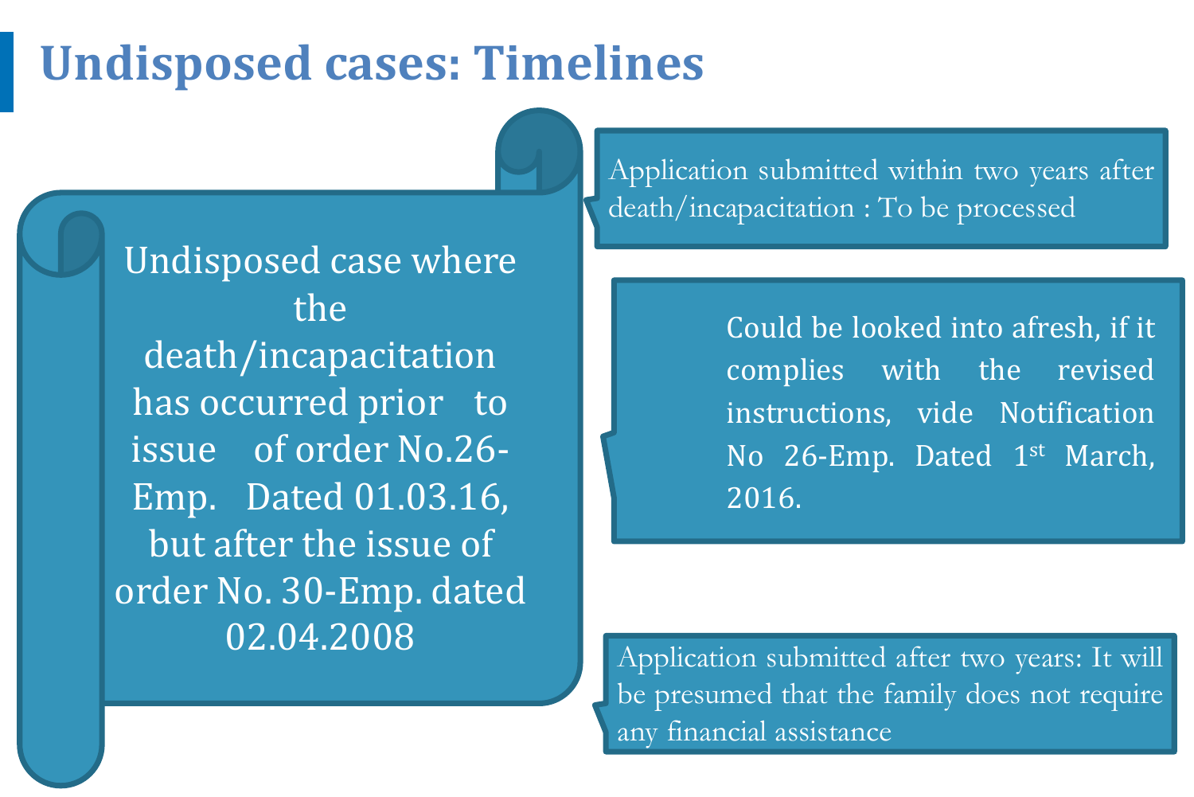# Undisposed cases: Timelines

Undisposed case where the death/incapacitation has occurred prior to issue of order No.26-Emp. Dated 01.03.16, but after the issue of order No. 30-Emp. dated 02.04.2008

Application submitted within two years after death/incapacitation : To be processed

Could be looked into afresh, if it complies with the revised instructions, vide Notification No 26-Emp. Dated 1st March, 2016.

Application submitted after two years: It will be presumed that the family does not require any financial assistance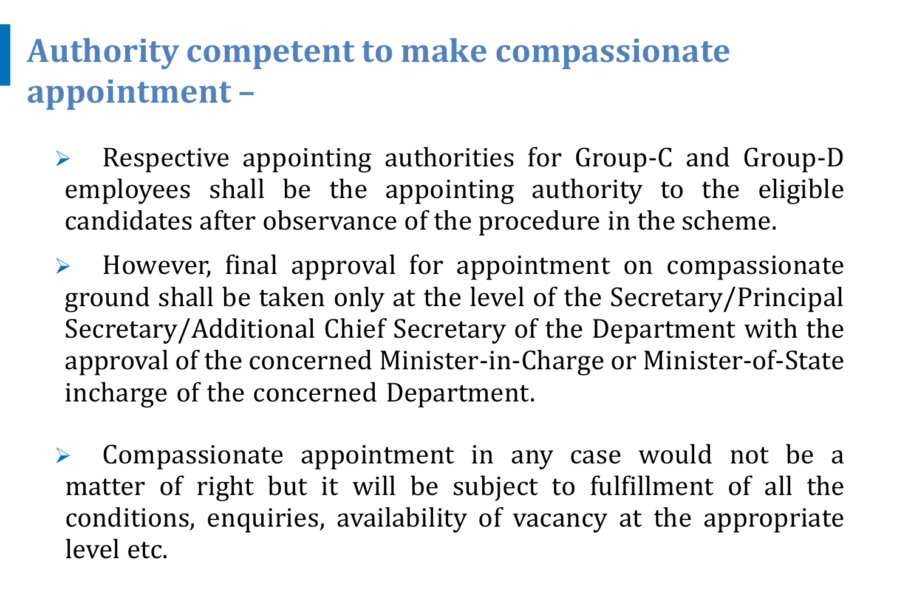## Authority competent to make compassionate appointment –

- Respective appointing authorities for Group-C and Group-D employees shall be the appointing authority to the eligible candidates after observance of the procedure in the scheme.
- However, final approval for appointment on compassionate ground shall be taken only at the level of the Secretary/Principal Secretary/Additional Chief Secretary of the Department with the approval of the concerned Minister-in-Charge or Minister-of-State incharge of the concerned Department.
- Compassionate appointment in any case would not be a matter of right but it will be subject to fulfillment of all the conditions, enquiries, availability of vacancy at the appropriate level etc.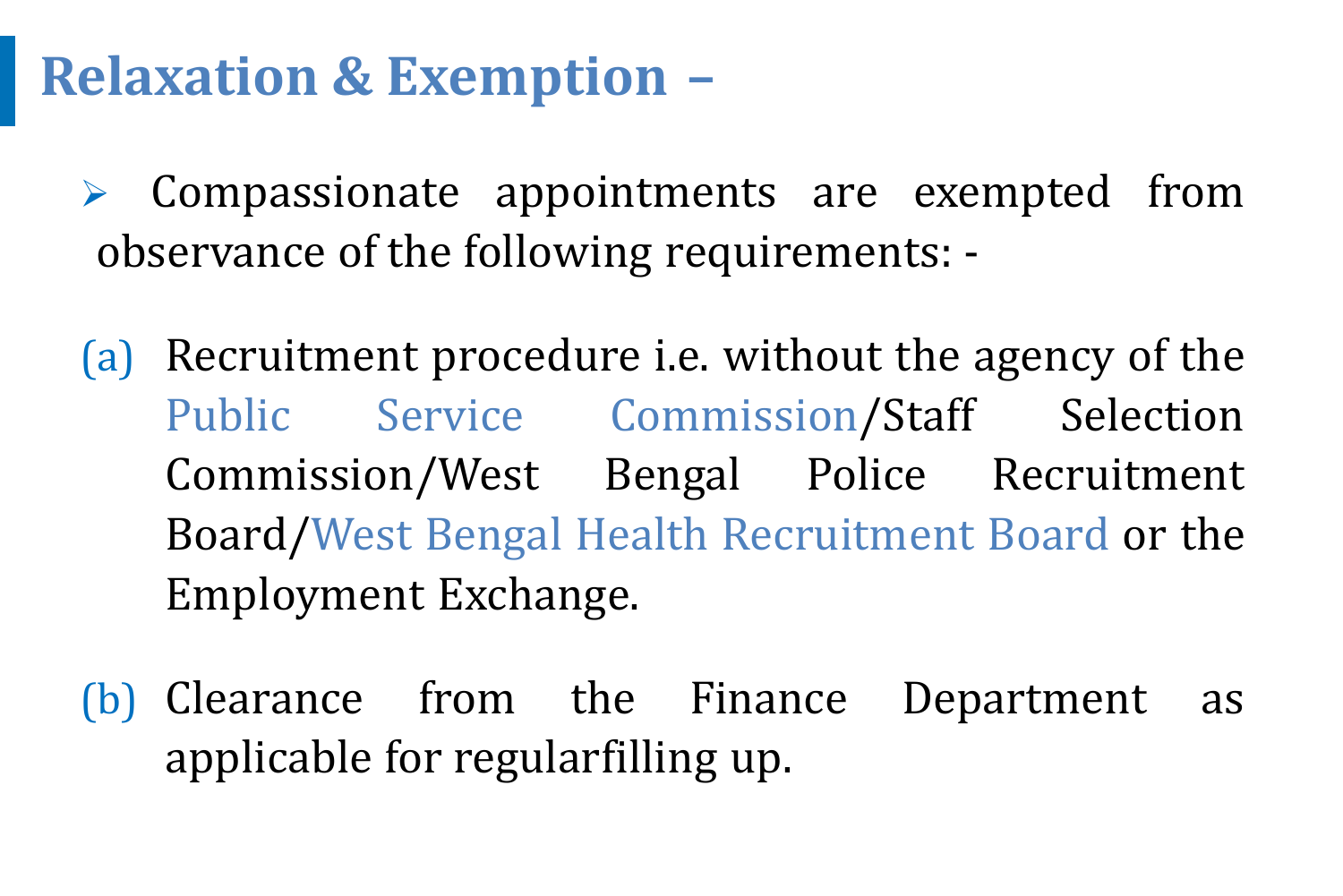## Relaxation & Exemption –

- Compassionate appointments are exempted from observance of the following requirements: -

(a) Recruitment procedure i.e. without the agency of the Public Service Commission/Staff Selection Commission/West Bengal Police Recruitment Board/West Bengal Health Recruitment Board or the Employment Exchange.

(b) Clearance from the Finance Department as applicable for regularfilling up.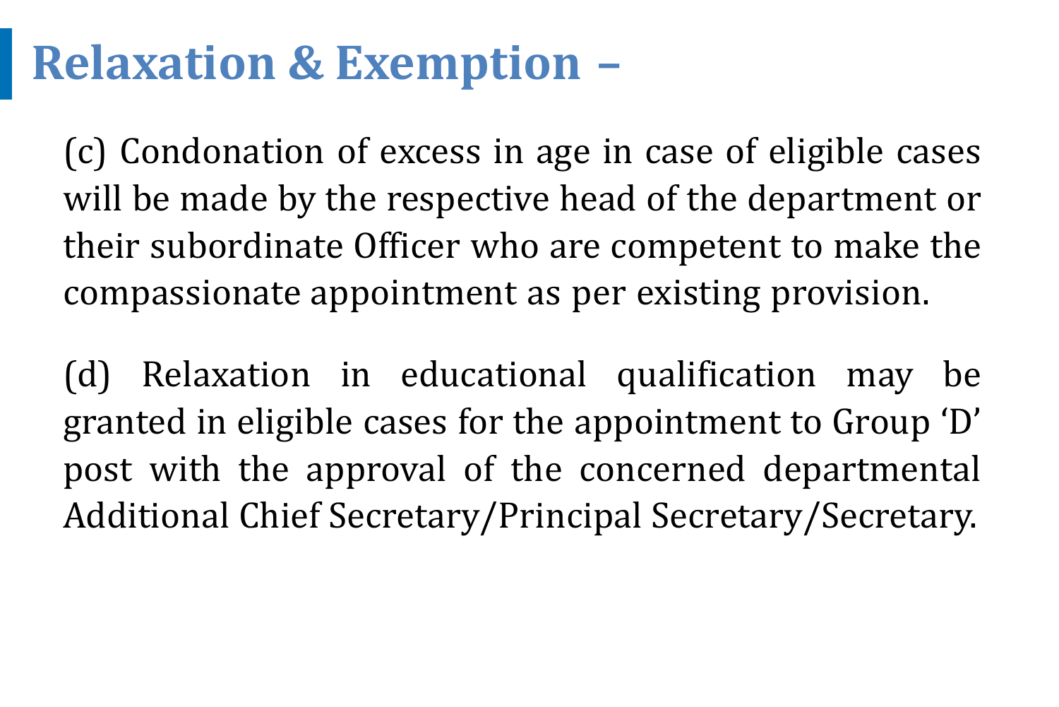## Relaxation & Exemption –

(c) Condonation of excess in age in case of eligible cases will be made by the respective head of the department or their subordinate Officer who are competent to make the compassionate appointment as per existing provision.

(d) Relaxation in educational qualification may be granted in eligible cases for the appointment to Group 'D' post with the approval of the concerned departmental Additional Chief Secretary/Principal Secretary/Secretary.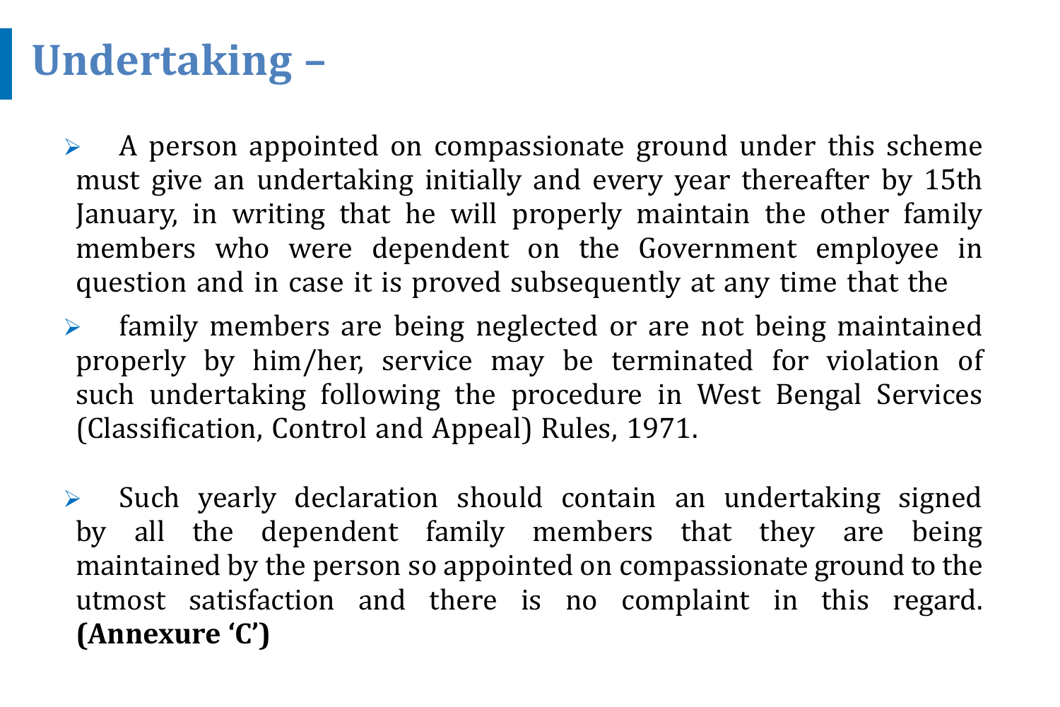# Undertaking –

- A person appointed on compassionate ground under this scheme must give an undertaking initially and every year thereafter by 15th January, in writing that he will properly maintain the other family members who were dependent on the Government employee in question and in case it is proved subsequently at any time that the
- family members are being neglected or are not being maintained properly by him/her, service may be terminated for violation of such undertaking following the procedure in West Bengal Services (Classification, Control and Appeal) Rules, 1971.

- Such yearly declaration should contain an undertaking signed by all the dependent family members that they are being maintained by the person so appointed on compassionate ground to the utmost satisfaction and there is no complaint in this regard. **(Annexure 'C')**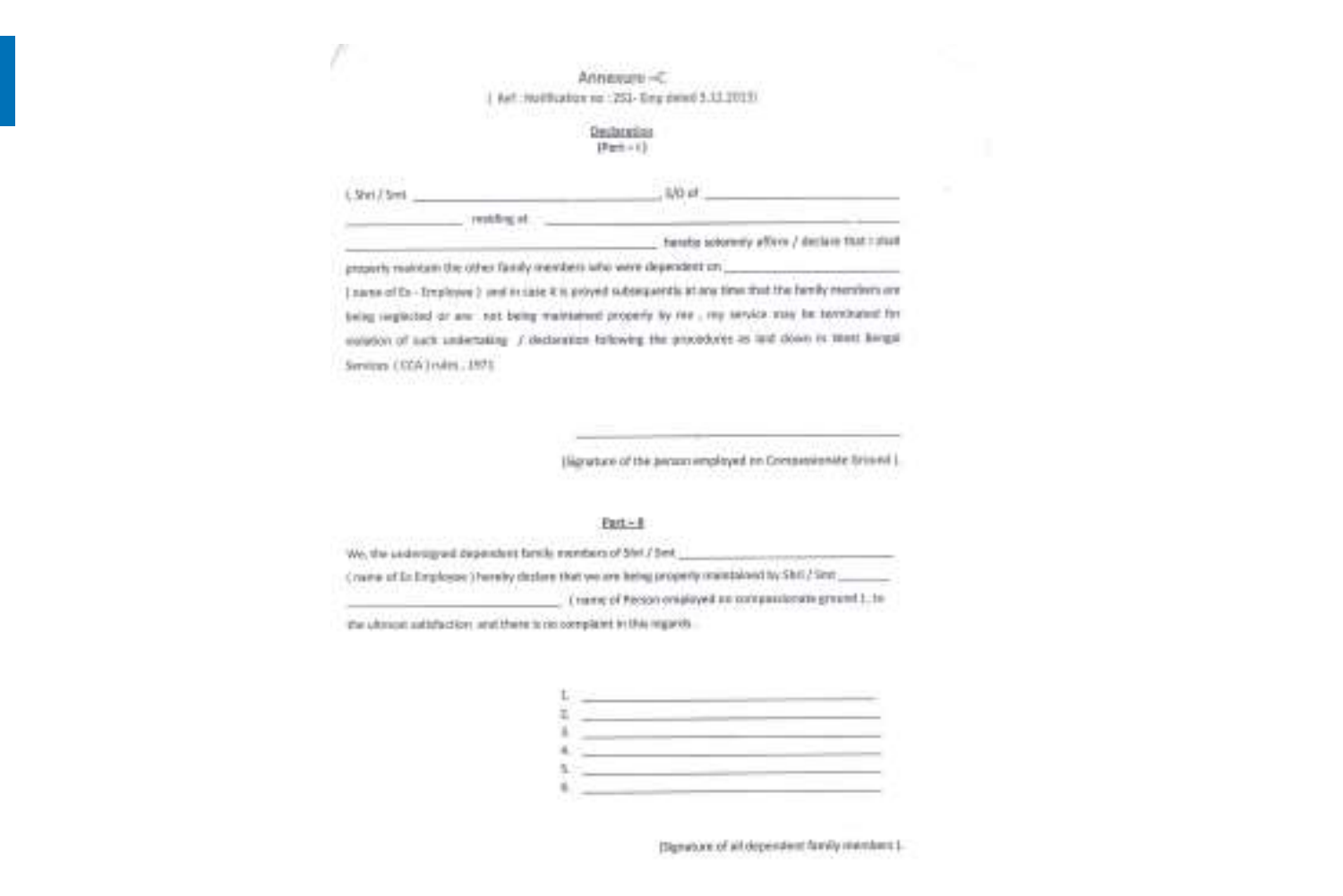Annexure –C

( Ref : Notification no : 251- Emp dated 3.12.2013)

Declaration

(Part – I)

I, Shri / Smt ______________________________, S/O of ___________________________ ________________ residing at ______________________________________________ ______________________________________ hereby solemnly affirm / declare that I shall properly maintain the other family members who were dependent on ___________________ ( name of Ex - Employee ) and in case it is proved subsequently at any time that the family members are being neglected or are not being maintained properly by me , my service may be terminated for violation of such undertaking / declaration following the procedures as laid down in West Bengal Services ( CCA ) rules , 1971

______________________________________

(Signature of the person employed on Compassionate Ground )

Part – II

We, the undersigned dependent family members of Shri / Smt ______________________________ ( name of Ex Employee ) hereby declare that we are being properly maintained by Shri / Smt ________ ______________________________ ( name of Person employed on compassionate ground ) , to the utmost satisfaction and there is no complaint in this regards.

1. ______________________________
2. ______________________________
3. ______________________________
4. ______________________________
5. ______________________________
6. ______________________________

(Signature of all dependent family members )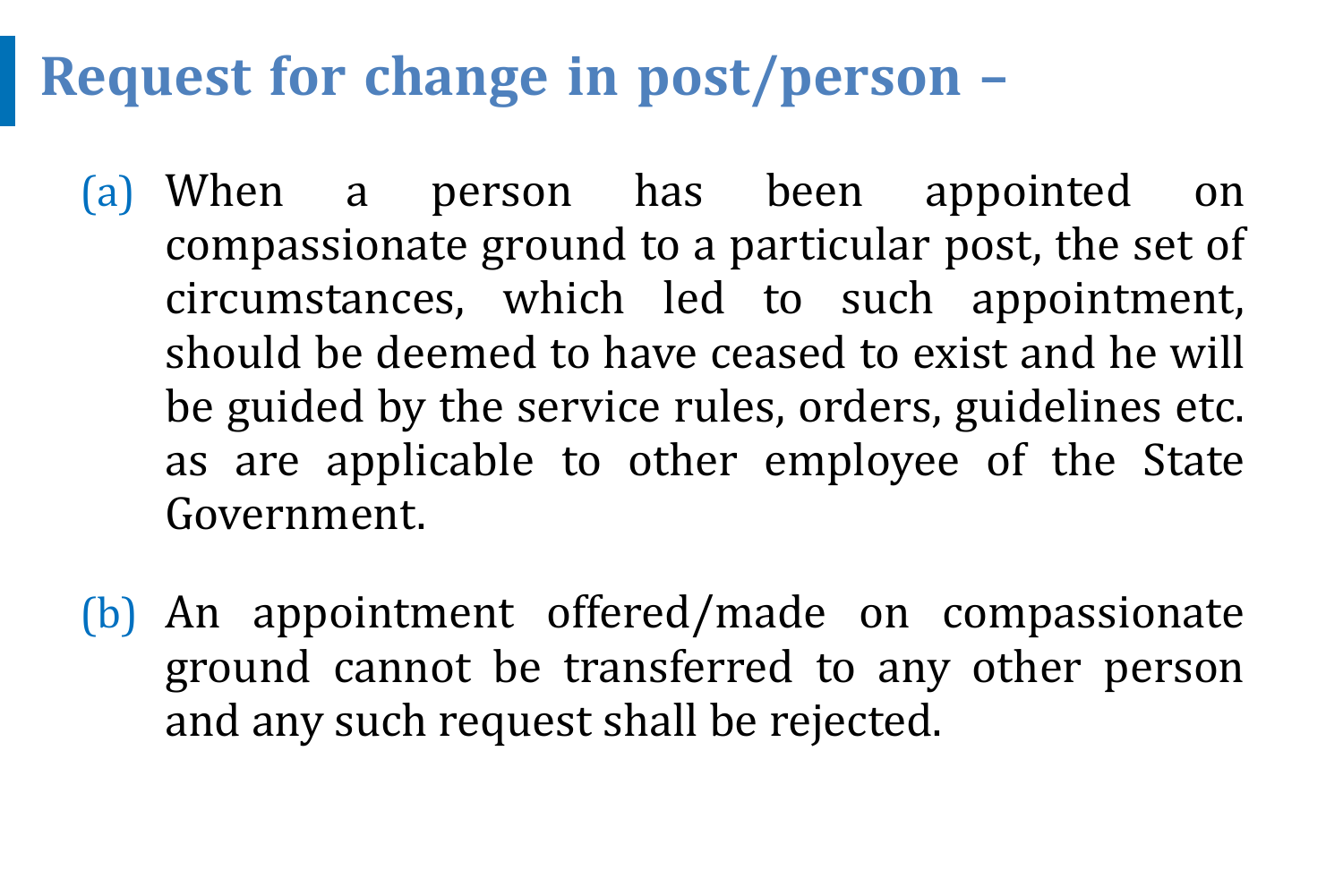## Request for change in post/person –

(a) When a person has been appointed on compassionate ground to a particular post, the set of circumstances, which led to such appointment, should be deemed to have ceased to exist and he will be guided by the service rules, orders, guidelines etc. as are applicable to other employee of the State Government.

(b) An appointment offered/made on compassionate ground cannot be transferred to any other person and any such request shall be rejected.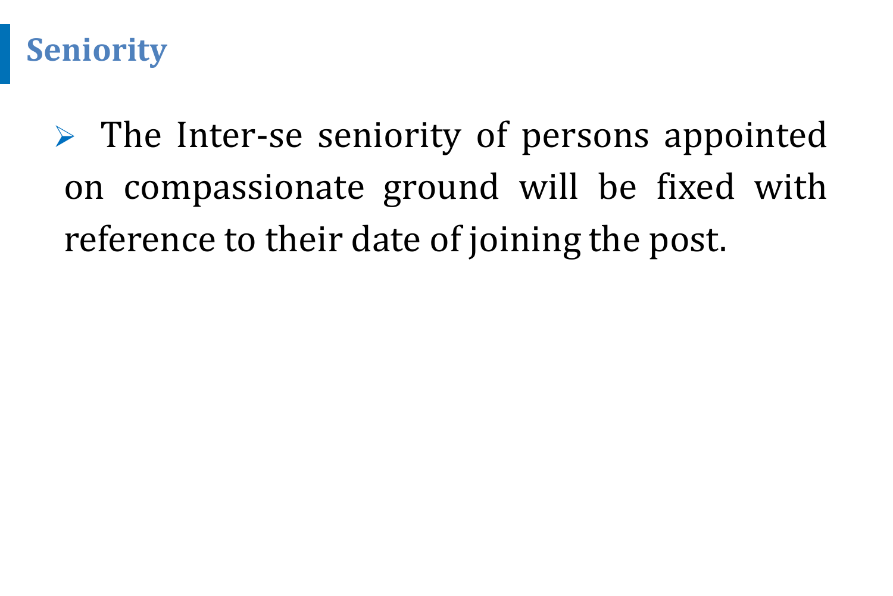## Seniority

- The Inter-se seniority of persons appointed on compassionate ground will be fixed with reference to their date of joining the post.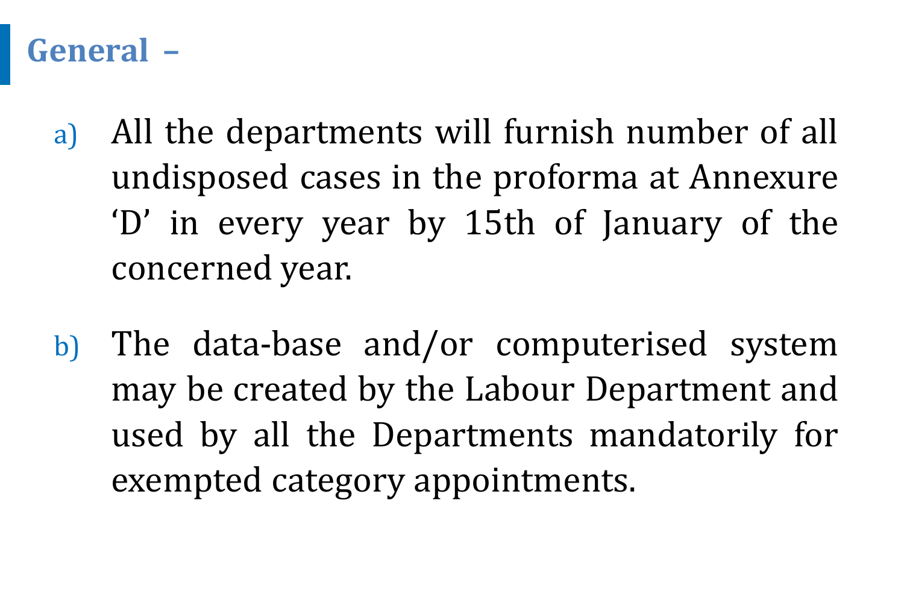## General –

a) All the departments will furnish number of all undisposed cases in the proforma at Annexure ‘D’ in every year by 15th of January of the concerned year.

b) The data-base and/or computerised system may be created by the Labour Department and used by all the Departments mandatorily for exempted category appointments.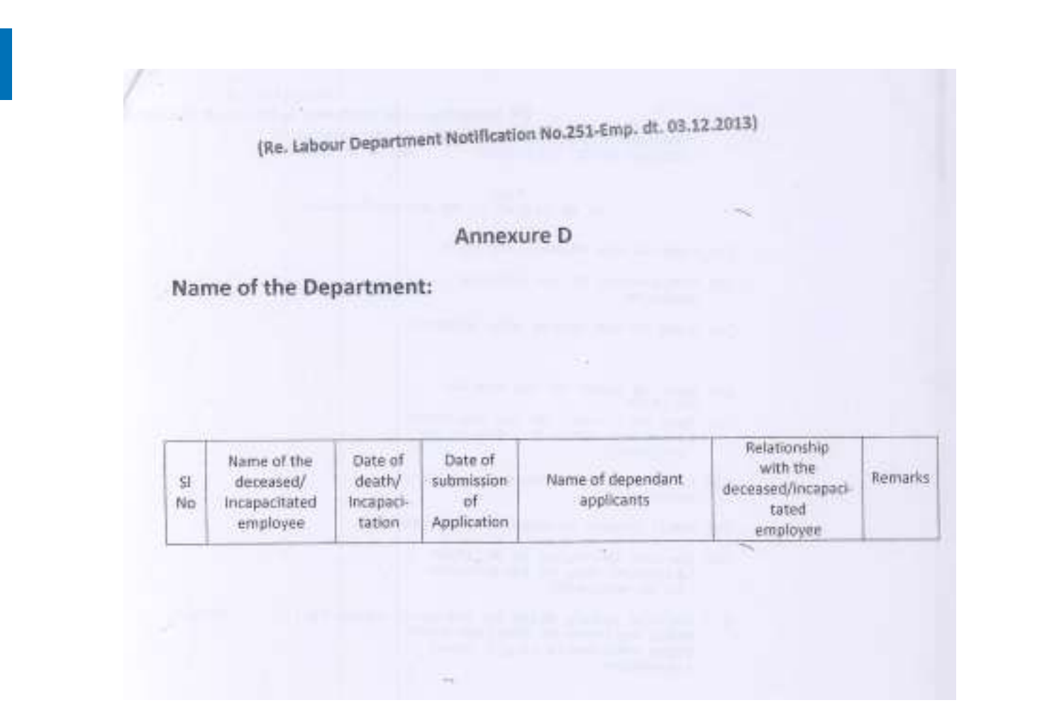(Re. Labour Department Notification No.251-Emp. dt. 03.12.2013)

## Annexure D

**Name of the Department:**

| Sl No | Name of the deceased/ Incapacitated employee | Date of death/ Incapacitation | Date of submission of Application | Name of dependant applicants | Relationship with the deceased/incapacitated employee | Remarks |
|---|---|---|---|---|---|---|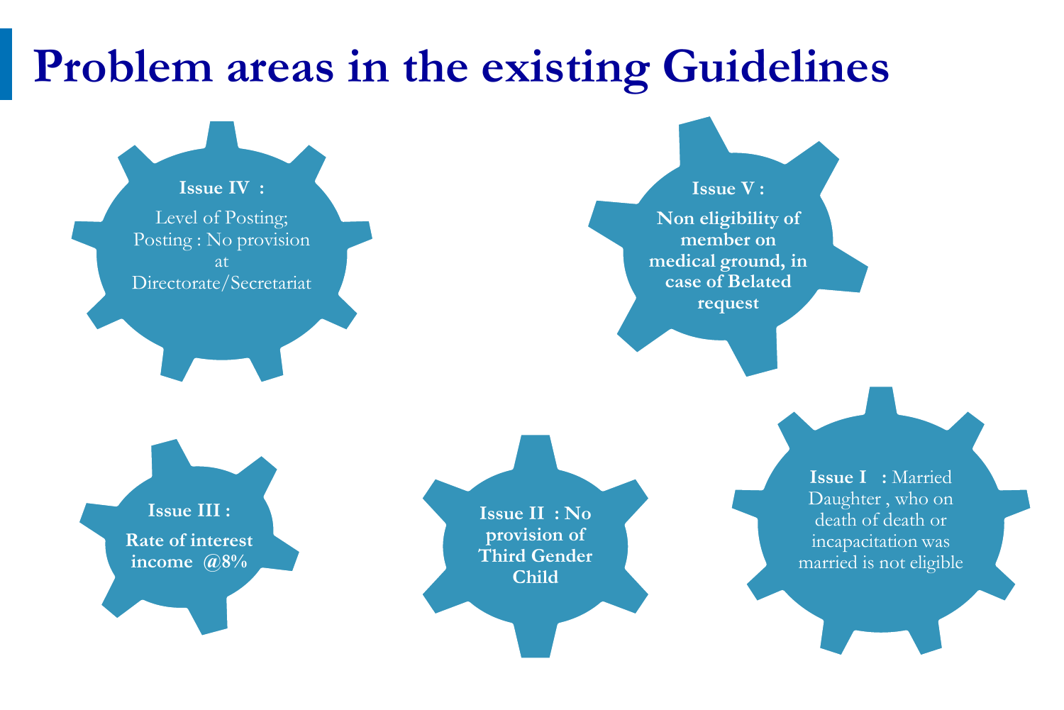# Problem areas in the existing Guidelines

**Issue IV :**

Level of Posting; Posting : No provision at Directorate/Secretariat

**Issue V :**

**Non eligibility of member on medical ground, in case of Belated request**

**Issue III :**

**Rate of interest income @8%**

**Issue II : No provision of Third Gender Child**

**Issue I :** Married Daughter , who on death of death or incapacitation was married is not eligible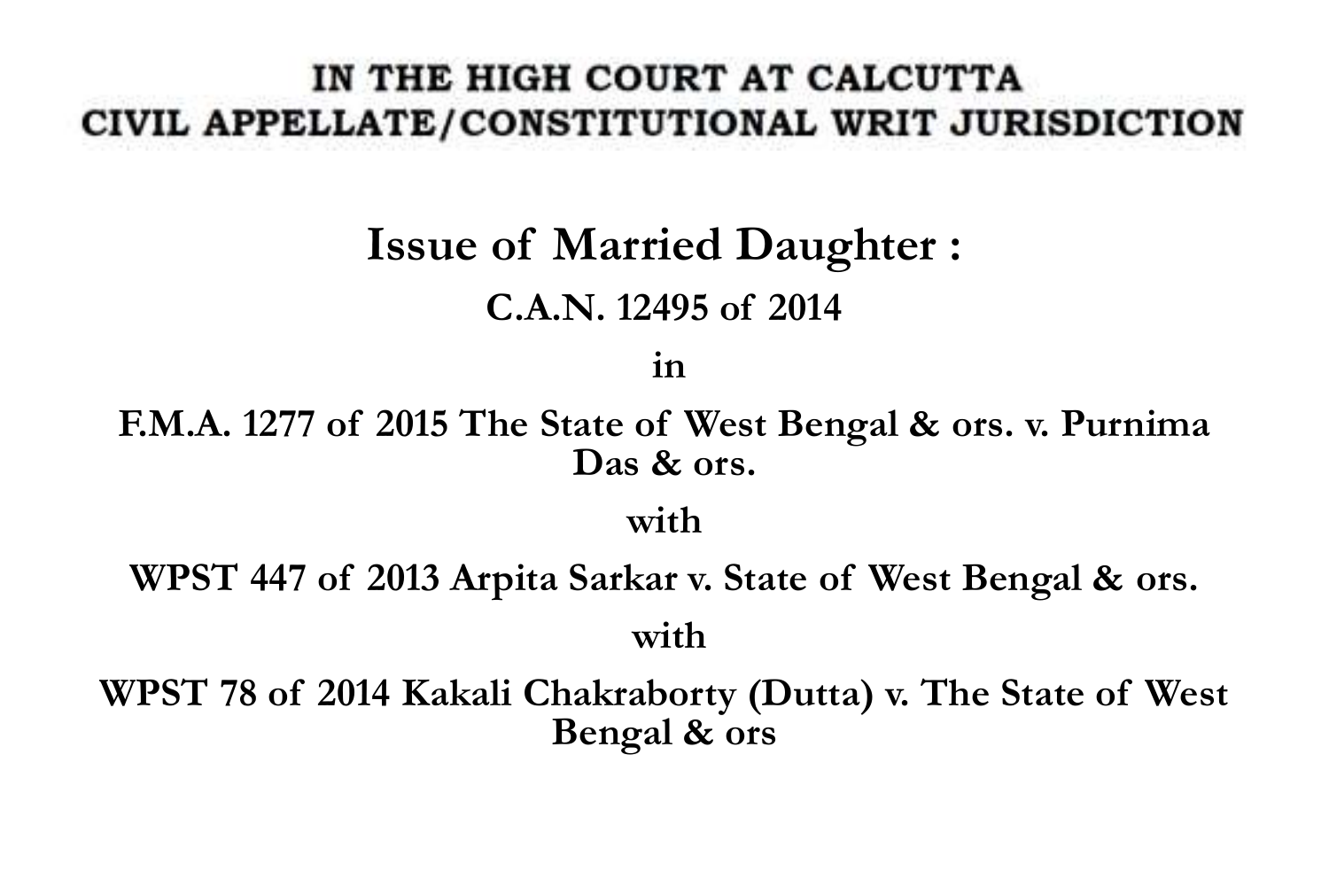**IN THE HIGH COURT AT CALCUTTA**
**CIVIL APPELLATE/CONSTITUTIONAL WRIT JURISDICTION**

## Issue of Married Daughter :

**C.A.N. 12495 of 2014**

**in**

**F.M.A. 1277 of 2015 The State of West Bengal & ors. v. Purnima Das & ors.**

**with**

**WPST 447 of 2013 Arpita Sarkar v. State of West Bengal & ors.**

**with**

**WPST 78 of 2014 Kakali Chakraborty (Dutta) v. The State of West Bengal & ors**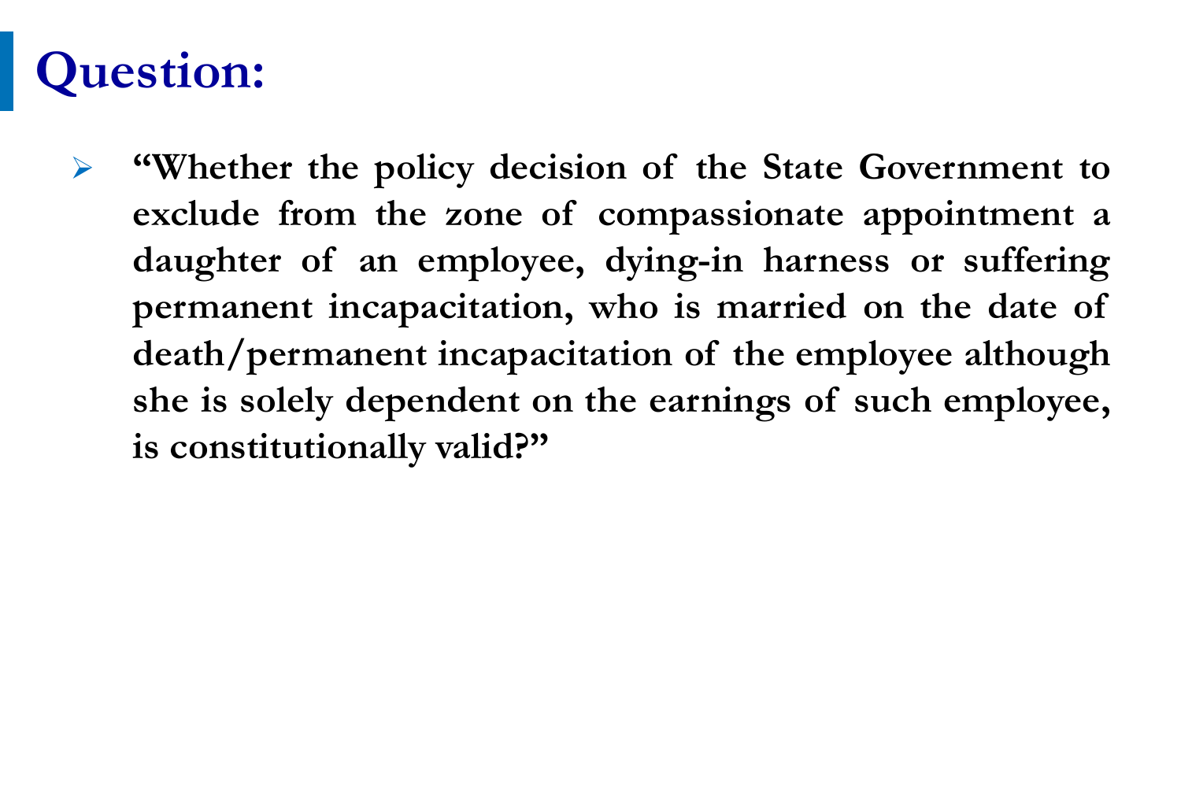# Question:

- **"Whether the policy decision of the State Government to exclude from the zone of compassionate appointment a daughter of an employee, dying-in harness or suffering permanent incapacitation, who is married on the date of death/permanent incapacitation of the employee although she is solely dependent on the earnings of such employee, is constitutionally valid?"**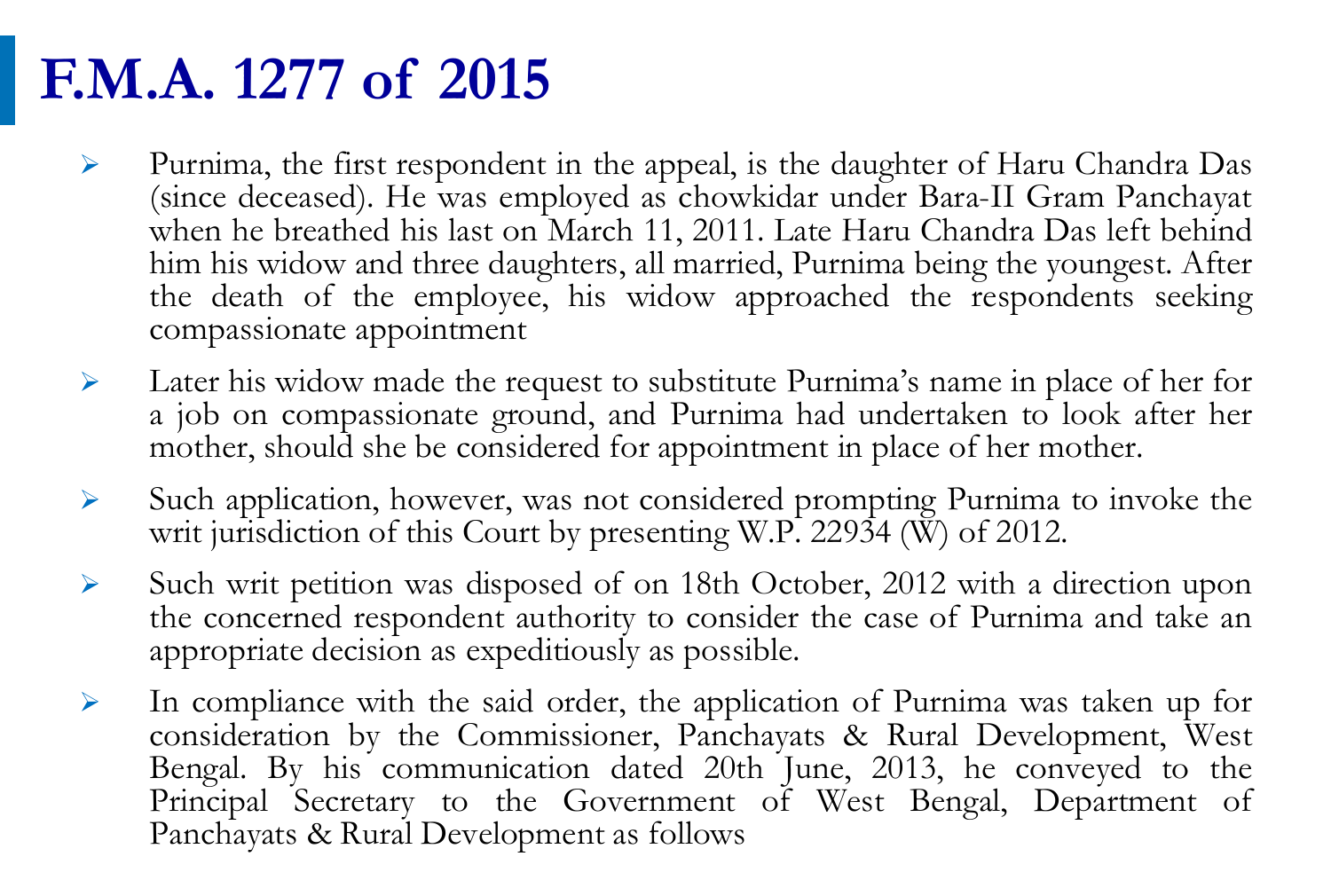# F.M.A. 1277 of 2015

- Purnima, the first respondent in the appeal, is the daughter of Haru Chandra Das (since deceased). He was employed as chowkidar under Bara-II Gram Panchayat when he breathed his last on March 11, 2011. Late Haru Chandra Das left behind him his widow and three daughters, all married, Purnima being the youngest. After the death of the employee, his widow approached the respondents seeking compassionate appointment
- Later his widow made the request to substitute Purnima's name in place of her for a job on compassionate ground, and Purnima had undertaken to look after her mother, should she be considered for appointment in place of her mother.
- Such application, however, was not considered prompting Purnima to invoke the writ jurisdiction of this Court by presenting W.P. 22934 (W) of 2012.
- Such writ petition was disposed of on 18th October, 2012 with a direction upon the concerned respondent authority to consider the case of Purnima and take an appropriate decision as expeditiously as possible.
- In compliance with the said order, the application of Purnima was taken up for consideration by the Commissioner, Panchayats & Rural Development, West Bengal. By his communication dated 20th June, 2013, he conveyed to the Principal Secretary to the Government of West Bengal, Department of Panchayats & Rural Development as follows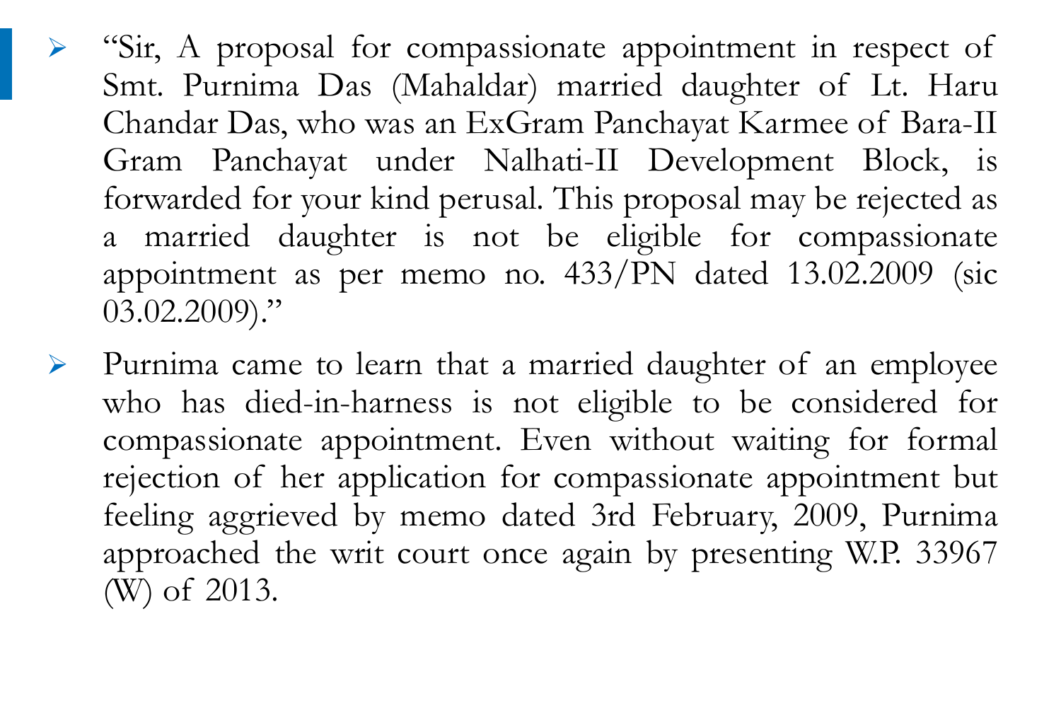- "Sir, A proposal for compassionate appointment in respect of Smt. Purnima Das (Mahaldar) married daughter of Lt. Haru Chandar Das, who was an ExGram Panchayat Karmee of Bara-II Gram Panchayat under Nalhati-II Development Block, is forwarded for your kind perusal. This proposal may be rejected as a married daughter is not be eligible for compassionate appointment as per memo no. 433/PN dated 13.02.2009 (sic 03.02.2009)."

- Purnima came to learn that a married daughter of an employee who has died-in-harness is not eligible to be considered for compassionate appointment. Even without waiting for formal rejection of her application for compassionate appointment but feeling aggrieved by memo dated 3rd February, 2009, Purnima approached the writ court once again by presenting W.P. 33967 (W) of 2013.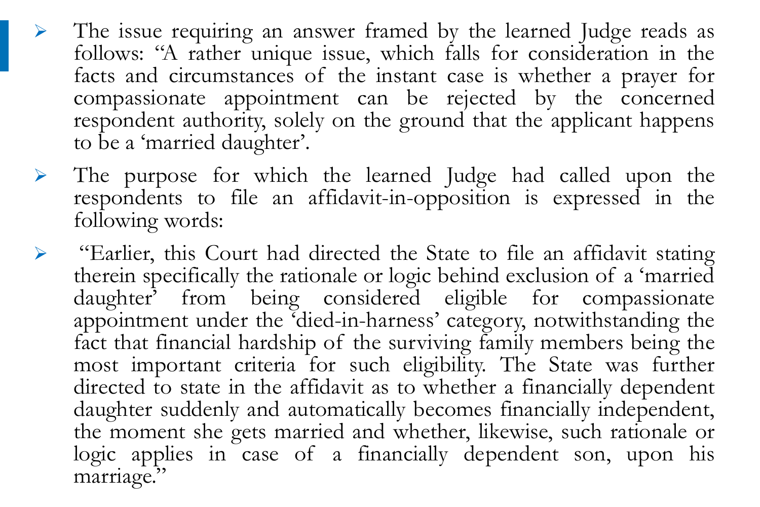- The issue requiring an answer framed by the learned Judge reads as follows: "A rather unique issue, which falls for consideration in the facts and circumstances of the instant case is whether a prayer for compassionate appointment can be rejected by the concerned respondent authority, solely on the ground that the applicant happens to be a 'married daughter'.

- The purpose for which the learned Judge had called upon the respondents to file an affidavit-in-opposition is expressed in the following words:

- "Earlier, this Court had directed the State to file an affidavit stating therein specifically the rationale or logic behind exclusion of a 'married daughter' from being considered eligible for compassionate appointment under the 'died-in-harness' category, notwithstanding the fact that financial hardship of the surviving family members being the most important criteria for such eligibility. The State was further directed to state in the affidavit as to whether a financially dependent daughter suddenly and automatically becomes financially independent, the moment she gets married and whether, likewise, such rationale or logic applies in case of a financially dependent son, upon his marriage."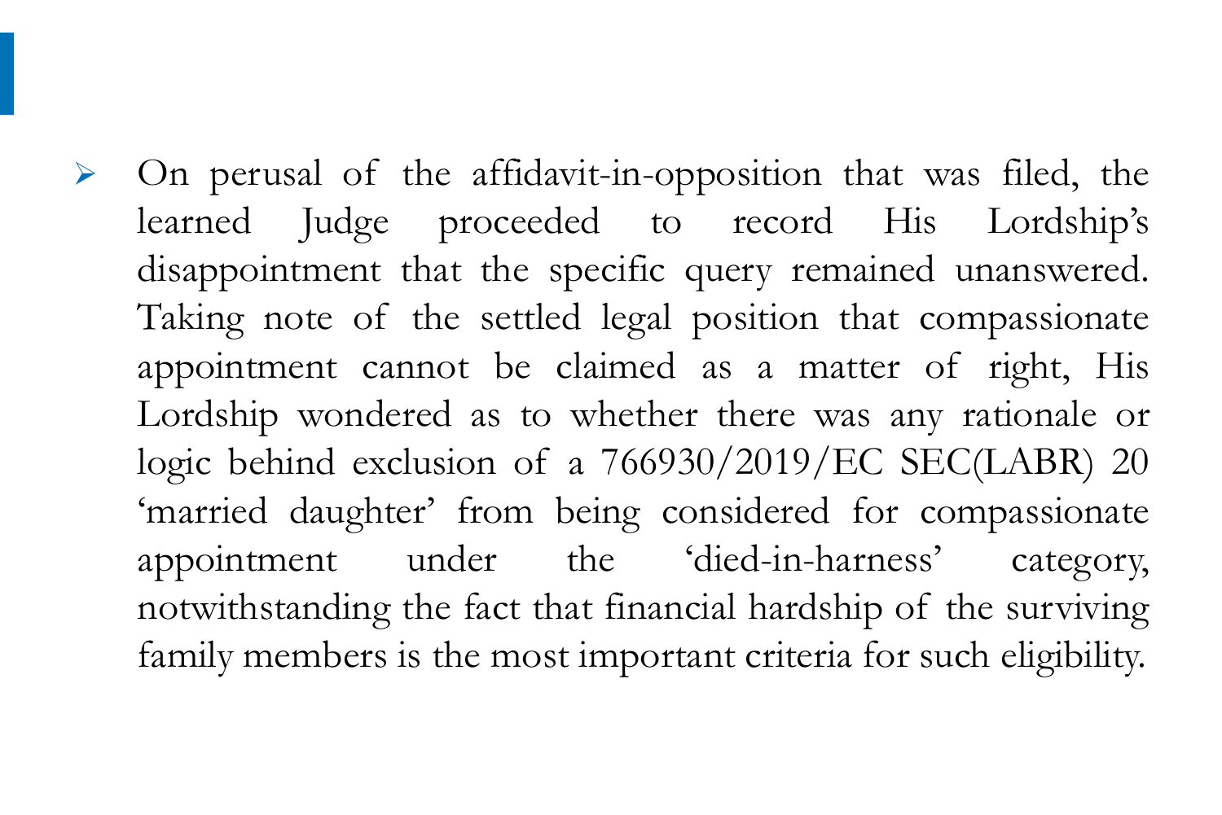- On perusal of the affidavit-in-opposition that was filed, the learned Judge proceeded to record His Lordship's disappointment that the specific query remained unanswered. Taking note of the settled legal position that compassionate appointment cannot be claimed as a matter of right, His Lordship wondered as to whether there was any rationale or logic behind exclusion of a 766930/2019/EC SEC(LABR) 20 'married daughter' from being considered for compassionate appointment under the 'died-in-harness' category, notwithstanding the fact that financial hardship of the surviving family members is the most important criteria for such eligibility.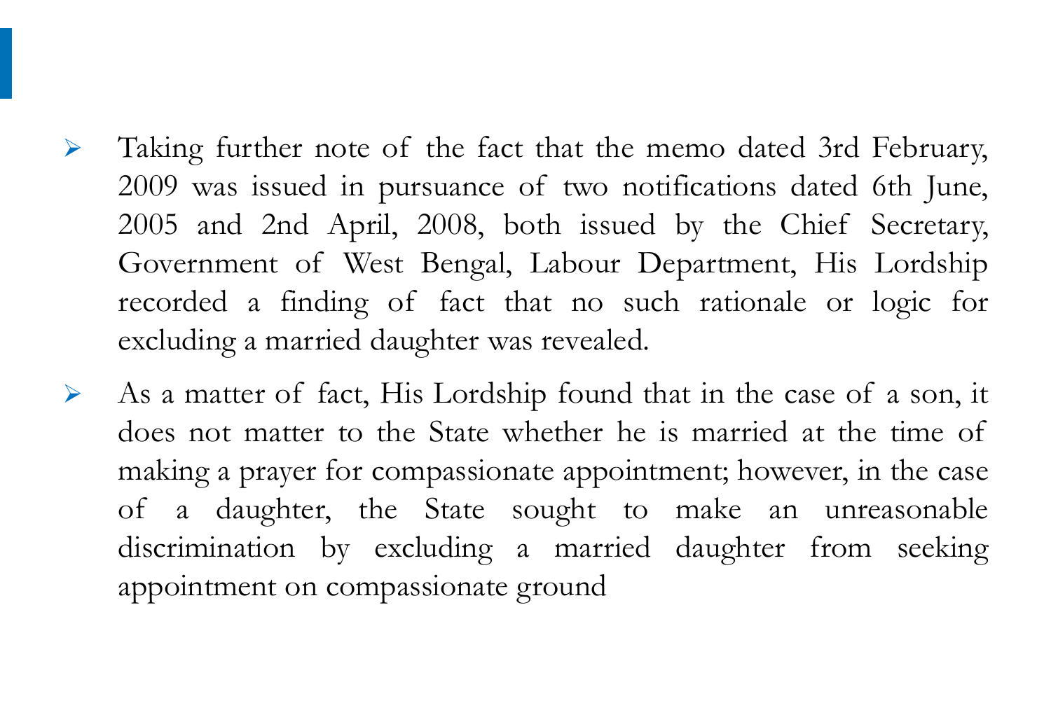- Taking further note of the fact that the memo dated 3rd February, 2009 was issued in pursuance of two notifications dated 6th June, 2005 and 2nd April, 2008, both issued by the Chief Secretary, Government of West Bengal, Labour Department, His Lordship recorded a finding of fact that no such rationale or logic for excluding a married daughter was revealed.
- As a matter of fact, His Lordship found that in the case of a son, it does not matter to the State whether he is married at the time of making a prayer for compassionate appointment; however, in the case of a daughter, the State sought to make an unreasonable discrimination by excluding a married daughter from seeking appointment on compassionate ground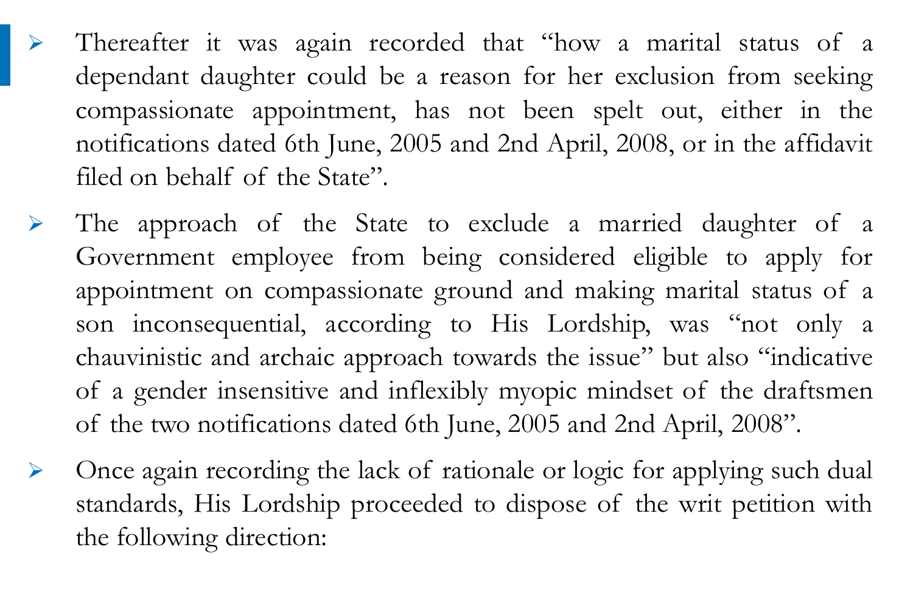- Thereafter it was again recorded that "how a marital status of a dependant daughter could be a reason for her exclusion from seeking compassionate appointment, has not been spelt out, either in the notifications dated 6th June, 2005 and 2nd April, 2008, or in the affidavit filed on behalf of the State".

- The approach of the State to exclude a married daughter of a Government employee from being considered eligible to apply for appointment on compassionate ground and making marital status of a son inconsequential, according to His Lordship, was "not only a chauvinistic and archaic approach towards the issue" but also "indicative of a gender insensitive and inflexibly myopic mindset of the draftsmen of the two notifications dated 6th June, 2005 and 2nd April, 2008".

- Once again recording the lack of rationale or logic for applying such dual standards, His Lordship proceeded to dispose of the writ petition with the following direction: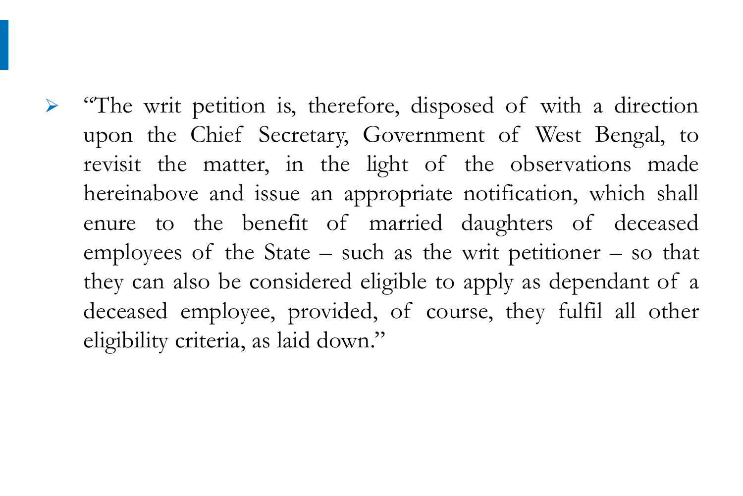- "The writ petition is, therefore, disposed of with a direction upon the Chief Secretary, Government of West Bengal, to revisit the matter, in the light of the observations made hereinabove and issue an appropriate notification, which shall enure to the benefit of married daughters of deceased employees of the State – such as the writ petitioner – so that they can also be considered eligible to apply as dependant of a deceased employee, provided, of course, they fulfil all other eligibility criteria, as laid down."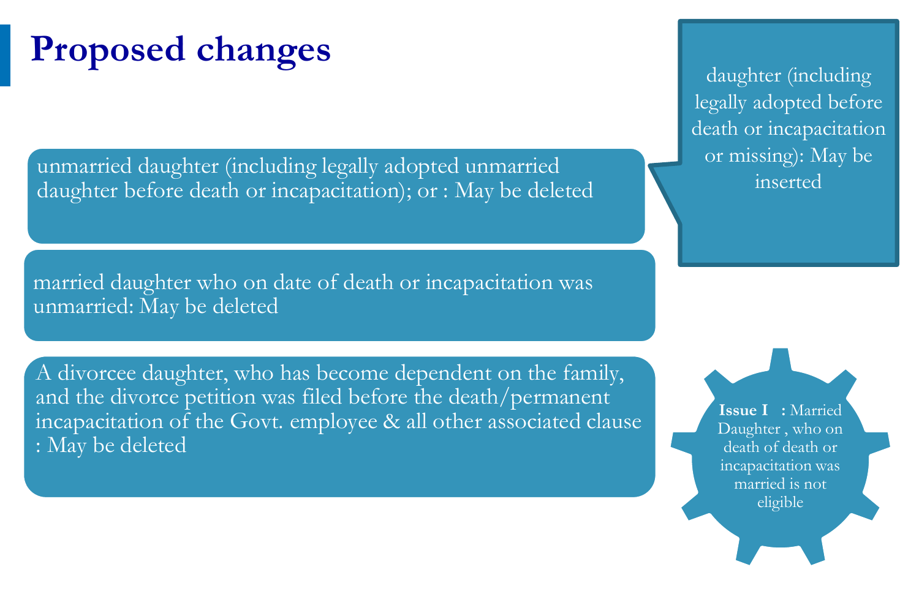# Proposed changes

unmarried daughter (including legally adopted unmarried daughter before death or incapacitation); or : May be deleted

daughter (including legally adopted before death or incapacitation or missing): May be inserted

married daughter who on date of death or incapacitation was unmarried: May be deleted

A divorcee daughter, who has become dependent on the family, and the divorce petition was filed before the death/permanent incapacitation of the Govt. employee & all other associated clause : May be deleted

**Issue I :** Married Daughter , who on death of death or incapacitation was married is not eligible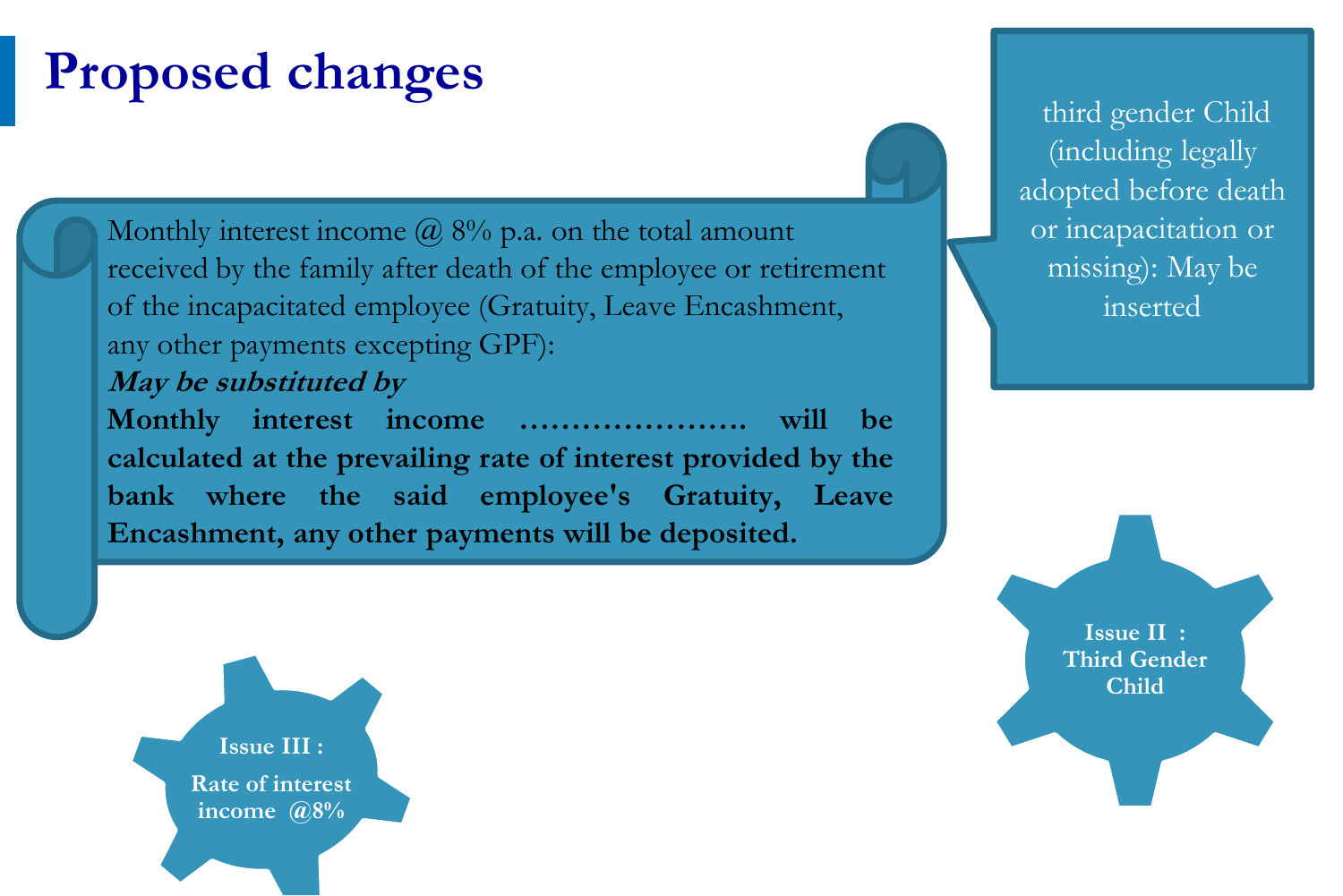# Proposed changes

Monthly interest income @ 8% p.a. on the total amount received by the family after death of the employee or retirement of the incapacitated employee (Gratuity, Leave Encashment, any other payments excepting GPF):

***May be substituted by***

**Monthly interest income …………………. will be calculated at the prevailing rate of interest provided by the bank where the said employee's Gratuity, Leave Encashment, any other payments will be deposited.**

third gender Child (including legally adopted before death or incapacitation or missing): May be inserted

**Issue II : Third Gender Child**

**Issue III :**

**Rate of interest income @8%**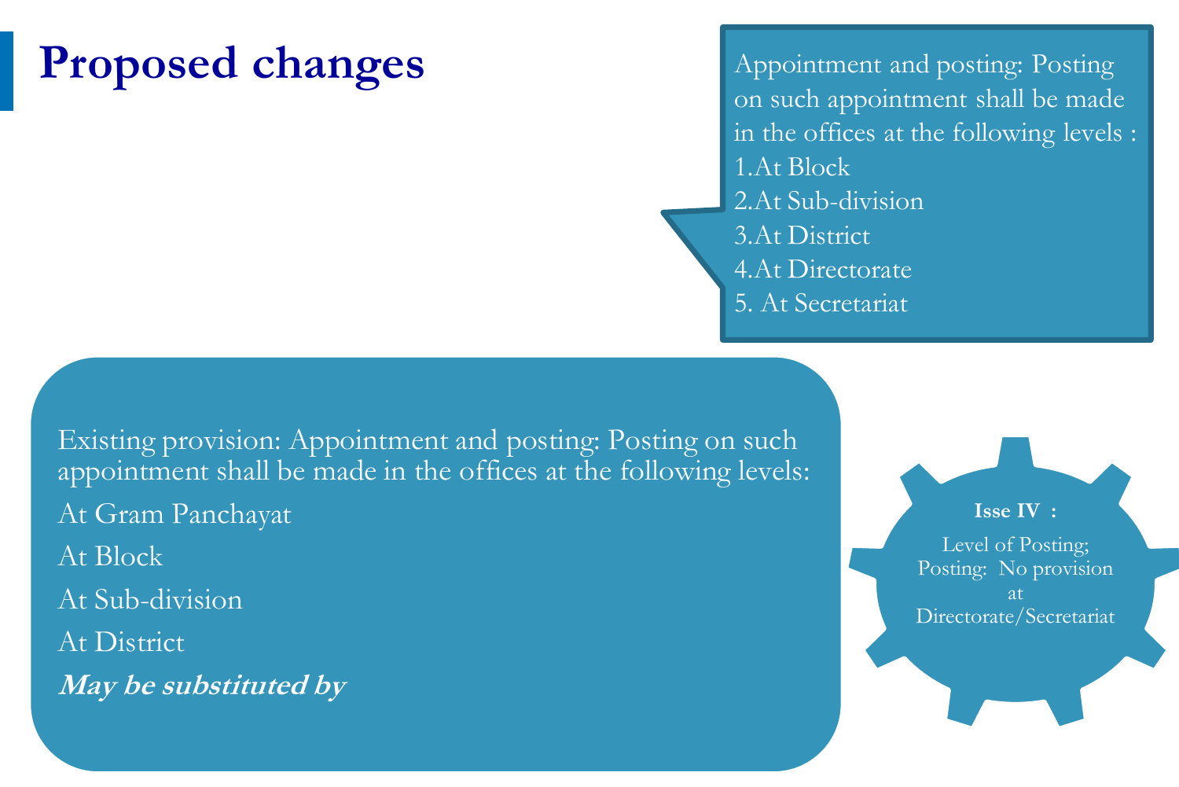# Proposed changes

**Isse IV :**

Level of Posting; Posting: No provision at Directorate/Secretariat

Existing provision: Appointment and posting: Posting on such appointment shall be made in the offices at the following levels:

At Gram Panchayat

At Block

At Sub-division

At District

***May be substituted by***

Appointment and posting: Posting on such appointment shall be made in the offices at the following levels :

1. At Block
2. At Sub-division
3. At District
4. At Directorate
5. At Secretariat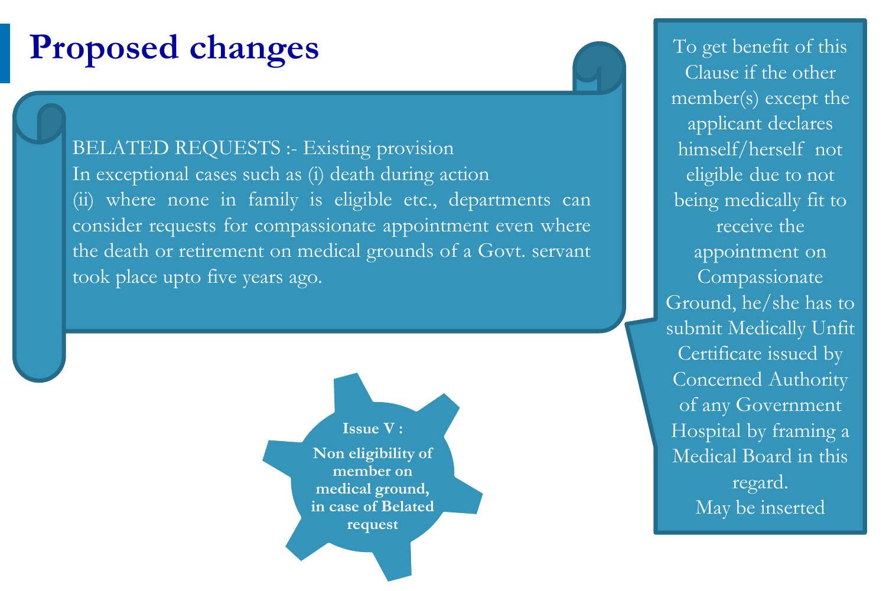# Proposed changes

BELATED REQUESTS :- Existing provision

In exceptional cases such as (i) death during action

(ii) where none in family is eligible etc., departments can consider requests for compassionate appointment even where the death or retirement on medical grounds of a Govt. servant took place upto five years ago.

**Issue V :**

**Non eligibility of member on medical ground, in case of Belated request**

To get benefit of this Clause if the other member(s) except the applicant declares himself/herself not eligible due to not being medically fit to receive the appointment on Compassionate Ground, he/she has to submit Medically Unfit Certificate issued by Concerned Authority of any Government Hospital by framing a Medical Board in this regard.

May be inserted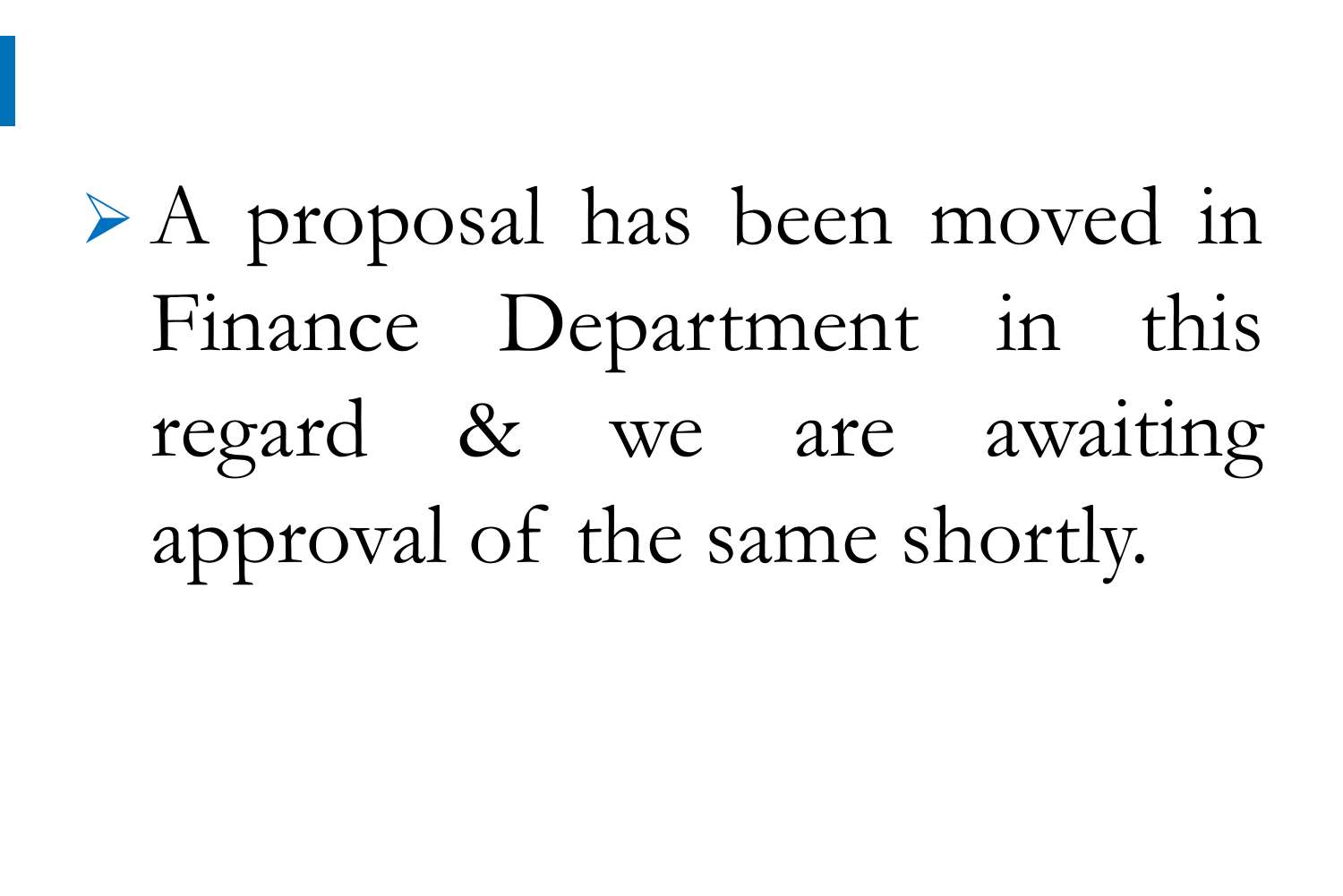- A proposal has been moved in Finance Department in this regard & we are awaiting approval of the same shortly.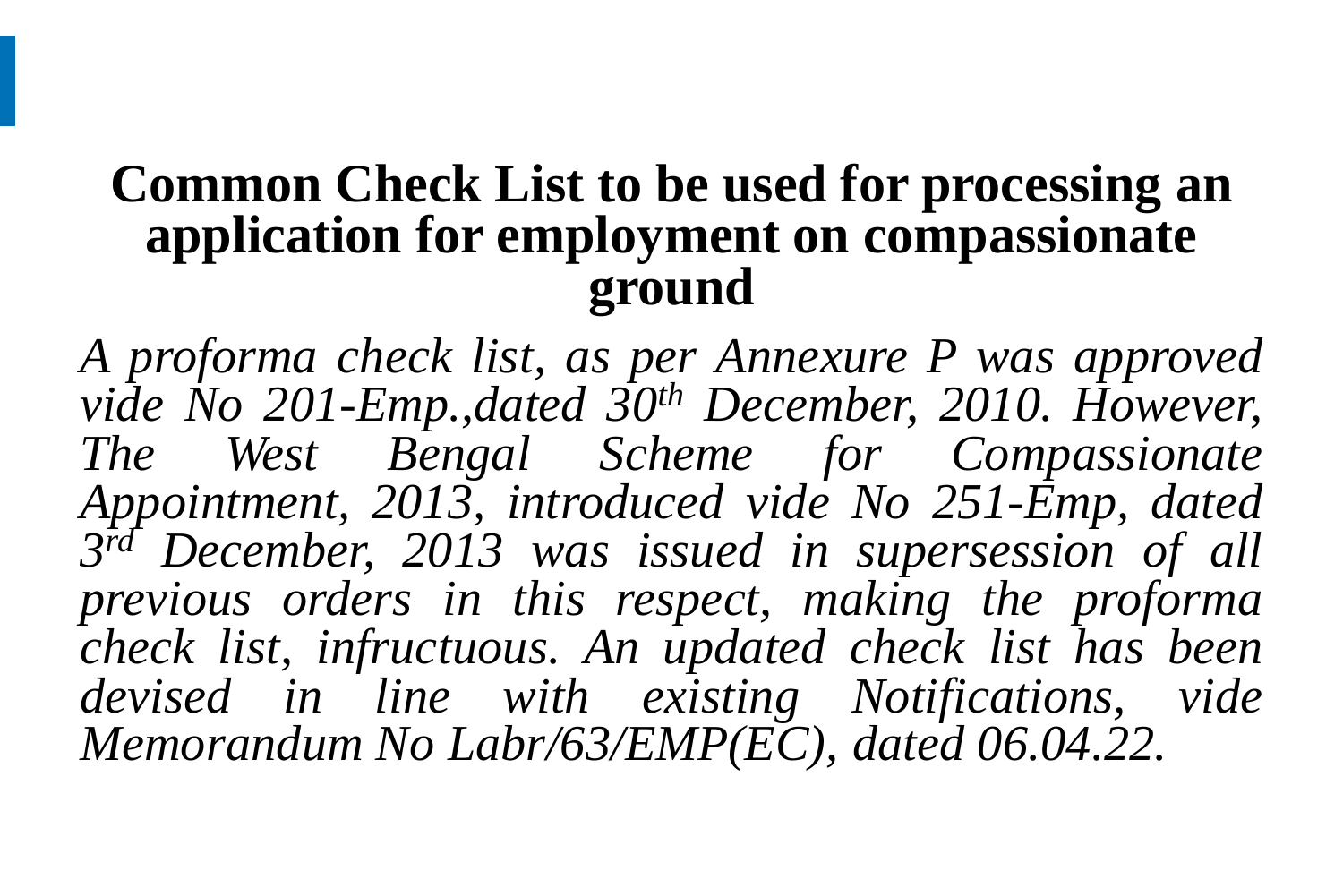# Common Check List to be used for processing an application for employment on compassionate ground

*A proforma check list, as per Annexure P was approved vide No 201-Emp.,dated 30th December, 2010. However, The West Bengal Scheme for Compassionate Appointment, 2013, introduced vide No 251-Emp, dated 3rd December, 2013 was issued in supersession of all previous orders in this respect, making the proforma check list, infructuous. An updated check list has been devised in line with existing Notifications, vide Memorandum No Labr/63/EMP(EC), dated 06.04.22.*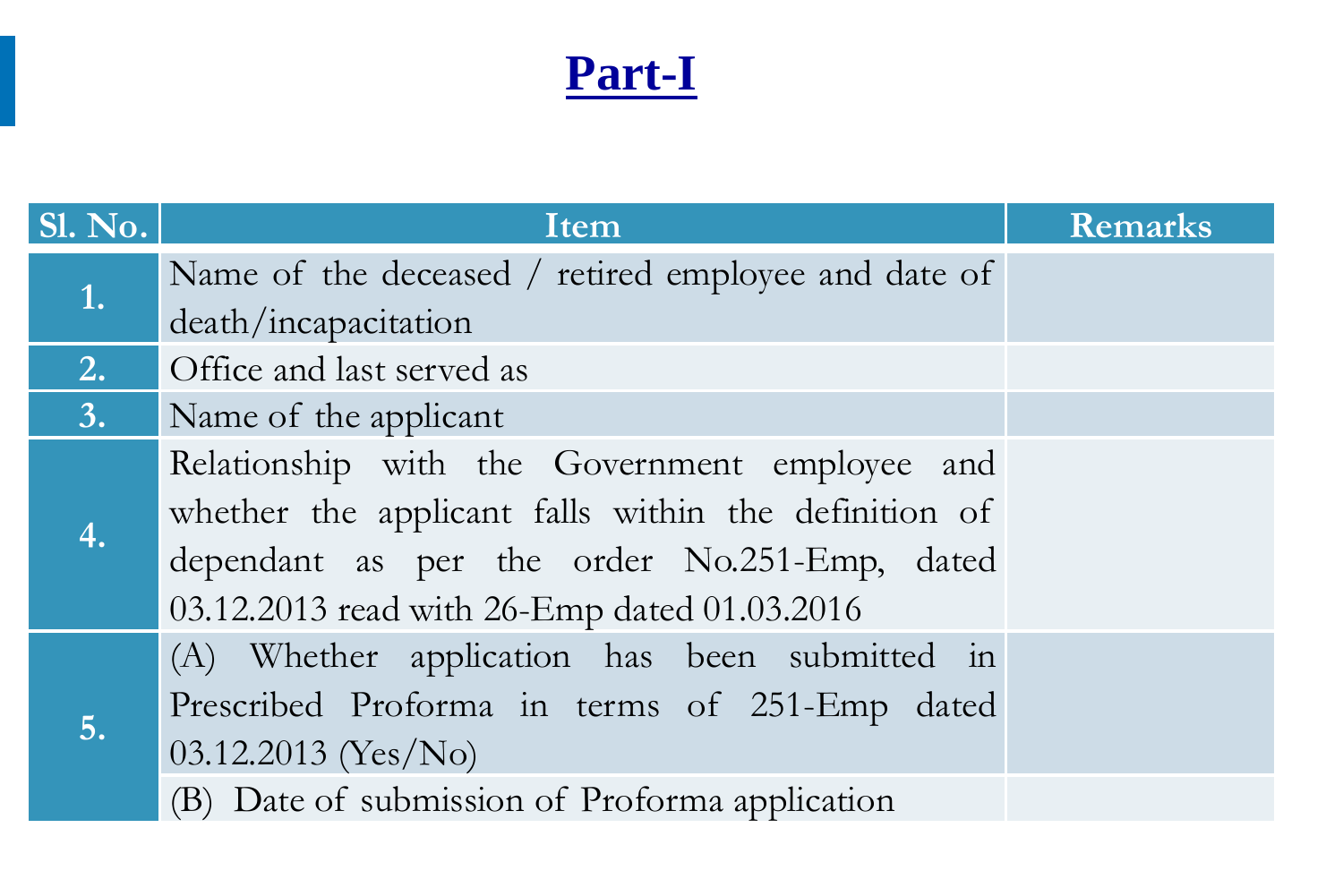# Part-I

| Sl. No. | Item | Remarks |
|---|---|---|
| 1. | Name of the deceased / retired employee and date of death/incapacitation | |
| 2. | Office and last served as | |
| 3. | Name of the applicant | |
| 4. | Relationship with the Government employee and whether the applicant falls within the definition of dependant as per the order No.251-Emp, dated 03.12.2013 read with 26-Emp dated 01.03.2016 | |
| 5. | (A) Whether application has been submitted in Prescribed Proforma in terms of 251-Emp dated 03.12.2013 (Yes/No) | |
| | (B) Date of submission of Proforma application | |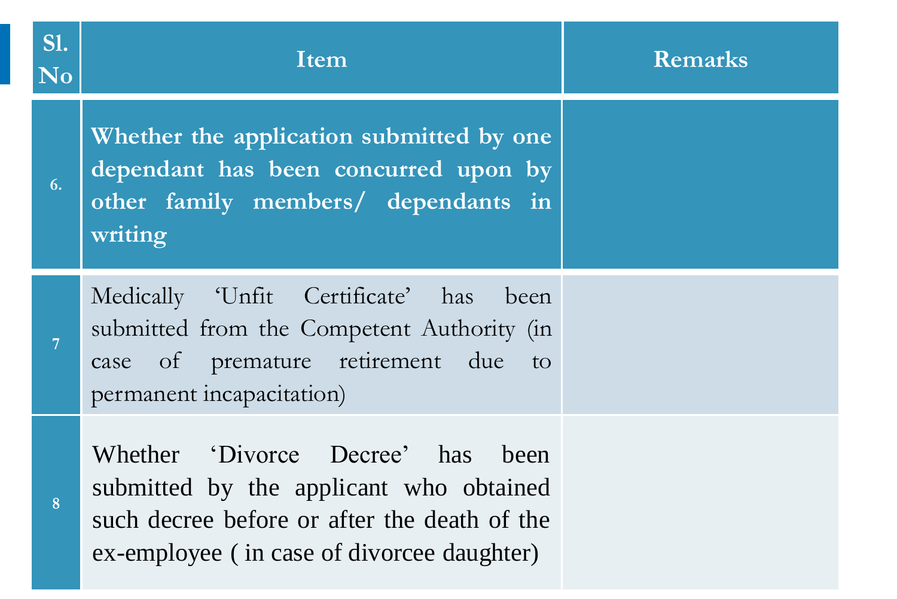| Sl. No | Item | Remarks |
|---|---|---|
| 6. | **Whether the application submitted by one dependant has been concurred upon by other family members/ dependants in writing** | |
| 7 | Medically ‘Unfit Certificate’ has been submitted from the Competent Authority (in case of premature retirement due to permanent incapacitation) | |
| 8 | Whether ‘Divorce Decree’ has been submitted by the applicant who obtained such decree before or after the death of the ex-employee ( in case of divorcee daughter) | |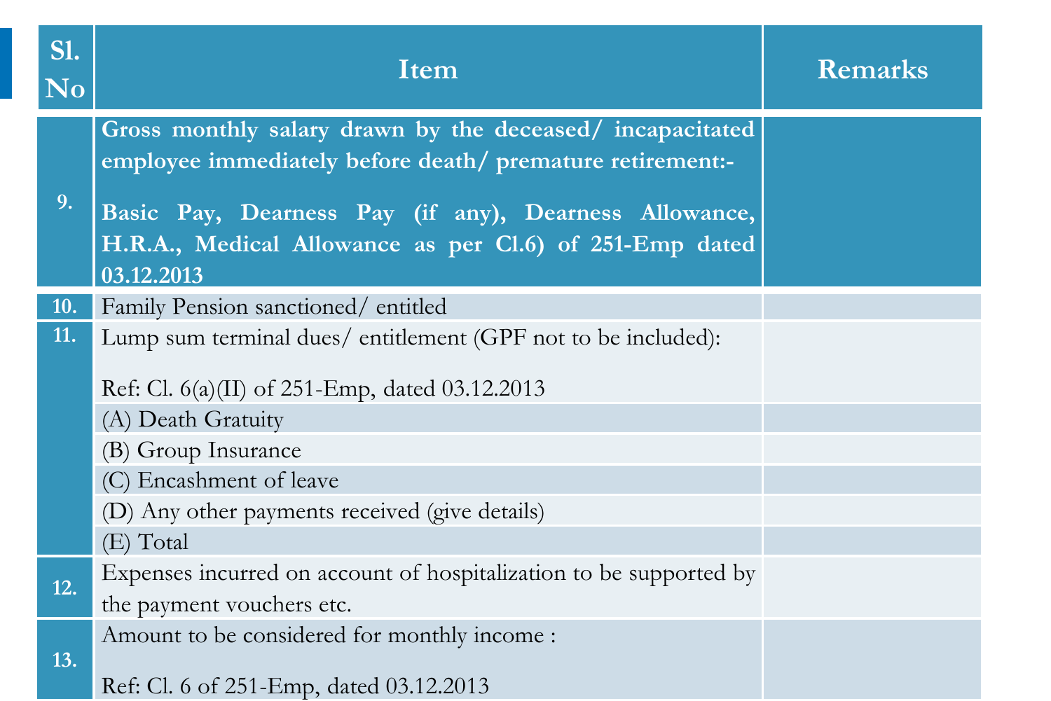| Sl. No | Item | Remarks |
|---|---|---|
| 9. | **Gross monthly salary drawn by the deceased/ incapacitated employee immediately before death/ premature retirement:-**<br><br>**Basic Pay, Dearness Pay (if any), Dearness Allowance, H.R.A., Medical Allowance as per Cl.6) of 251-Emp dated 03.12.2013** | |
| 10. | Family Pension sanctioned/ entitled | |
| 11. | Lump sum terminal dues/ entitlement (GPF not to be included):<br><br>Ref: Cl. 6(a)(II) of 251-Emp, dated 03.12.2013 | |
| | (A) Death Gratuity | |
| | (B) Group Insurance | |
| | (C) Encashment of leave | |
| | (D) Any other payments received (give details) | |
| | (E) Total | |
| 12. | Expenses incurred on account of hospitalization to be supported by the payment vouchers etc. | |
| 13. | Amount to be considered for monthly income :<br><br>Ref: Cl. 6 of 251-Emp, dated 03.12.2013 | |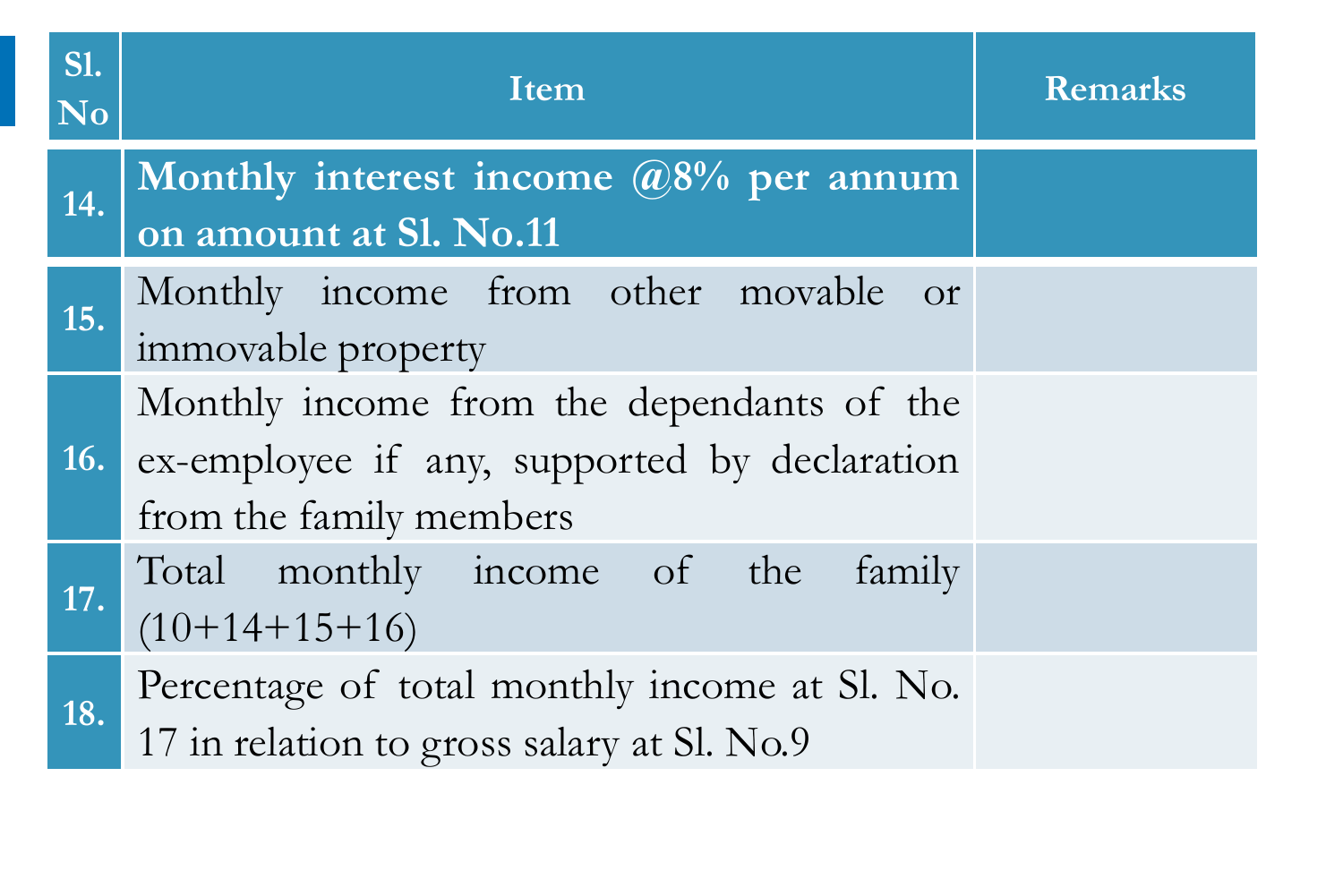| Sl. No | Item | Remarks |
|---|---|---|
| 14. | **Monthly interest income @8% per annum on amount at Sl. No.11** | |
| 15. | Monthly income from other movable or immovable property | |
| 16. | Monthly income from the dependants of the ex-employee if any, supported by declaration from the family members | |
| 17. | Total monthly income of the family (10+14+15+16) | |
| 18. | Percentage of total monthly income at Sl. No. 17 in relation to gross salary at Sl. No.9 | |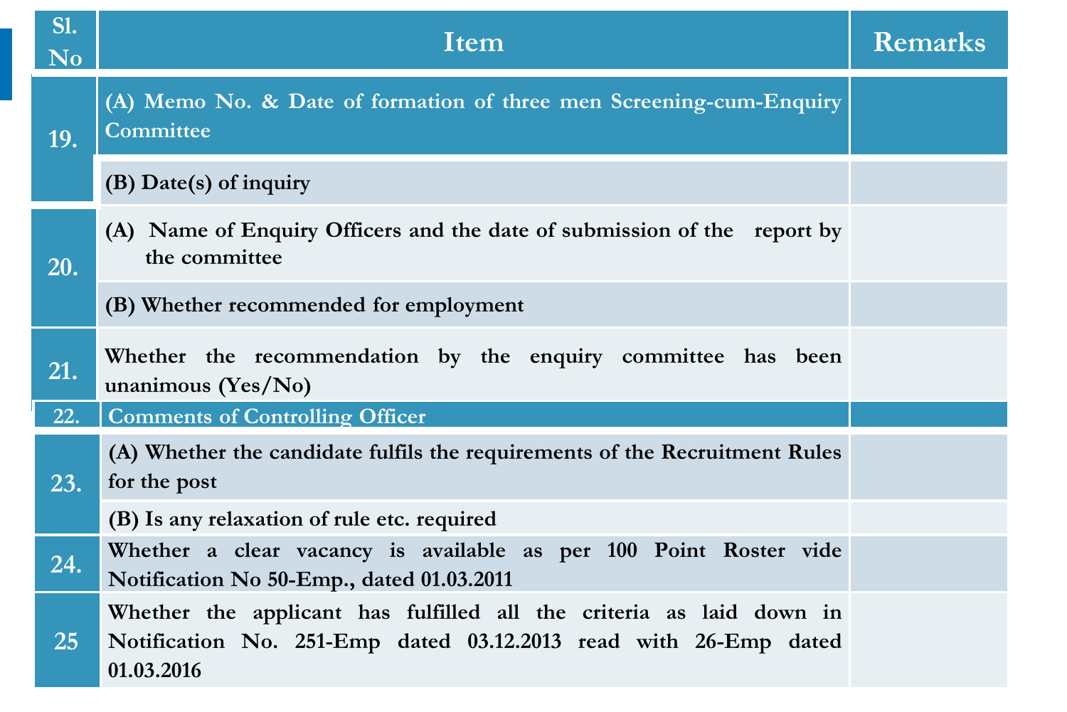| Sl. No | Item | Remarks |
| --- | --- | --- |
| 19. | (A) Memo No. & Date of formation of three men Screening-cum-Enquiry Committee | |
| | (B) Date(s) of inquiry | |
| 20. | (A) Name of Enquiry Officers and the date of submission of the report by the committee | |
| | (B) Whether recommended for employment | |
| 21. | Whether the recommendation by the enquiry committee has been unanimous (Yes/No) | |
| 22. | Comments of Controlling Officer | |
| 23. | (A) Whether the candidate fulfils the requirements of the Recruitment Rules for the post | |
| | (B) Is any relaxation of rule etc. required | |
| 24. | Whether a clear vacancy is available as per 100 Point Roster vide Notification No 50-Emp., dated 01.03.2011 | |
| 25 | Whether the applicant has fulfilled all the criteria as laid down in Notification No. 251-Emp dated 03.12.2013 read with 26-Emp dated 01.03.2016 | |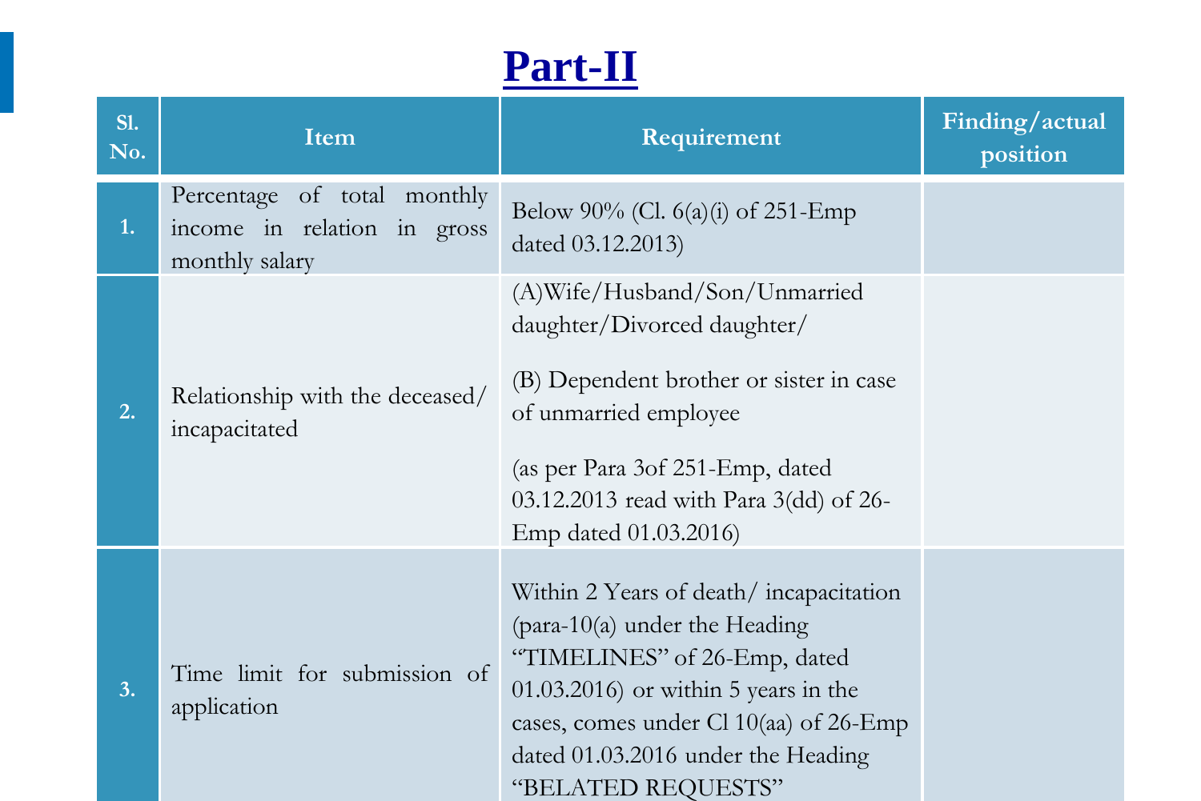# Part-II

| Sl. No. | Item | Requirement | Finding/actual position |
|---|---|---|---|
| 1. | Percentage of total monthly income in relation in gross monthly salary | Below 90% (Cl. 6(a)(i) of 251-Emp dated 03.12.2013) | |
| 2. | Relationship with the deceased/ incapacitated | (A)Wife/Husband/Son/Unmarried daughter/Divorced daughter/<br><br>(B) Dependent brother or sister in case of unmarried employee<br><br>(as per Para 3of 251-Emp, dated 03.12.2013 read with Para 3(dd) of 26-Emp dated 01.03.2016) | |
| 3. | Time limit for submission of application | Within 2 Years of death/ incapacitation (para-10(a) under the Heading "TIMELINES" of 26-Emp, dated 01.03.2016) or within 5 years in the cases, comes under Cl 10(aa) of 26-Emp dated 01.03.2016 under the Heading "BELATED REQUESTS" | |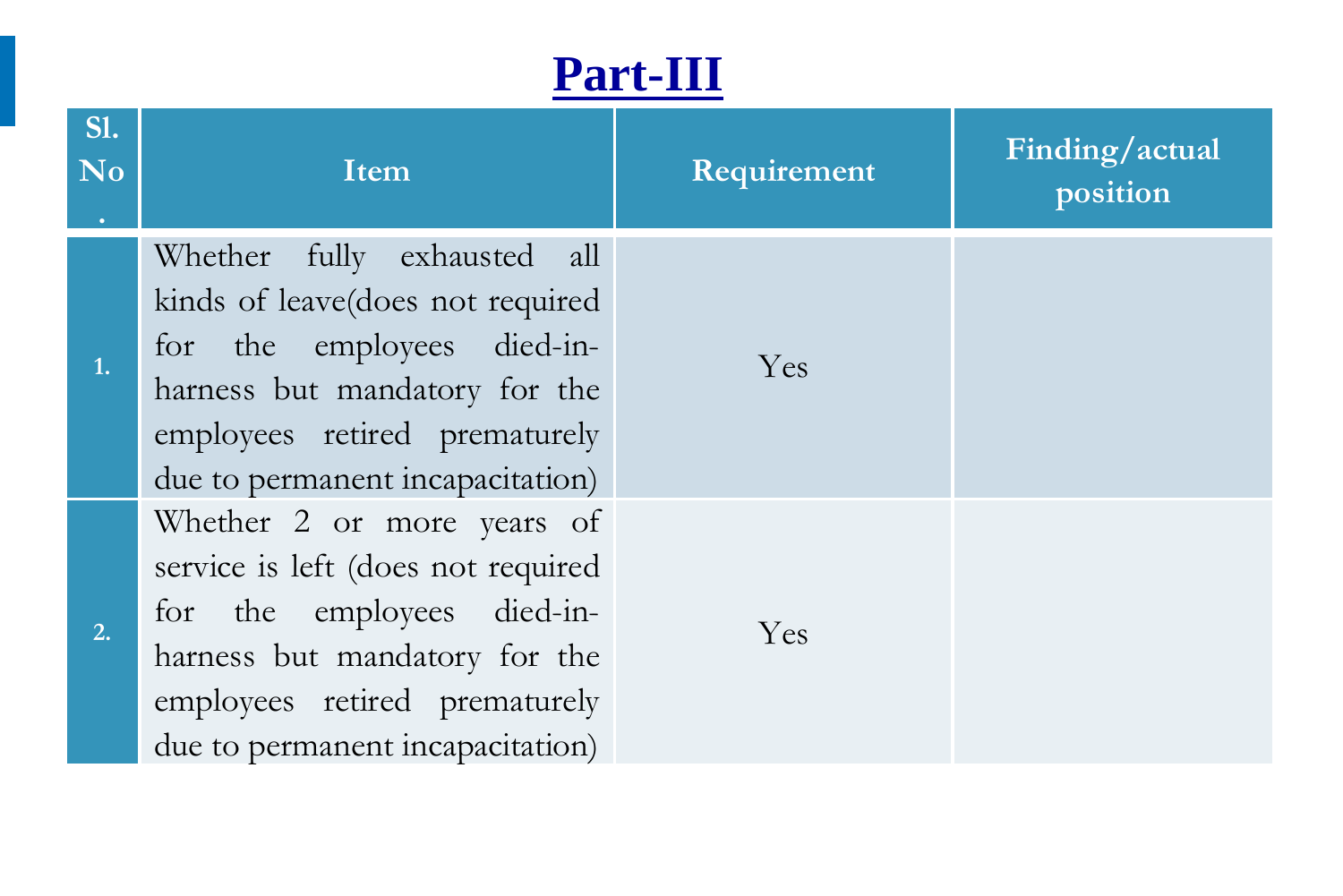# Part-III

| Sl. No. | Item | Requirement | Finding/actual position |
|---|---|---|---|
| 1. | Whether fully exhausted all kinds of leave(does not required for the employees died-in-harness but mandatory for the employees retired prematurely due to permanent incapacitation) | Yes | |
| 2. | Whether 2 or more years of service is left (does not required for the employees died-in-harness but mandatory for the employees retired prematurely due to permanent incapacitation) | Yes | |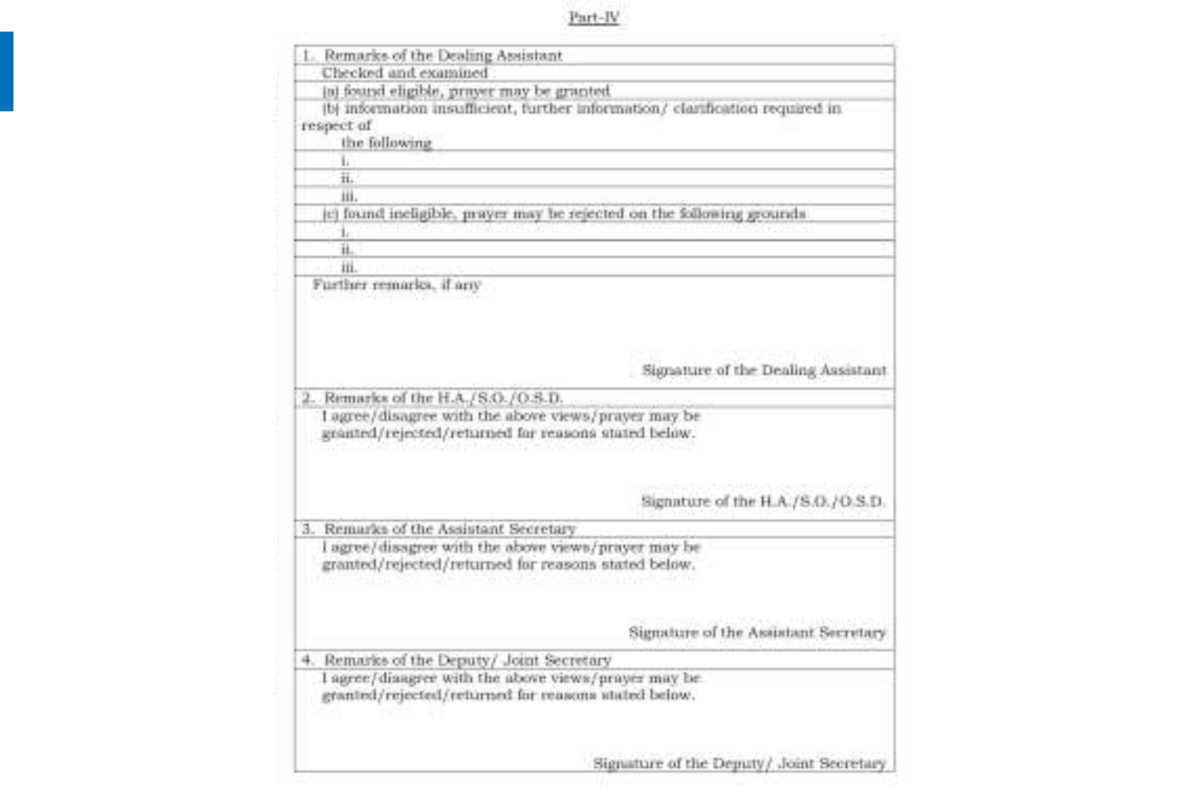Part-IV

| 1. Remarks of the Dealing Assistant |
| --- |
| Checked and examined |
| (a) found eligible, prayer may be granted |
| (b) information insufficient, further information/ clarification required in respect of the following |
| i. |
| ii. |
| iii. |
| (c) found ineligible, prayer may be rejected on the following grounds |
| i. |
| ii. |
| iii. |
| Further remarks, if any<br><br><br>Signature of the Dealing Assistant |
| 2. Remarks of the H.A./S.O./O.S.D. |
| I agree/disagree with the above views/prayer may be granted/rejected/returned for reasons stated below.<br><br><br>Signature of the H.A./S.O./O.S.D. |
| 3. Remarks of the Assistant Secretary |
| I agree/disagree with the above views/prayer may be granted/rejected/returned for reasons stated below.<br><br><br>Signature of the Assistant Secretary |
| 4. Remarks of the Deputy/ Joint Secretary |
| I agree/disagree with the above views/prayer may be granted/rejected/returned for reasons stated below.<br><br><br>Signature of the Deputy/ Joint Secretary |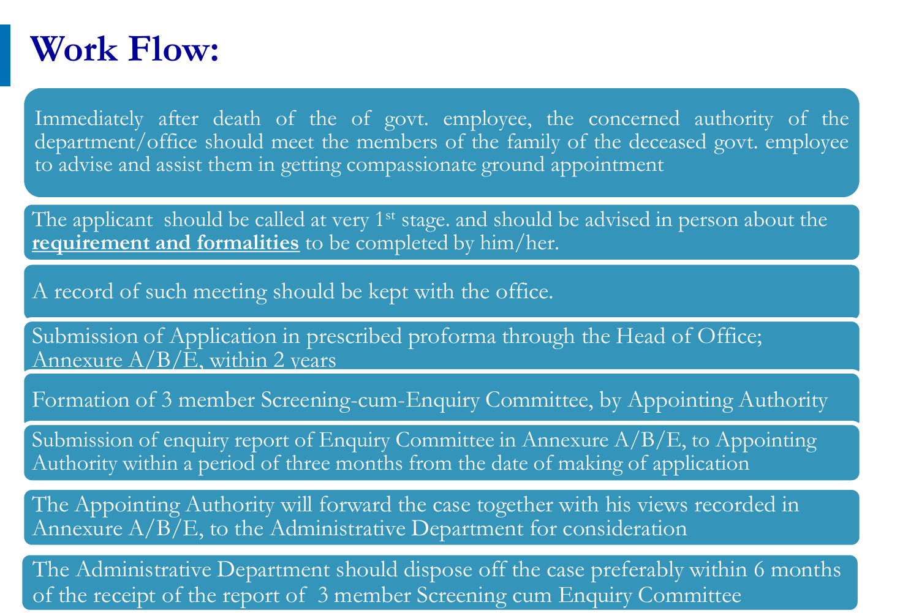# Work Flow:

Immediately after death of the of govt. employee, the concerned authority of the department/office should meet the members of the family of the deceased govt. employee to advise and assist them in getting compassionate ground appointment

The applicant should be called at very 1st stage. and should be advised in person about the **requirement and formalities** to be completed by him/her.

A record of such meeting should be kept with the office.

Submission of Application in prescribed proforma through the Head of Office; Annexure A/B/E, within 2 years

Formation of 3 member Screening-cum-Enquiry Committee, by Appointing Authority

Submission of enquiry report of Enquiry Committee in Annexure A/B/E, to Appointing Authority within a period of three months from the date of making of application

The Appointing Authority will forward the case together with his views recorded in Annexure A/B/E, to the Administrative Department for consideration

The Administrative Department should dispose off the case preferably within 6 months of the receipt of the report of 3 member Screening cum Enquiry Committee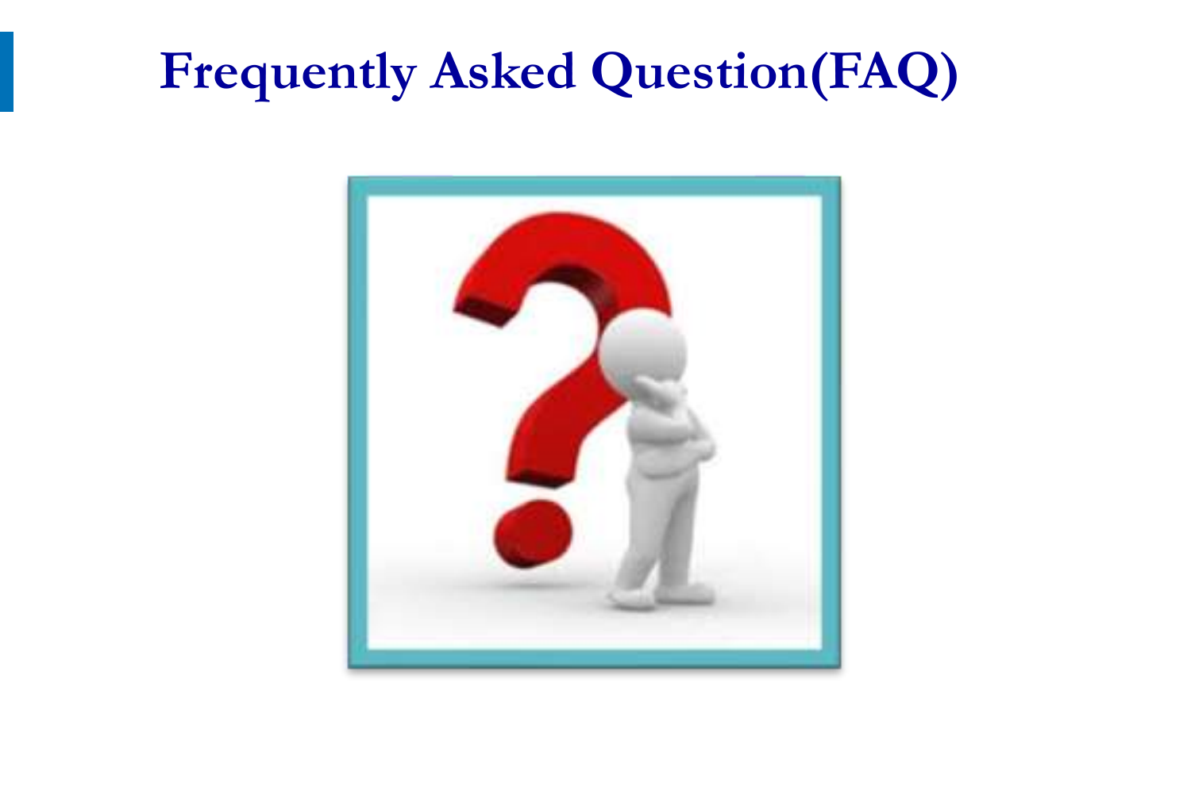# Frequently Asked Question(FAQ)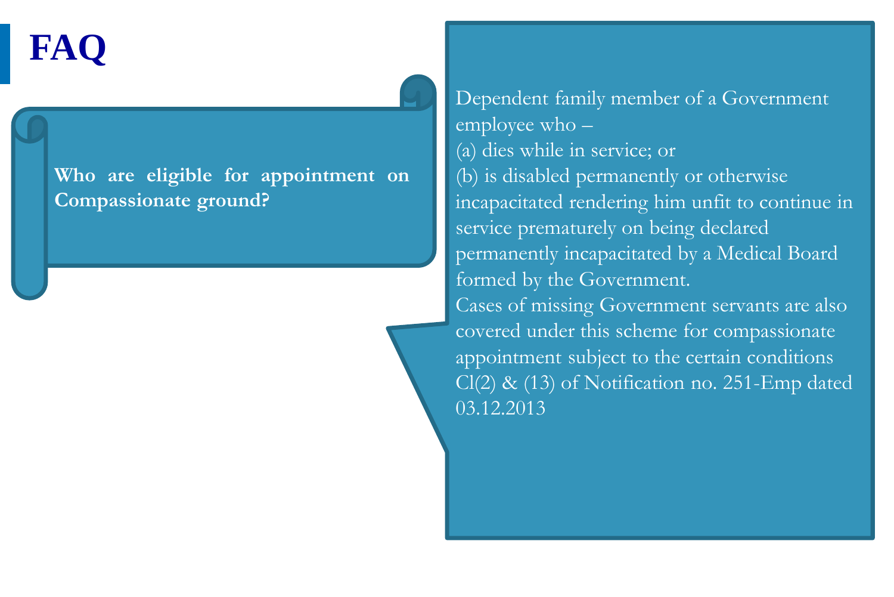# FAQ

**Who are eligible for appointment on Compassionate ground?**

Dependent family member of a Government employee who –

(a) dies while in service; or

(b) is disabled permanently or otherwise incapacitated rendering him unfit to continue in service prematurely on being declared permanently incapacitated by a Medical Board formed by the Government.

Cases of missing Government servants are also covered under this scheme for compassionate appointment subject to the certain conditions Cl(2) & (13) of Notification no. 251-Emp dated 03.12.2013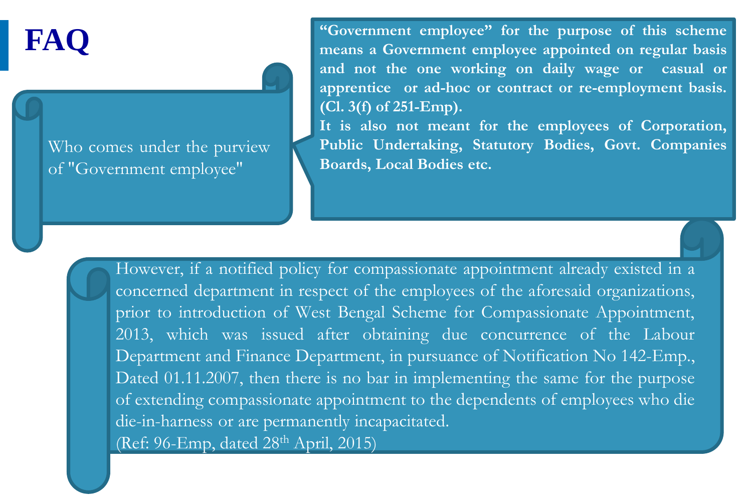# FAQ

Who comes under the purview of "Government employee"

**"Government employee" for the purpose of this scheme means a Government employee appointed on regular basis and not the one working on daily wage or casual or apprentice or ad-hoc or contract or re-employment basis. (Cl. 3(f) of 251-Emp).**

**It is also not meant for the employees of Corporation, Public Undertaking, Statutory Bodies, Govt. Companies Boards, Local Bodies etc.**

However, if a notified policy for compassionate appointment already existed in a concerned department in respect of the employees of the aforesaid organizations, prior to introduction of West Bengal Scheme for Compassionate Appointment, 2013, which was issued after obtaining due concurrence of the Labour Department and Finance Department, in pursuance of Notification No 142-Emp., Dated 01.11.2007, then there is no bar in implementing the same for the purpose of extending compassionate appointment to the dependents of employees who die die-in-harness or are permanently incapacitated.

(Ref: 96-Emp, dated 28th April, 2015)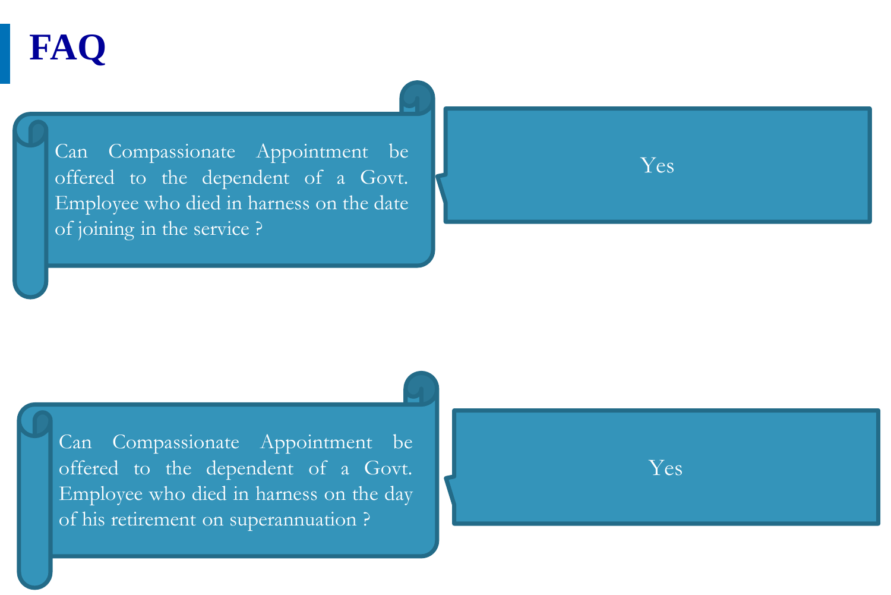# FAQ

Can Compassionate Appointment be offered to the dependent of a Govt. Employee who died in harness on the date of joining in the service ?

Yes

Can Compassionate Appointment be offered to the dependent of a Govt. Employee who died in harness on the day of his retirement on superannuation ?

Yes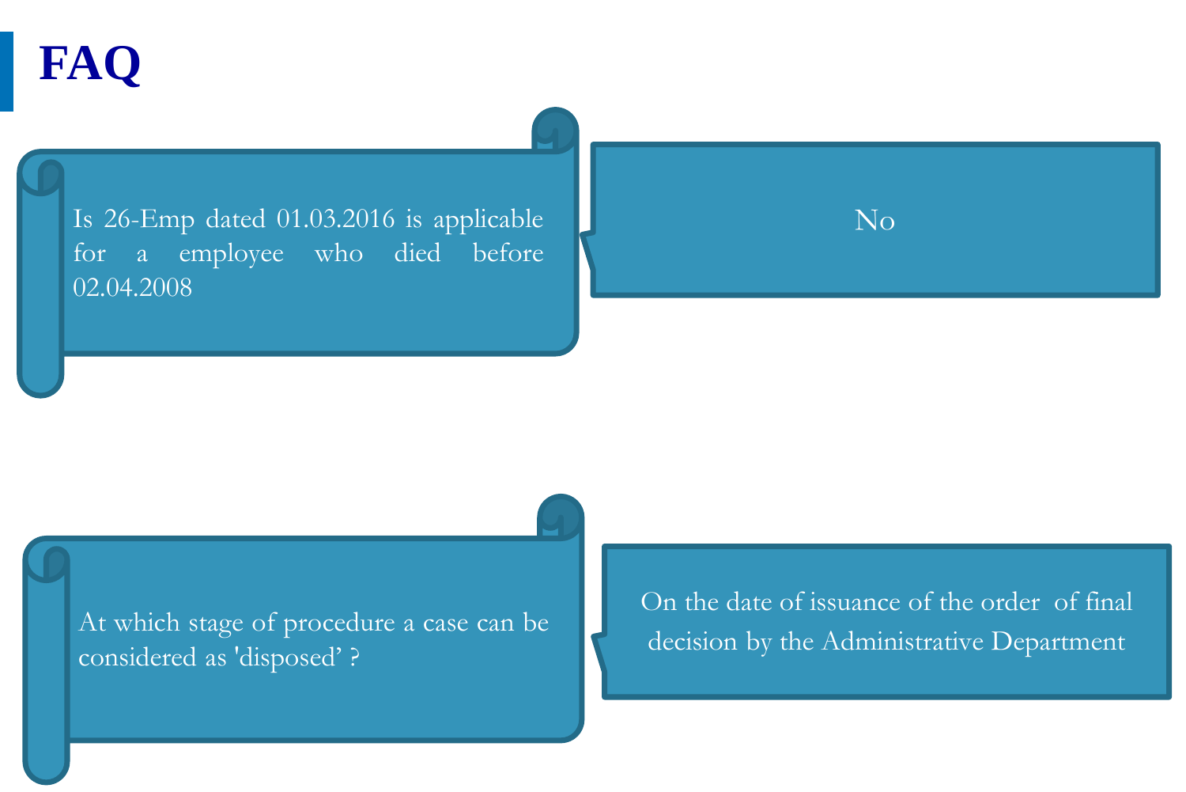# FAQ

**Is 26-Emp dated 01.03.2016 is applicable for a employee who died before 02.04.2008**

No

**At which stage of procedure a case can be considered as 'disposed' ?**

On the date of issuance of the order of final decision by the Administrative Department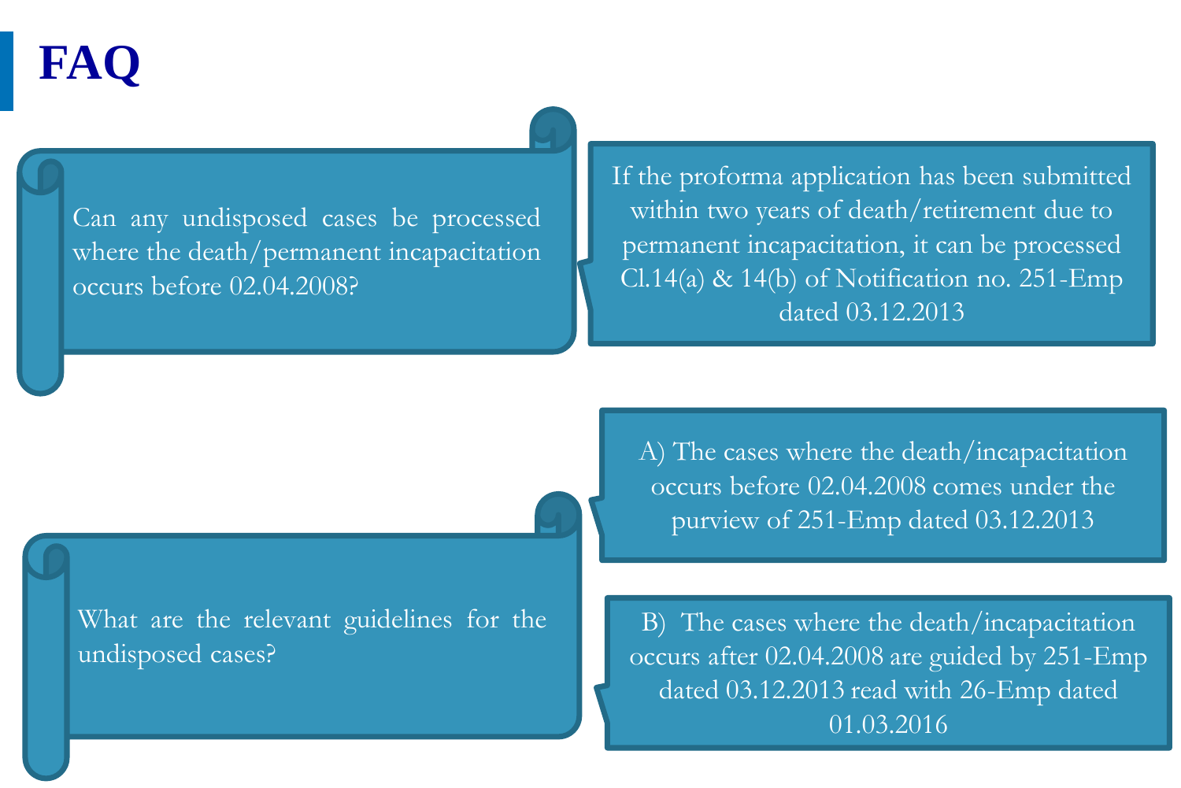# FAQ

Can any undisposed cases be processed where the death/permanent incapacitation occurs before 02.04.2008?

If the proforma application has been submitted within two years of death/retirement due to permanent incapacitation, it can be processed Cl.14(a) & 14(b) of Notification no. 251-Emp dated 03.12.2013

What are the relevant guidelines for the undisposed cases?

A) The cases where the death/incapacitation occurs before 02.04.2008 comes under the purview of 251-Emp dated 03.12.2013

B) The cases where the death/incapacitation occurs after 02.04.2008 are guided by 251-Emp dated 03.12.2013 read with 26-Emp dated 01.03.2016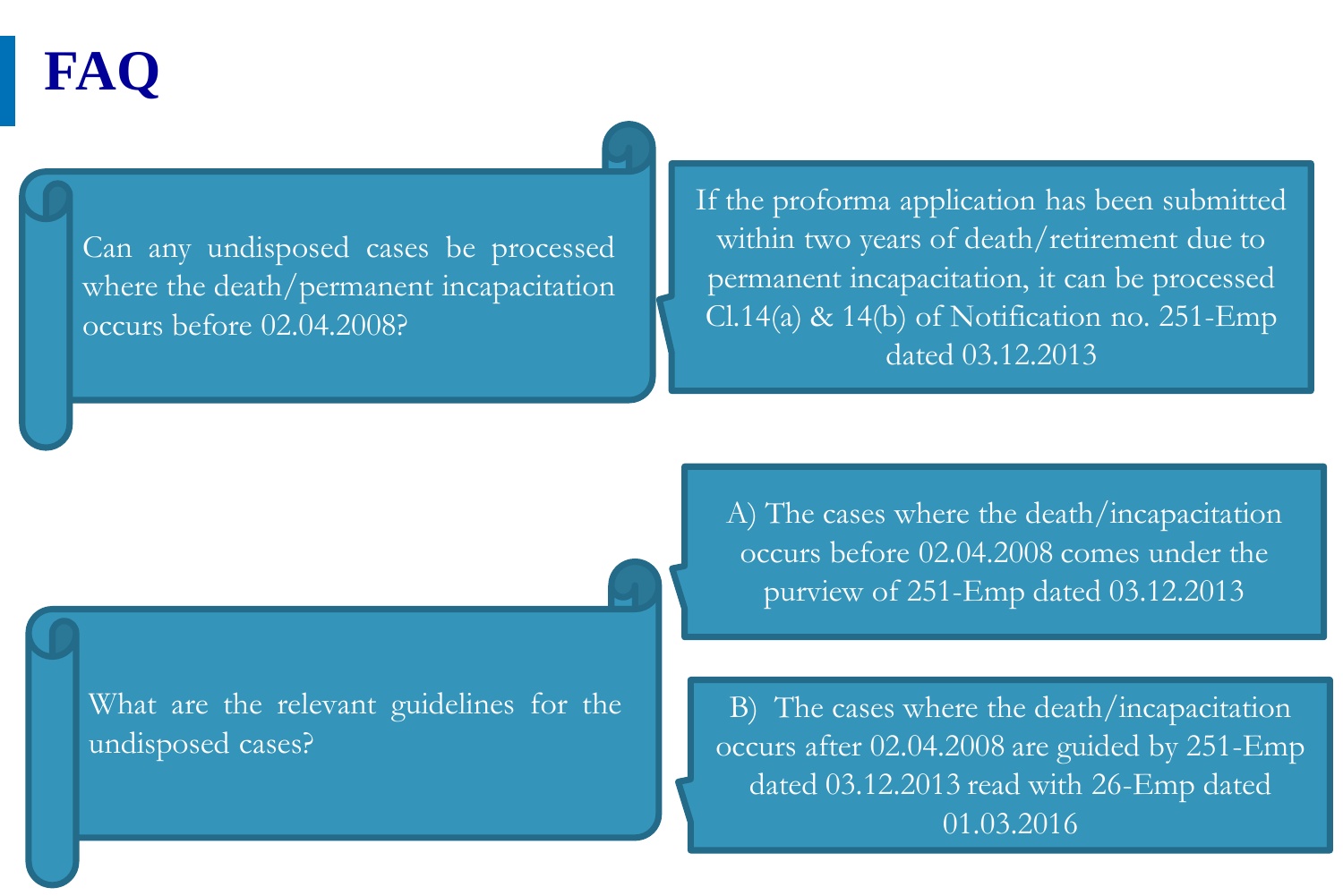# FAQ

Can any undisposed cases be processed where the death/permanent incapacitation occurs before 02.04.2008?

If the proforma application has been submitted within two years of death/retirement due to permanent incapacitation, it can be processed Cl.14(a) & 14(b) of Notification no. 251-Emp dated 03.12.2013

What are the relevant guidelines for the undisposed cases?

A) The cases where the death/incapacitation occurs before 02.04.2008 comes under the purview of 251-Emp dated 03.12.2013

B) The cases where the death/incapacitation occurs after 02.04.2008 are guided by 251-Emp dated 03.12.2013 read with 26-Emp dated 01.03.2016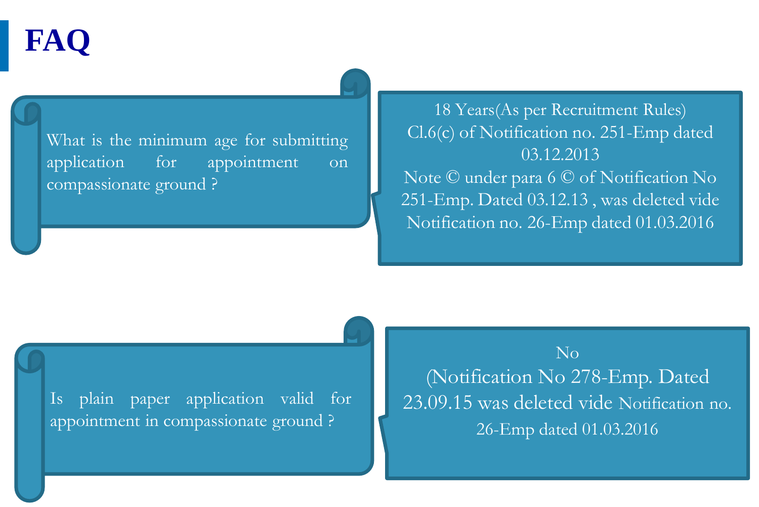# FAQ

**What is the minimum age for submitting application for appointment on compassionate ground ?**

18 Years(As per Recruitment Rules)
Cl.6(c) of Notification no. 251-Emp dated 03.12.2013
Note © under para 6 © of Notification No 251-Emp. Dated 03.12.13 , was deleted vide Notification no. 26-Emp dated 01.03.2016

**Is plain paper application valid for appointment in compassionate ground ?**

No
(Notification No 278-Emp. Dated 23.09.15 was deleted vide Notification no. 26-Emp dated 01.03.2016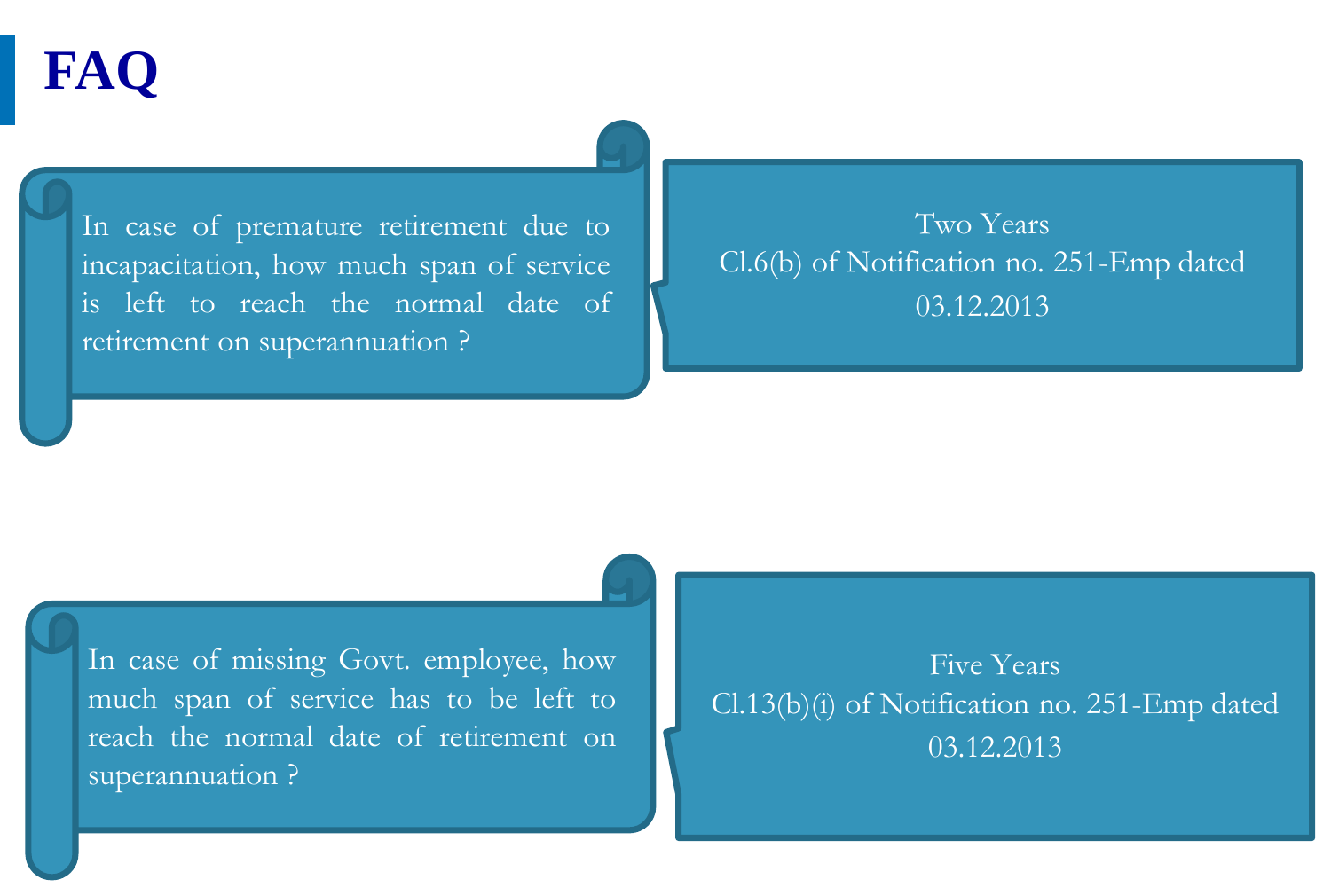# FAQ

In case of premature retirement due to incapacitation, how much span of service is left to reach the normal date of retirement on superannuation ?

Two Years
Cl.6(b) of Notification no. 251-Emp dated 03.12.2013

In case of missing Govt. employee, how much span of service has to be left to reach the normal date of retirement on superannuation ?

Five Years
Cl.13(b)(i) of Notification no. 251-Emp dated 03.12.2013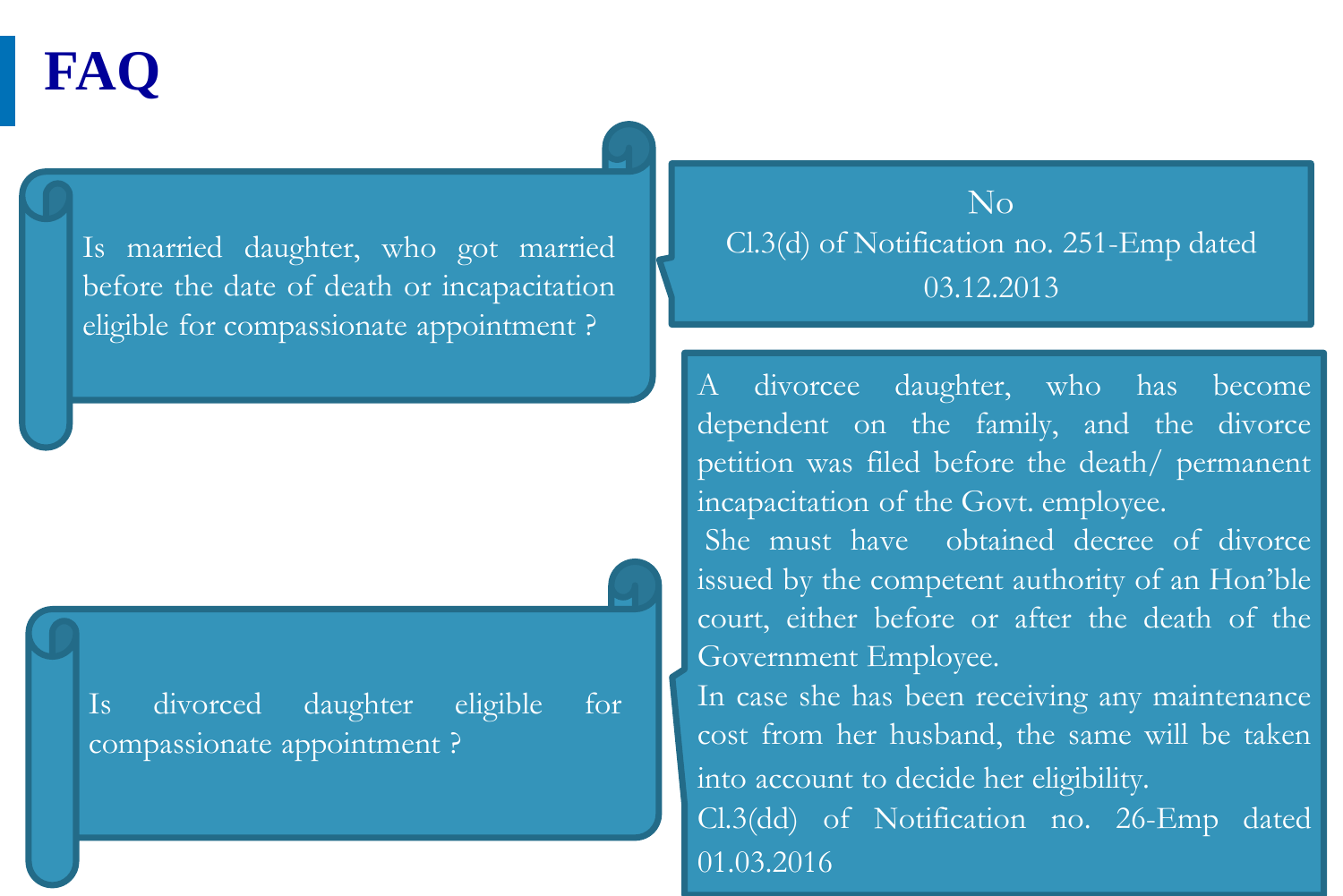# FAQ

**Is married daughter, who got married before the date of death or incapacitation eligible for compassionate appointment ?**

No

Cl.3(d) of Notification no. 251-Emp dated 03.12.2013

**Is divorced daughter eligible for compassionate appointment ?**

A divorcee daughter, who has become dependent on the family, and the divorce petition was filed before the death/ permanent incapacitation of the Govt. employee.

She must have obtained decree of divorce issued by the competent authority of an Hon'ble court, either before or after the death of the Government Employee.

In case she has been receiving any maintenance cost from her husband, the same will be taken into account to decide her eligibility.

Cl.3(dd) of Notification no. 26-Emp dated 01.03.2016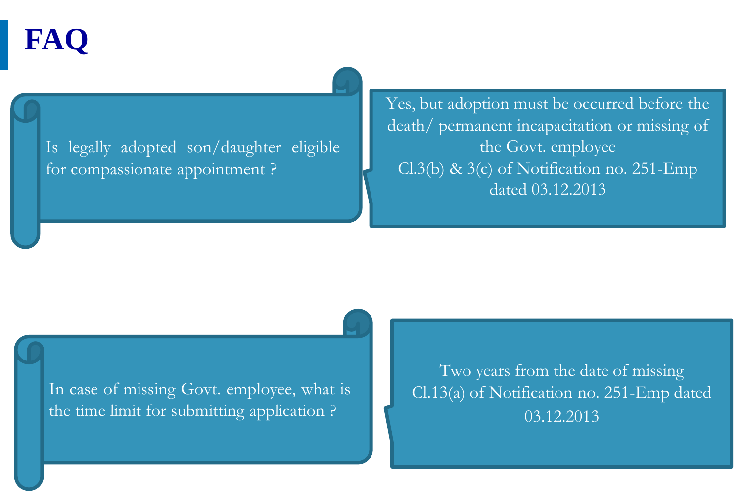# FAQ

Is legally adopted son/daughter eligible for compassionate appointment ?

Yes, but adoption must be occurred before the death/ permanent incapacitation or missing of the Govt. employee
Cl.3(b) & 3(c) of Notification no. 251-Emp dated 03.12.2013

In case of missing Govt. employee, what is the time limit for submitting application ?

Two years from the date of missing
Cl.13(a) of Notification no. 251-Emp dated 03.12.2013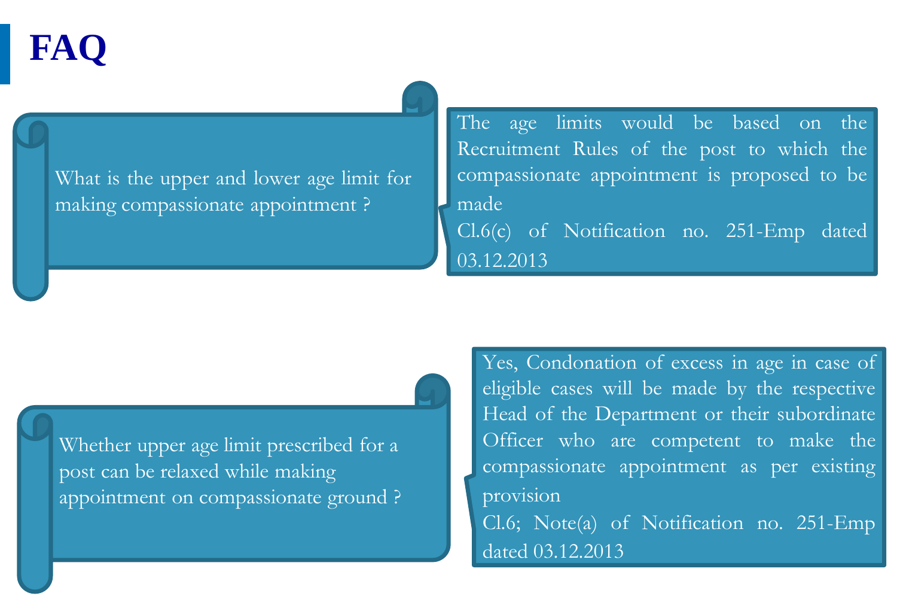# FAQ

What is the upper and lower age limit for making compassionate appointment ?

The age limits would be based on the Recruitment Rules of the post to which the compassionate appointment is proposed to be made

Cl.6(c) of Notification no. 251-Emp dated 03.12.2013

Whether upper age limit prescribed for a post can be relaxed while making appointment on compassionate ground ?

Yes, Condonation of excess in age in case of eligible cases will be made by the respective Head of the Department or their subordinate Officer who are competent to make the compassionate appointment as per existing provision

Cl.6; Note(a) of Notification no. 251-Emp dated 03.12.2013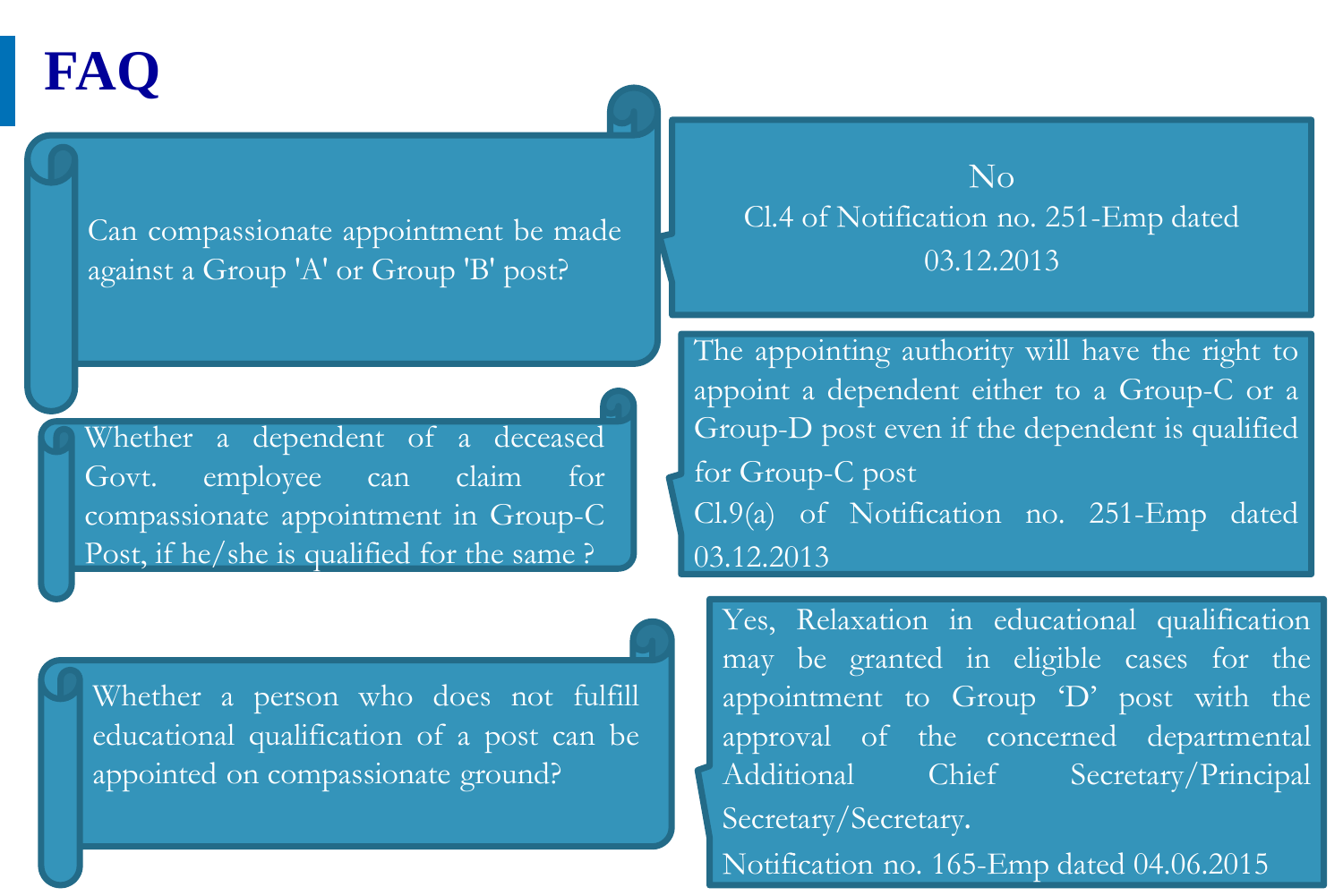# FAQ

**Can compassionate appointment be made against a Group 'A' or Group 'B' post?**

No

Cl.4 of Notification no. 251-Emp dated 03.12.2013

**Whether a dependent of a deceased Govt. employee can claim for compassionate appointment in Group-C Post, if he/she is qualified for the same ?**

The appointing authority will have the right to appoint a dependent either to a Group-C or a Group-D post even if the dependent is qualified for Group-C post

Cl.9(a) of Notification no. 251-Emp dated 03.12.2013

**Whether a person who does not fulfill educational qualification of a post can be appointed on compassionate ground?**

Yes, Relaxation in educational qualification may be granted in eligible cases for the appointment to Group 'D' post with the approval of the concerned departmental Additional Chief Secretary/Principal Secretary/Secretary.

Notification no. 165-Emp dated 04.06.2015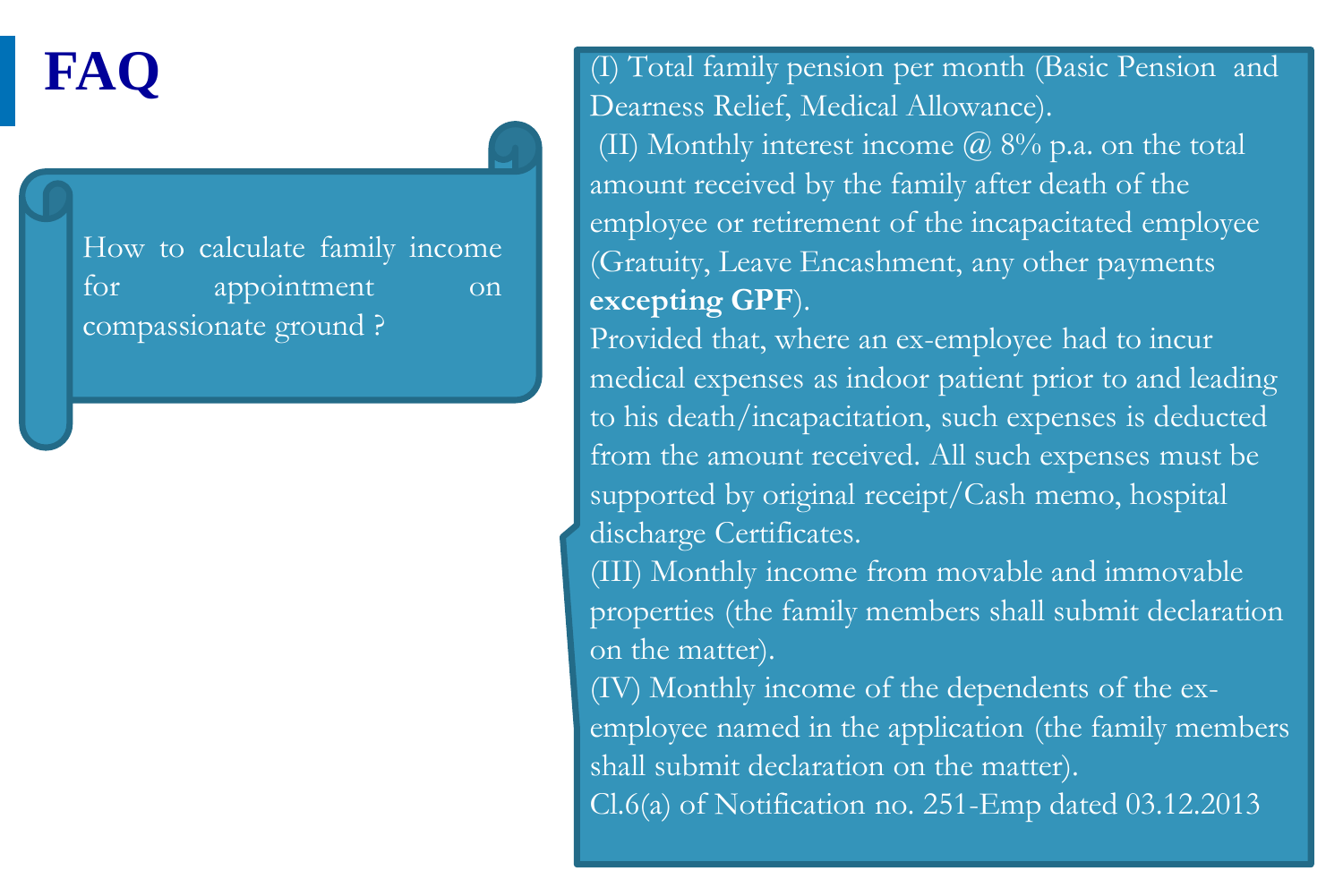# FAQ

How to calculate family income for appointment on compassionate ground ?

(I) Total family pension per month (Basic Pension and Dearness Relief, Medical Allowance).

(II) Monthly interest income @ 8% p.a. on the total amount received by the family after death of the employee or retirement of the incapacitated employee (Gratuity, Leave Encashment, any other payments **excepting GPF**).

Provided that, where an ex-employee had to incur medical expenses as indoor patient prior to and leading to his death/incapacitation, such expenses is deducted from the amount received. All such expenses must be supported by original receipt/Cash memo, hospital discharge Certificates.

(III) Monthly income from movable and immovable properties (the family members shall submit declaration on the matter).

(IV) Monthly income of the dependents of the ex-employee named in the application (the family members shall submit declaration on the matter).

Cl.6(a) of Notification no. 251-Emp dated 03.12.2013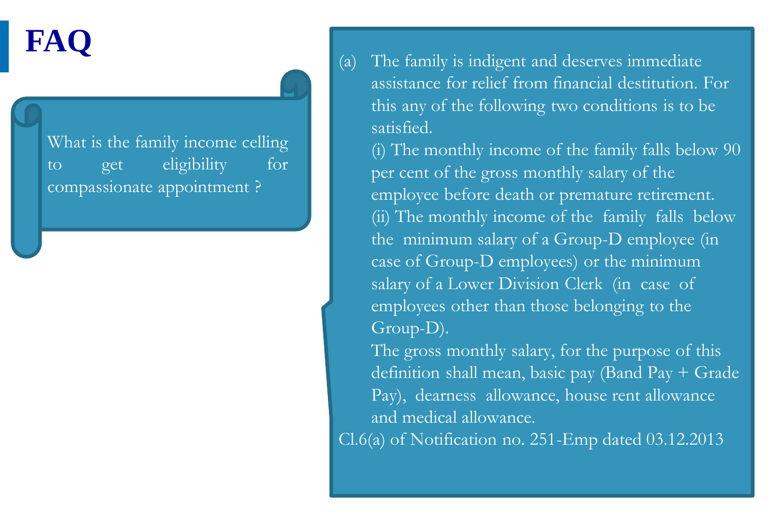# FAQ

What is the family income celling to get eligibility for compassionate appointment ?

(a) The family is indigent and deserves immediate assistance for relief from financial destitution. For this any of the following two conditions is to be satisfied.

(i) The monthly income of the family falls below 90 per cent of the gross monthly salary of the employee before death or premature retirement.

(ii) The monthly income of the family falls below the minimum salary of a Group-D employee (in case of Group-D employees) or the minimum salary of a Lower Division Clerk (in case of employees other than those belonging to the Group-D).

The gross monthly salary, for the purpose of this definition shall mean, basic pay (Band Pay + Grade Pay), dearness allowance, house rent allowance and medical allowance.

Cl.6(a) of Notification no. 251-Emp dated 03.12.2013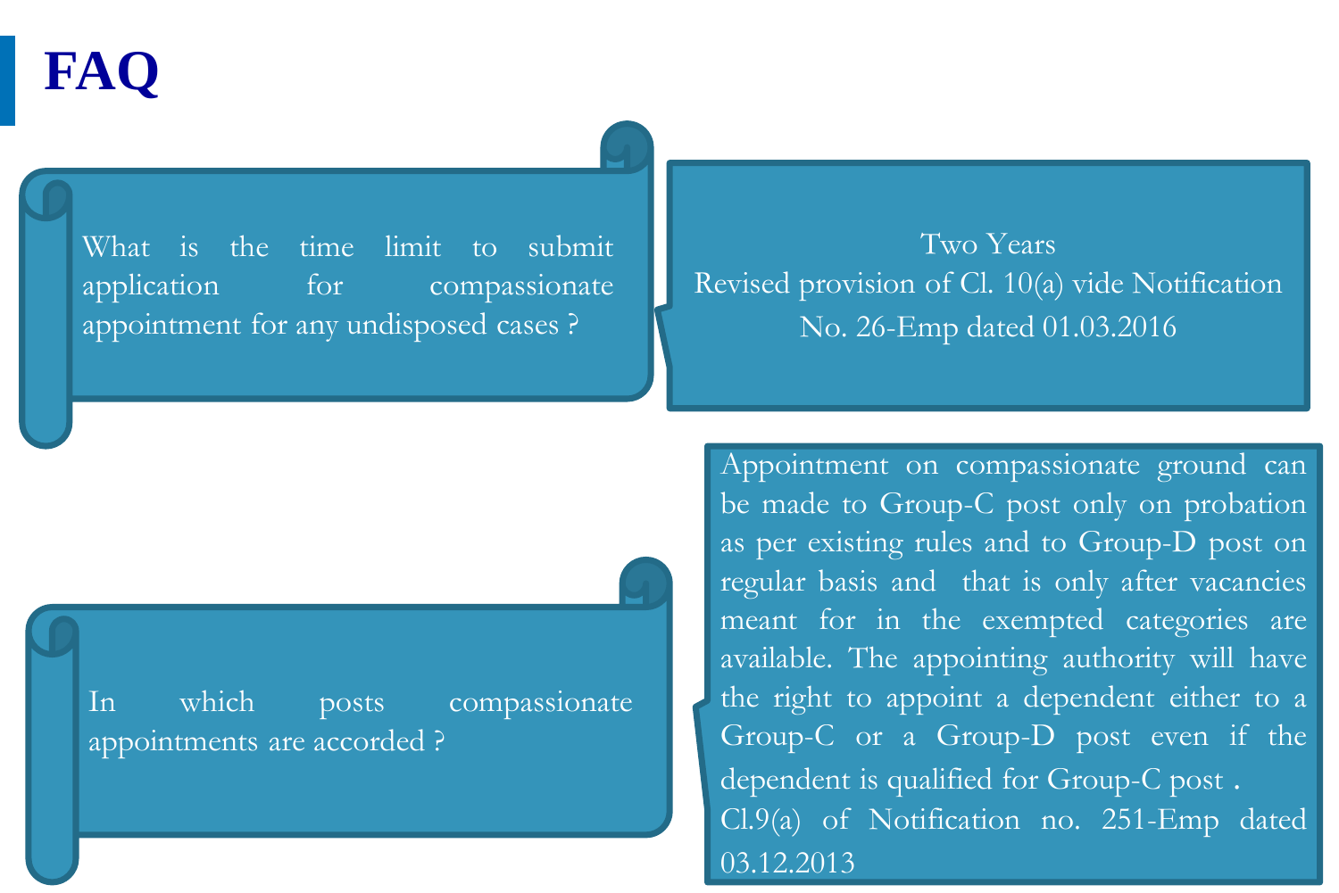# FAQ

**What is the time limit to submit application for compassionate appointment for any undisposed cases ?**

Two Years
Revised provision of Cl. 10(a) vide Notification No. 26-Emp dated 01.03.2016

**In which posts compassionate appointments are accorded ?**

Appointment on compassionate ground can be made to Group-C post only on probation as per existing rules and to Group-D post on regular basis and that is only after vacancies meant for in the exempted categories are available. The appointing authority will have the right to appoint a dependent either to a Group-C or a Group-D post even if the dependent is qualified for Group-C post .

Cl.9(a) of Notification no. 251-Emp dated 03.12.2013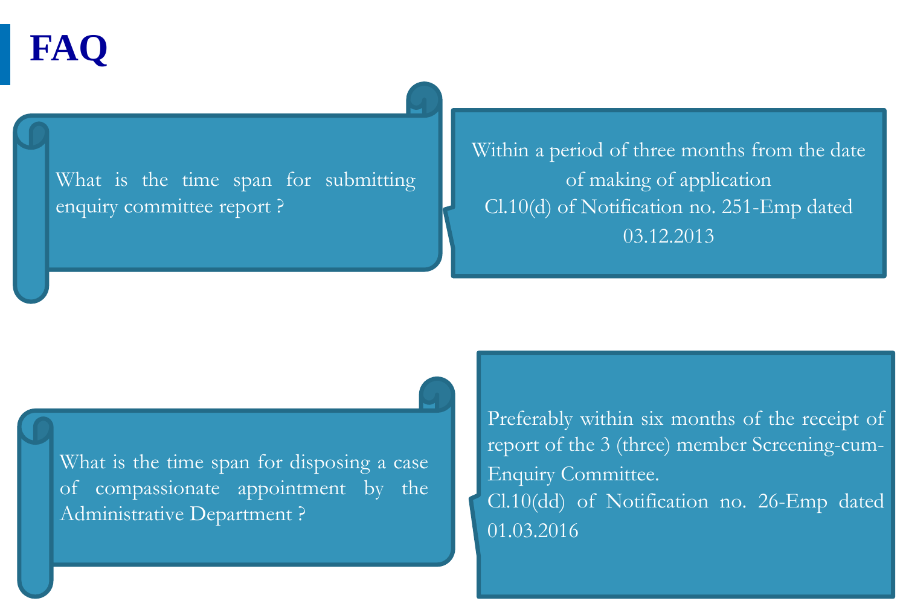# FAQ

**What is the time span for submitting enquiry committee report ?**

Within a period of three months from the date of making of application
Cl.10(d) of Notification no. 251-Emp dated 03.12.2013

**What is the time span for disposing a case of compassionate appointment by the Administrative Department ?**

Preferably within six months of the receipt of report of the 3 (three) member Screening-cum-Enquiry Committee.
Cl.10(dd) of Notification no. 26-Emp dated 01.03.2016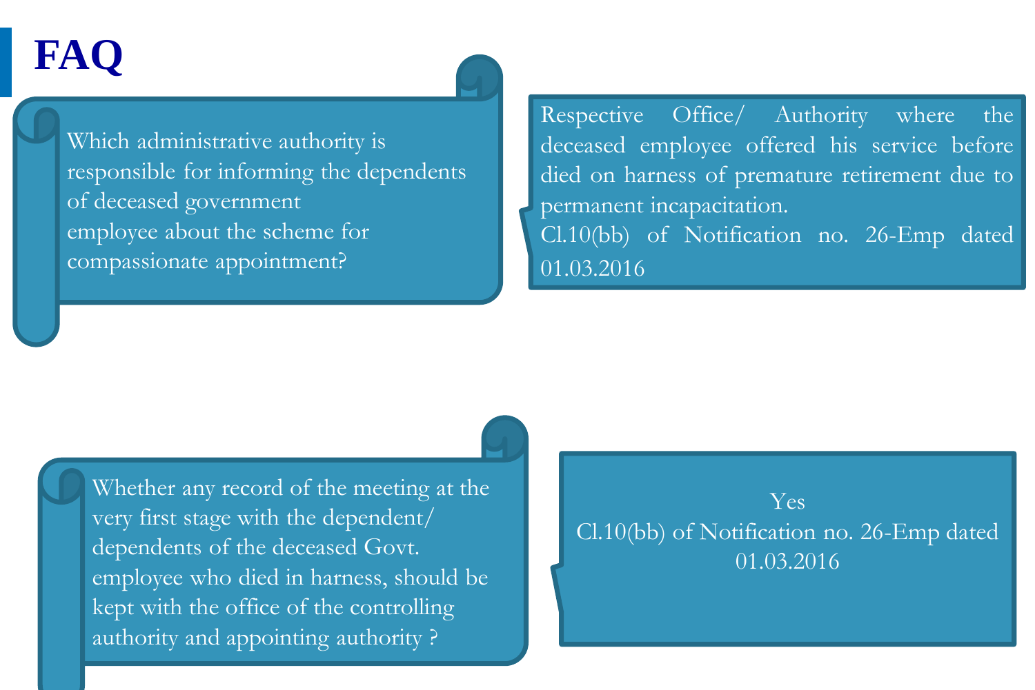# FAQ

**Which administrative authority is responsible for informing the dependents of deceased government employee about the scheme for compassionate appointment?**

Respective Office/ Authority where the deceased employee offered his service before died on harness of premature retirement due to permanent incapacitation.
Cl.10(bb) of Notification no. 26-Emp dated 01.03.2016

**Whether any record of the meeting at the very first stage with the dependent/ dependents of the deceased Govt. employee who died in harness, should be kept with the office of the controlling authority and appointing authority ?**

Yes
Cl.10(bb) of Notification no. 26-Emp dated 01.03.2016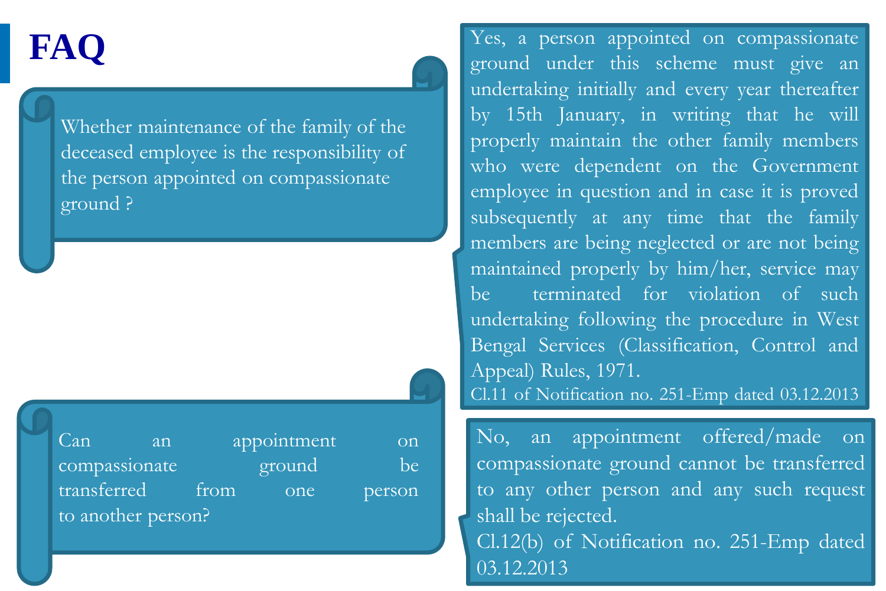# FAQ

Whether maintenance of the family of the deceased employee is the responsibility of the person appointed on compassionate ground ?

Yes, a person appointed on compassionate ground under this scheme must give an undertaking initially and every year thereafter by 15th January, in writing that he will properly maintain the other family members who were dependent on the Government employee in question and in case it is proved subsequently at any time that the family members are being neglected or are not being maintained properly by him/her, service may be terminated for violation of such undertaking following the procedure in West Bengal Services (Classification, Control and Appeal) Rules, 1971.

Cl.11 of Notification no. 251-Emp dated 03.12.2013

Can an appointment on compassionate ground be transferred from one person to another person?

No, an appointment offered/made on compassionate ground cannot be transferred to any other person and any such request shall be rejected.

Cl.12(b) of Notification no. 251-Emp dated 03.12.2013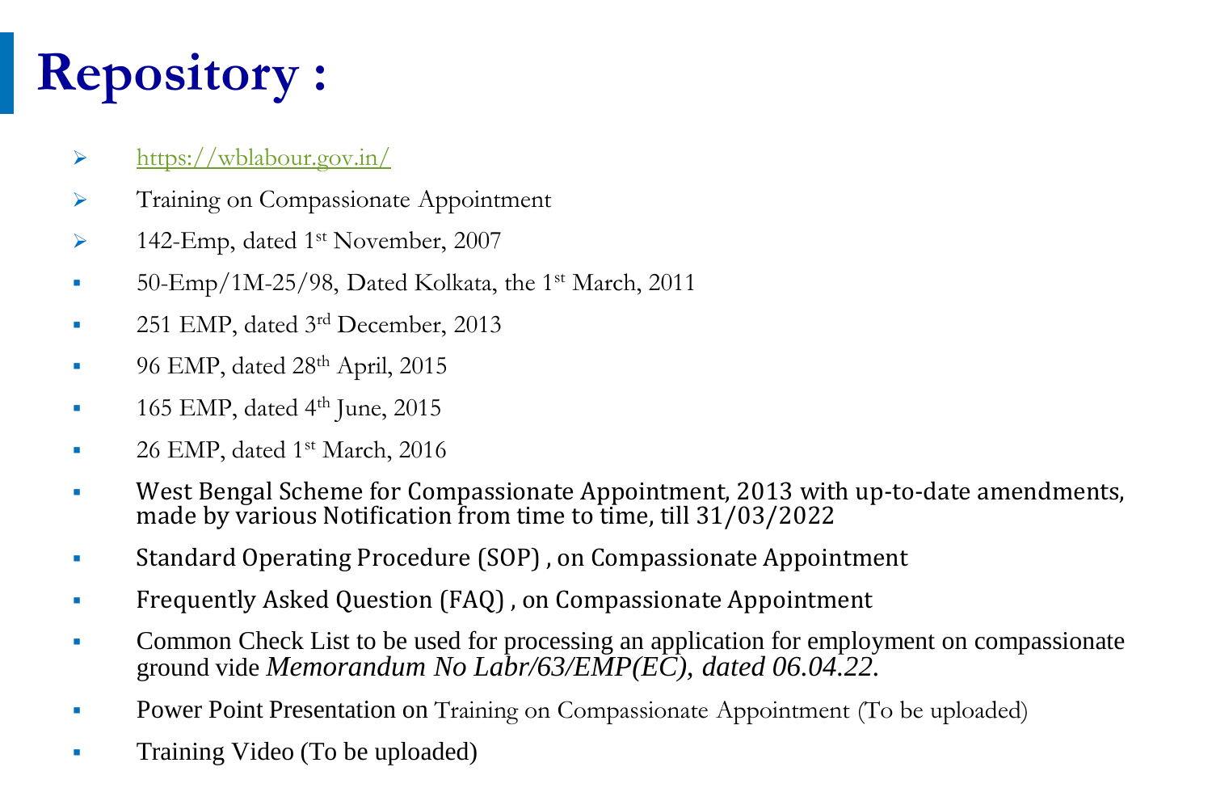# Repository :

- https://wblabour.gov.in/
- Training on Compassionate Appointment
- 142-Emp, dated 1st November, 2007
- 50-Emp/1M-25/98, Dated Kolkata, the 1st March, 2011
- 251 EMP, dated 3rd December, 2013
- 96 EMP, dated 28th April, 2015
- 165 EMP, dated 4th June, 2015
- 26 EMP, dated 1st March, 2016
- West Bengal Scheme for Compassionate Appointment, 2013 with up-to-date amendments, made by various Notification from time to time, till 31/03/2022
- Standard Operating Procedure (SOP) , on Compassionate Appointment
- Frequently Asked Question (FAQ) , on Compassionate Appointment
- Common Check List to be used for processing an application for employment on compassionate ground vide *Memorandum No Labr/63/EMP(EC), dated 06.04.22.*
- Power Point Presentation on Training on Compassionate Appointment (To be uploaded)
- Training Video (To be uploaded)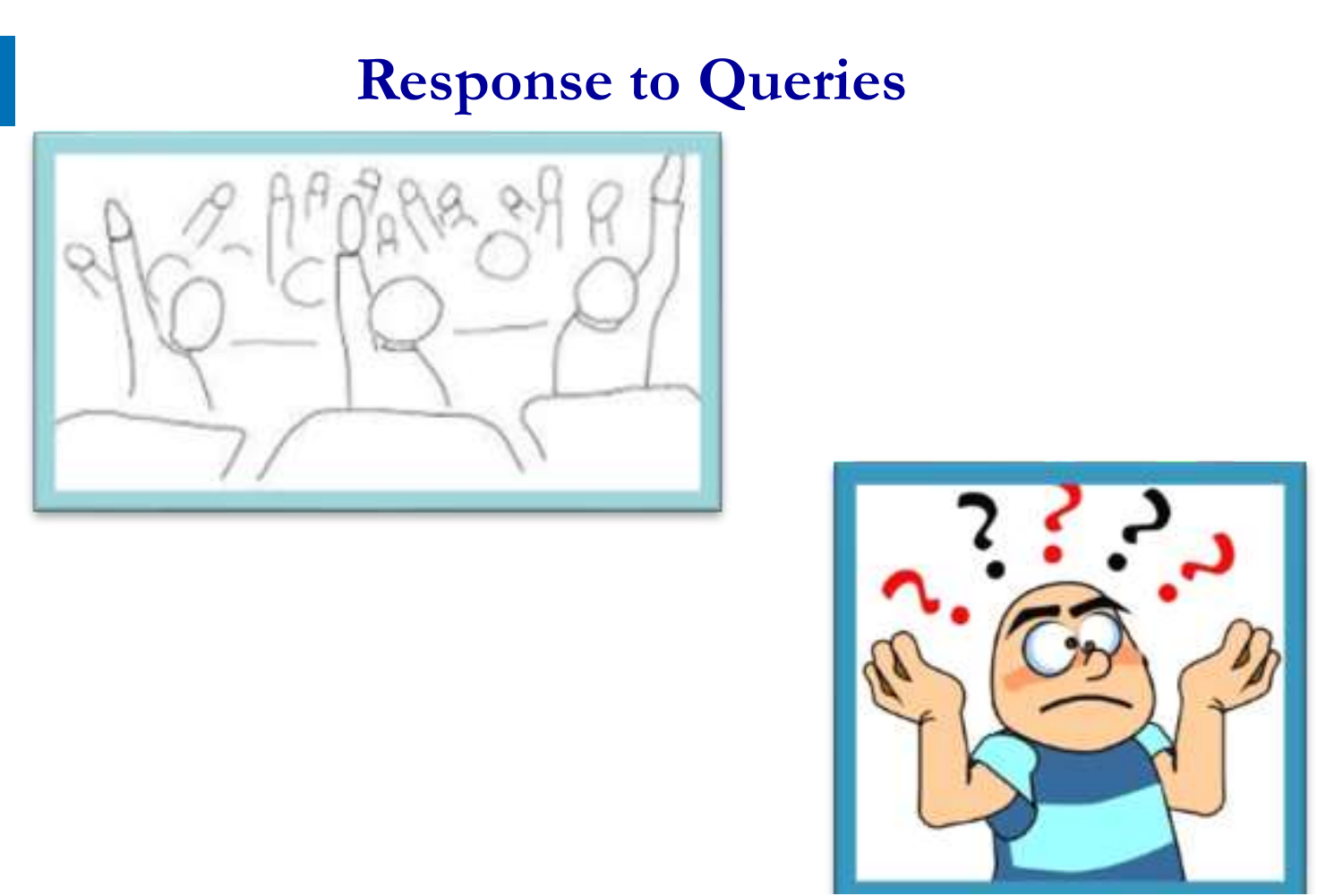# Response to Queries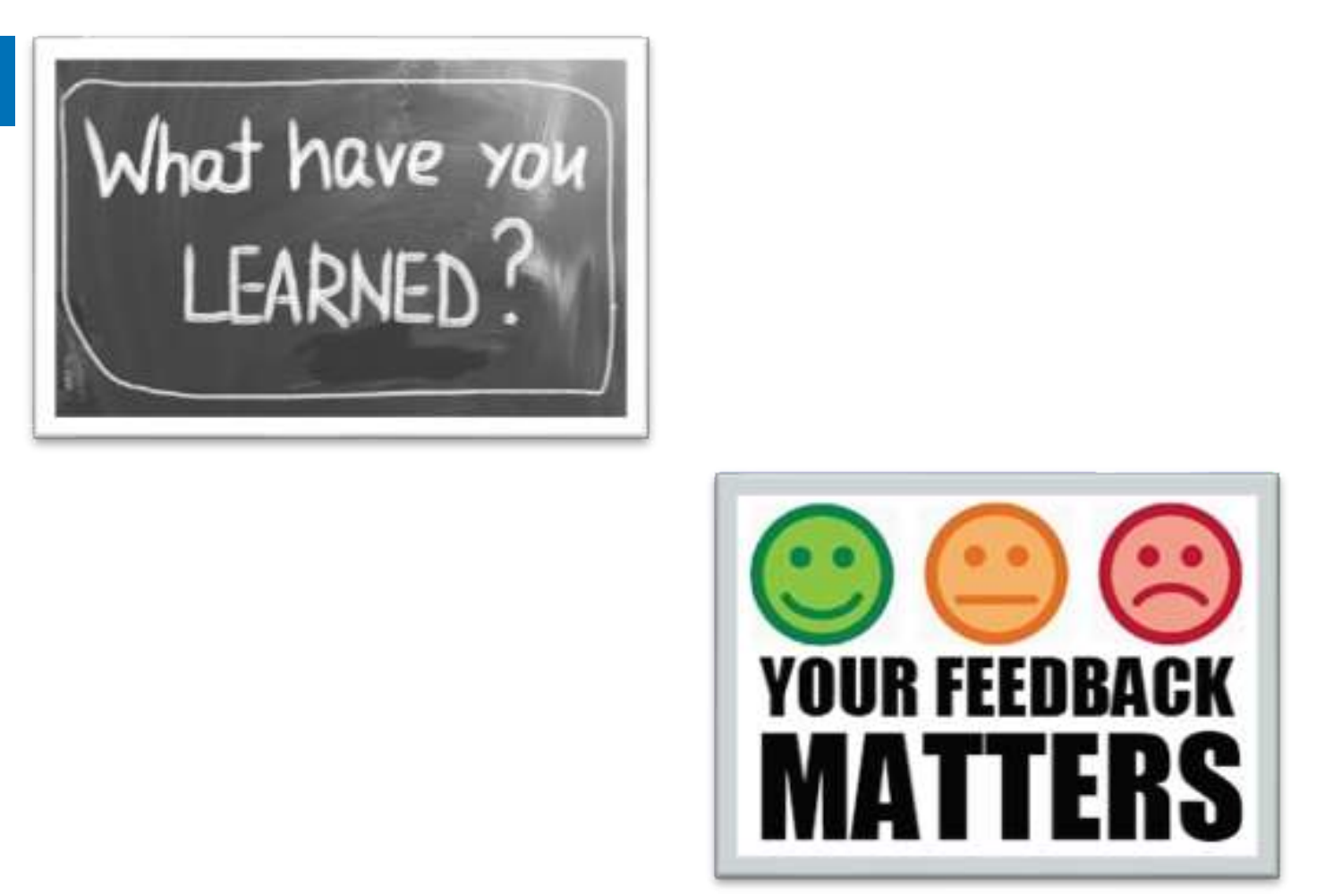What have you LEARNED?

YOUR FEEDBACK MATTERS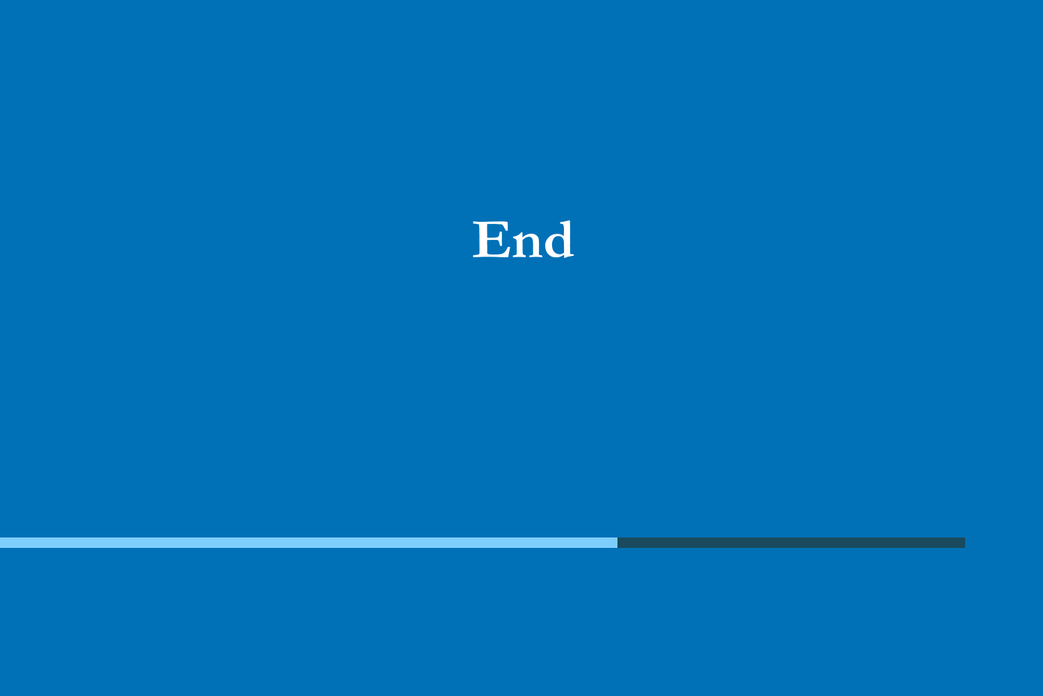# End